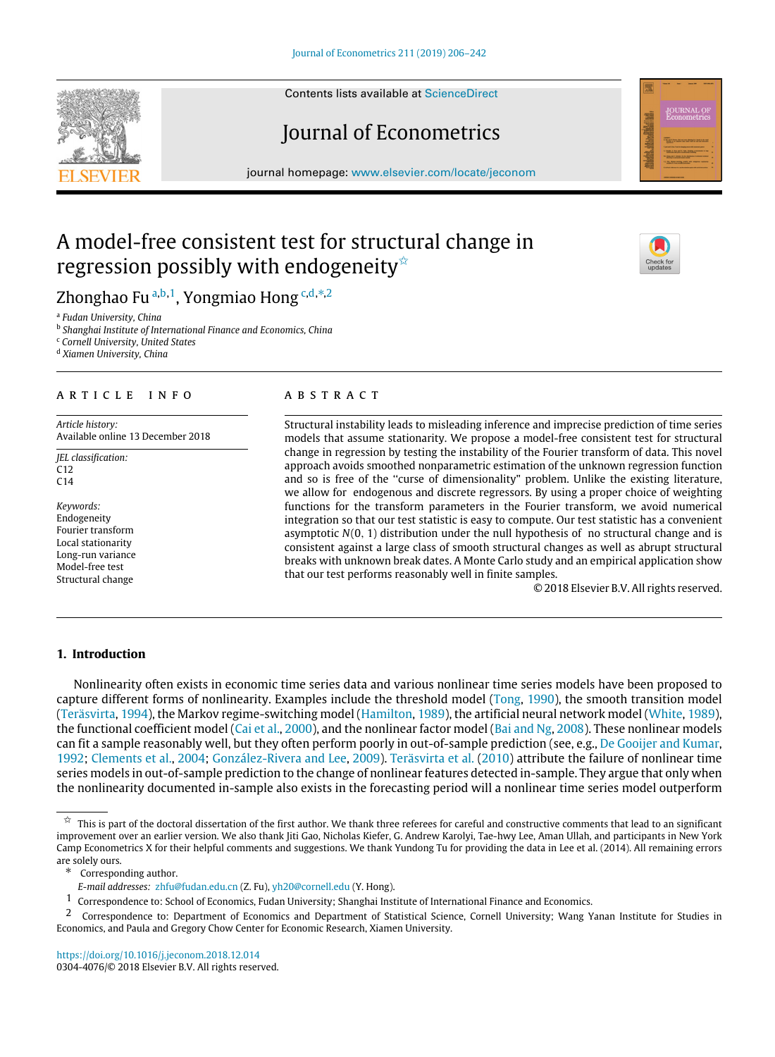# A model-free consistent test for structural change in regression possibly with endogeneity[☆]

Zhonghao Fu[a,b,1], Yongmiao Hong[c,d,*,2]

[a] Fudan University, China
[b] Shanghai Institute of International Finance and Economics, China
[c] Cornell University, United States
[d] Xiamen University, China

**ARTICLE INFO**

*Article history:*
Available online 13 December 2018

*JEL classification:*
C12
C14

*Keywords:*
Endogeneity
Fourier transform
Local stationarity
Long-run variance
Model-free test
Structural change

**ABSTRACT**

Structural instability leads to misleading inference and imprecise prediction of time series models that assume stationarity. We propose a model-free consistent test for structural change in regression by testing the instability of the Fourier transform of data. This novel approach avoids smoothed nonparametric estimation of the unknown regression function and so is free of the "curse of dimensionality" problem. Unlike the existing literature, we allow for endogenous and discrete regressors. By using a proper choice of weighting functions for the transform parameters in the Fourier transform, we avoid numerical integration so that our test statistic is easy to compute. Our test statistic has a convenient asymptotic $N(0, 1)$ distribution under the null hypothesis of no structural change and is consistent against a large class of smooth structural changes as well as abrupt structural breaks with unknown break dates. A Monte Carlo study and an empirical application show that our test performs reasonably well in finite samples.

© 2018 Elsevier B.V. All rights reserved.

## 1. Introduction

Nonlinearity often exists in economic time series data and various nonlinear time series models have been proposed to capture different forms of nonlinearity. Examples include the threshold model (Tong, 1990), the smooth transition model (Teräsvirta, 1994), the Markov regime-switching model (Hamilton, 1989), the artificial neural network model (White, 1989), the functional coefficient model (Cai et al., 2000), and the nonlinear factor model (Bai and Ng, 2008). These nonlinear models can fit a sample reasonably well, but they often perform poorly in out-of-sample prediction (see, e.g., De Gooijer and Kumar, 1992; Clements et al., 2004; González-Rivera and Lee, 2009). Teräsvirta et al. (2010) attribute the failure of nonlinear time series models in out-of-sample prediction to the change of nonlinear features detected in-sample. They argue that only when the nonlinearity documented in-sample also exists in the forecasting period will a nonlinear time series model outperform

---

[☆] This is part of the doctoral dissertation of the first author. We thank three referees for careful and constructive comments that lead to an significant improvement over an earlier version. We also thank Jiti Gao, Nicholas Kiefer, G. Andrew Karolyi, Tae-hwy Lee, Aman Ullah, and participants in New York Camp Econometrics X for their helpful comments and suggestions. We thank Yundong Tu for providing the data in Lee et al. (2014). All remaining errors are solely ours.

[*] Corresponding author.

*E-mail addresses:* zhfu@fudan.edu.cn (Z. Fu), yh20@cornell.edu (Y. Hong).

[1] Correspondence to: School of Economics, Fudan University; Shanghai Institute of International Finance and Economics.

[2] Correspondence to: Department of Economics and Department of Statistical Science, Cornell University; Wang Yanan Institute for Studies in Economics, and Paula and Gregory Chow Center for Economic Research, Xiamen University.

https://doi.org/10.1016/j.jeconom.2018.12.014
0304-4076/© 2018 Elsevier B.V. All rights reserved.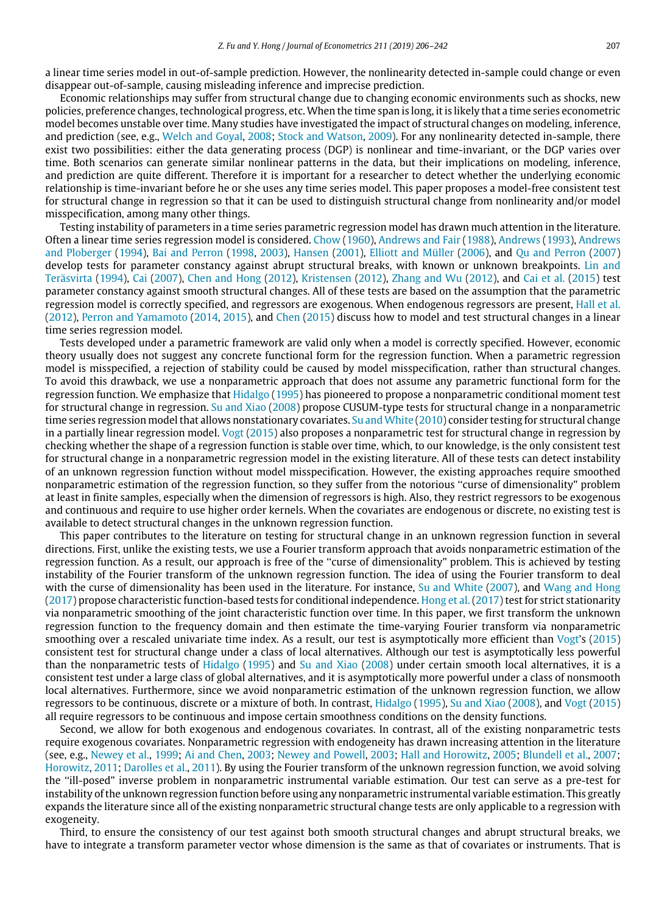a linear time series model in out-of-sample prediction. However, the nonlinearity detected in-sample could change or even disappear out-of-sample, causing misleading inference and imprecise prediction.

Economic relationships may suffer from structural change due to changing economic environments such as shocks, new policies, preference changes, technological progress, etc. When the time span is long, it is likely that a time series econometric model becomes unstable over time. Many studies have investigated the impact of structural changes on modeling, inference, and prediction (see, e.g., Welch and Goyal, 2008; Stock and Watson, 2009). For any nonlinearity detected in-sample, there exist two possibilities: either the data generating process (DGP) is nonlinear and time-invariant, or the DGP varies over time. Both scenarios can generate similar nonlinear patterns in the data, but their implications on modeling, inference, and prediction are quite different. Therefore it is important for a researcher to detect whether the underlying economic relationship is time-invariant before he or she uses any time series model. This paper proposes a model-free consistent test for structural change in regression so that it can be used to distinguish structural change from nonlinearity and/or model misspecification, among many other things.

Testing instability of parameters in a time series parametric regression model has drawn much attention in the literature. Often a linear time series regression model is considered. Chow (1960), Andrews and Fair (1988), Andrews (1993), Andrews and Ploberger (1994), Bai and Perron (1998, 2003), Hansen (2001), Elliott and Müller (2006), and Qu and Perron (2007) develop tests for parameter constancy against abrupt structural breaks, with known or unknown breakpoints. Lin and Teräsvirta (1994), Cai (2007), Chen and Hong (2012), Kristensen (2012), Zhang and Wu (2012), and Cai et al. (2015) test parameter constancy against smooth structural changes. All of these tests are based on the assumption that the parametric regression model is correctly specified, and regressors are exogenous. When endogenous regressors are present, Hall et al. (2012), Perron and Yamamoto (2014, 2015), and Chen (2015) discuss how to model and test structural changes in a linear time series regression model.

Tests developed under a parametric framework are valid only when a model is correctly specified. However, economic theory usually does not suggest any concrete functional form for the regression function. When a parametric regression model is misspecified, a rejection of stability could be caused by model misspecification, rather than structural changes. To avoid this drawback, we use a nonparametric approach that does not assume any parametric functional form for the regression function. We emphasize that Hidalgo (1995) has pioneered to propose a nonparametric conditional moment test for structural change in regression. Su and Xiao (2008) propose CUSUM-type tests for structural change in a nonparametric time series regression model that allows nonstationary covariates. Su and White (2010) consider testing for structural change in a partially linear regression model. Vogt (2015) also proposes a nonparametric test for structural change in regression by checking whether the shape of a regression function is stable over time, which, to our knowledge, is the only consistent test for structural change in a nonparametric regression model in the existing literature. All of these tests can detect instability of an unknown regression function without model misspecification. However, the existing approaches require smoothed nonparametric estimation of the regression function, so they suffer from the notorious "curse of dimensionality" problem at least in finite samples, especially when the dimension of regressors is high. Also, they restrict regressors to be exogenous and continuous and require to use higher order kernels. When the covariates are endogenous or discrete, no existing test is available to detect structural changes in the unknown regression function.

This paper contributes to the literature on testing for structural change in an unknown regression function in several directions. First, unlike the existing tests, we use a Fourier transform approach that avoids nonparametric estimation of the regression function. As a result, our approach is free of the "curse of dimensionality" problem. This is achieved by testing instability of the Fourier transform of the unknown regression function. The idea of using the Fourier transform to deal with the curse of dimensionality has been used in the literature. For instance, Su and White (2007), and Wang and Hong (2017) propose characteristic function-based tests for conditional independence. Hong et al. (2017) test for strict stationarity via nonparametric smoothing of the joint characteristic function over time. In this paper, we first transform the unknown regression function to the frequency domain and then estimate the time-varying Fourier transform via nonparametric smoothing over a rescaled univariate time index. As a result, our test is asymptotically more efficient than Vogt's (2015) consistent test for structural change under a class of local alternatives. Although our test is asymptotically less powerful than the nonparametric tests of Hidalgo (1995) and Su and Xiao (2008) under certain smooth local alternatives, it is a consistent test under a large class of global alternatives, and it is asymptotically more powerful under a class of nonsmooth local alternatives. Furthermore, since we avoid nonparametric estimation of the unknown regression function, we allow regressors to be continuous, discrete or a mixture of both. In contrast, Hidalgo (1995), Su and Xiao (2008), and Vogt (2015) all require regressors to be continuous and impose certain smoothness conditions on the density functions.

Second, we allow for both exogenous and endogenous covariates. In contrast, all of the existing nonparametric tests require exogenous covariates. Nonparametric regression with endogeneity has drawn increasing attention in the literature (see, e.g., Newey et al., 1999; Ai and Chen, 2003; Newey and Powell, 2003; Hall and Horowitz, 2005; Blundell et al., 2007; Horowitz, 2011; Darolles et al., 2011). By using the Fourier transform of the unknown regression function, we avoid solving the "ill-posed" inverse problem in nonparametric instrumental variable estimation. Our test can serve as a pre-test for instability of the unknown regression function before using any nonparametric instrumental variable estimation. This greatly expands the literature since all of the existing nonparametric structural change tests are only applicable to a regression with exogeneity.

Third, to ensure the consistency of our test against both smooth structural changes and abrupt structural breaks, we have to integrate a transform parameter vector whose dimension is the same as that of covariates or instruments. That is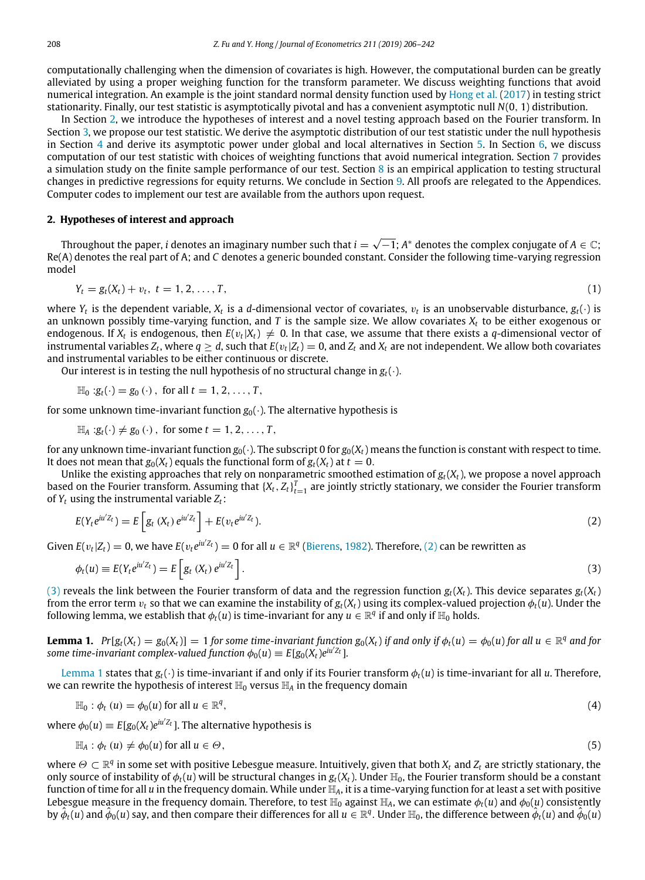computationally challenging when the dimension of covariates is high. However, the computational burden can be greatly alleviated by using a proper weighing function for the transform parameter. We discuss weighting functions that avoid numerical integration. An example is the joint standard normal density function used by Hong et al. (2017) in testing strict stationarity. Finally, our test statistic is asymptotically pivotal and has a convenient asymptotic null $N(0, 1)$ distribution.

In Section 2, we introduce the hypotheses of interest and a novel testing approach based on the Fourier transform. In Section 3, we propose our test statistic. We derive the asymptotic distribution of our test statistic under the null hypothesis in Section 4 and derive its asymptotic power under global and local alternatives in Section 5. In Section 6, we discuss computation of our test statistic with choices of weighting functions that avoid numerical integration. Section 7 provides a simulation study on the finite sample performance of our test. Section 8 is an empirical application to testing structural changes in predictive regressions for equity returns. We conclude in Section 9. All proofs are relegated to the Appendices. Computer codes to implement our test are available from the authors upon request.

## 2. Hypotheses of interest and approach

Throughout the paper, $i$ denotes an imaginary number such that $i = \sqrt{-1}$; $A^*$ denotes the complex conjugate of $A \in \mathbb{C}$; Re(A) denotes the real part of A; and $C$ denotes a generic bounded constant. Consider the following time-varying regression model

$$Y_t = g_t(X_t) + v_t,\ t = 1, 2, \ldots, T, \tag{1}$$

where $Y_t$ is the dependent variable, $X_t$ is a $d$-dimensional vector of covariates, $v_t$ is an unobservable disturbance, $g_t(\cdot)$ is an unknown possibly time-varying function, and $T$ is the sample size. We allow covariates $X_t$ to be either exogenous or endogenous. If $X_t$ is endogenous, then $E(v_t|X_t) \neq 0$. In that case, we assume that there exists a $q$-dimensional vector of instrumental variables $Z_t$, where $q \geq d$, such that $E(v_t|Z_t) = 0$, and $Z_t$ and $X_t$ are not independent. We allow both covariates and instrumental variables to be either continuous or discrete.

Our interest is in testing the null hypothesis of no structural change in $g_t(\cdot)$.

$$\mathbb{H}_0 : g_t(\cdot) = g_0(\cdot),\ \text{ for all } t = 1, 2, \ldots, T,$$

for some unknown time-invariant function $g_0(\cdot)$. The alternative hypothesis is

$$\mathbb{H}_A : g_t(\cdot) \neq g_0(\cdot),\ \text{ for some } t = 1, 2, \ldots, T,$$

for any unknown time-invariant function $g_0(\cdot)$. The subscript 0 for $g_0(X_t)$ means the function is constant with respect to time. It does not mean that $g_0(X_t)$ equals the functional form of $g_t(X_t)$ at $t = 0$.

Unlike the existing approaches that rely on nonparametric smoothed estimation of $g_t(X_t)$, we propose a novel approach based on the Fourier transform. Assuming that $\{X_t, Z_t\}_{t=1}^T$ are jointly strictly stationary, we consider the Fourier transform of $Y_t$ using the instrumental variable $Z_t$:

$$E(Y_t e^{iu'Z_t}) = E\left[g_t(X_t)\, e^{iu'Z_t}\right] + E(v_t e^{iu'Z_t}). \tag{2}$$

Given $E(v_t|Z_t) = 0$, we have $E(v_t e^{iu'Z_t}) = 0$ for all $u \in \mathbb{R}^q$ (Bierens, 1982). Therefore, (2) can be rewritten as

$$\phi_t(u) \equiv E(Y_t e^{iu'Z_t}) = E\left[g_t(X_t)\, e^{iu'Z_t}\right]. \tag{3}$$

(3) reveals the link between the Fourier transform of data and the regression function $g_t(X_t)$. This device separates $g_t(X_t)$ from the error term $v_t$ so that we can examine the instability of $g_t(X_t)$ using its complex-valued projection $\phi_t(u)$. Under the following lemma, we establish that $\phi_t(u)$ is time-invariant for any $u \in \mathbb{R}^q$ if and only if $\mathbb{H}_0$ holds.

**Lemma 1.** *$Pr[g_t(X_t) = g_0(X_t)] = 1$ for some time-invariant function $g_0(X_t)$ if and only if $\phi_t(u) = \phi_0(u)$ for all $u \in \mathbb{R}^q$ and for some time-invariant complex-valued function $\phi_0(u) \equiv E[g_0(X_t)e^{iu'Z_t}]$.*

Lemma 1 states that $g_t(\cdot)$ is time-invariant if and only if its Fourier transform $\phi_t(u)$ is time-invariant for all $u$. Therefore, we can rewrite the hypothesis of interest $\mathbb{H}_0$ versus $\mathbb{H}_A$ in the frequency domain

$$\mathbb{H}_0 : \phi_t(u) = \phi_0(u) \text{ for all } u \in \mathbb{R}^q, \tag{4}$$

where $\phi_0(u) \equiv E[g_0(X_t)e^{iu'Z_t}]$. The alternative hypothesis is

$$\mathbb{H}_A : \phi_t(u) \neq \phi_0(u) \text{ for all } u \in \Theta, \tag{5}$$

where $\Theta \subset \mathbb{R}^q$ in some set with positive Lebesgue measure. Intuitively, given that both $X_t$ and $Z_t$ are strictly stationary, the only source of instability of $\phi_t(u)$ will be structural changes in $g_t(X_t)$. Under $\mathbb{H}_0$, the Fourier transform should be a constant function of time for all $u$ in the frequency domain. While under $\mathbb{H}_A$, it is a time-varying function for at least a set with positive Lebesgue measure in the frequency domain. Therefore, to test $\mathbb{H}_0$ against $\mathbb{H}_A$, we can estimate $\phi_t(u)$ and $\phi_0(u)$ consistently by $\hat{\phi}_t(u)$ and $\hat{\phi}_0(u)$ say, and then compare their differences for all $u \in \mathbb{R}^q$. Under $\mathbb{H}_0$, the difference between $\hat{\phi}_t(u)$ and $\hat{\phi}_0(u)$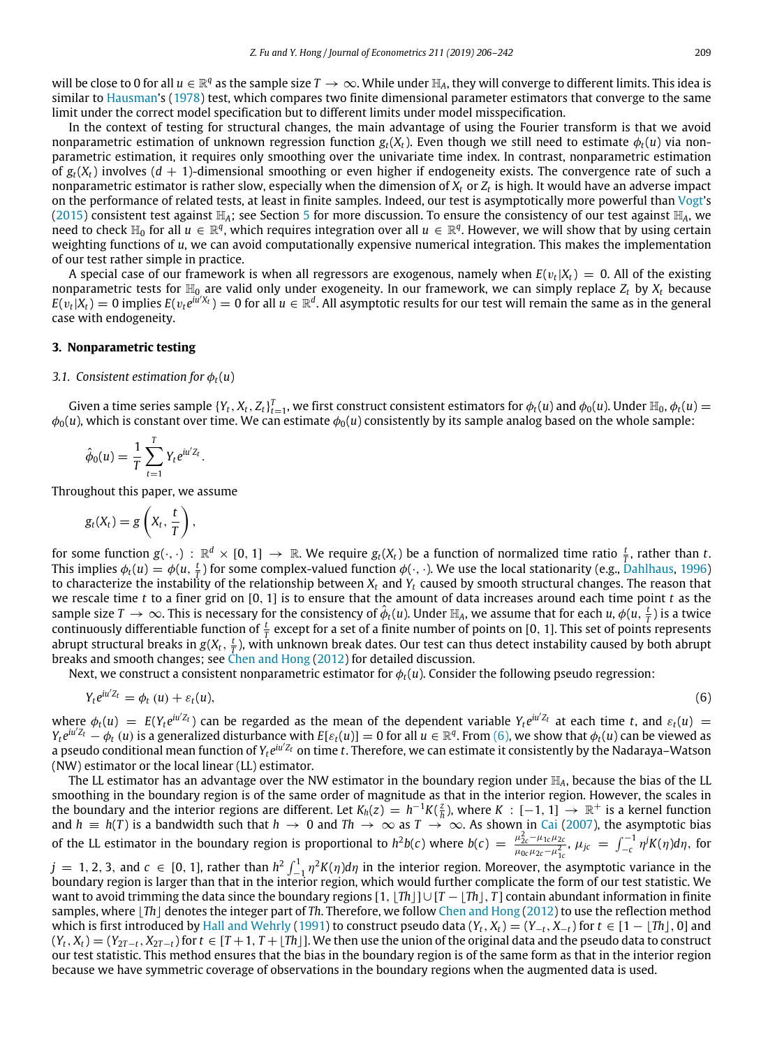will be close to 0 for all $u \in \mathbb{R}^q$ as the sample size $T \to \infty$. While under $\mathbb{H}_A$, they will converge to different limits. This idea is similar to Hausman's (1978) test, which compares two finite dimensional parameter estimators that converge to the same limit under the correct model specification but to different limits under model misspecification.

In the context of testing for structural changes, the main advantage of using the Fourier transform is that we avoid nonparametric estimation of unknown regression function $g_t(X_t)$. Even though we still need to estimate $\phi_t(u)$ via nonparametric estimation, it requires only smoothing over the univariate time index. In contrast, nonparametric estimation of $g_t(X_t)$ involves $(d + 1)$-dimensional smoothing or even higher if endogeneity exists. The convergence rate of such a nonparametric estimator is rather slow, especially when the dimension of $X_t$ or $Z_t$ is high. It would have an adverse impact on the performance of related tests, at least in finite samples. Indeed, our test is asymptotically more powerful than Vogt's (2015) consistent test against $\mathbb{H}_A$; see Section 5 for more discussion. To ensure the consistency of our test against $\mathbb{H}_A$, we need to check $\mathbb{H}_0$ for all $u \in \mathbb{R}^q$, which requires integration over all $u \in \mathbb{R}^q$. However, we will show that by using certain weighting functions of $u$, we can avoid computationally expensive numerical integration. This makes the implementation of our test rather simple in practice.

A special case of our framework is when all regressors are exogenous, namely when $E(v_t|X_t) = 0$. All of the existing nonparametric tests for $\mathbb{H}_0$ are valid only under exogeneity. In our framework, we can simply replace $Z_t$ by $X_t$ because $E(v_t|X_t) = 0$ implies $E(v_t e^{iu'X_t}) = 0$ for all $u \in \mathbb{R}^d$. All asymptotic results for our test will remain the same as in the general case with endogeneity.

## 3. Nonparametric testing

### 3.1. Consistent estimation for $\phi_t(u)$

Given a time series sample $\{Y_t, X_t, Z_t\}_{t=1}^T$, we first construct consistent estimators for $\phi_t(u)$ and $\phi_0(u)$. Under $\mathbb{H}_0$, $\phi_t(u) = \phi_0(u)$, which is constant over time. We can estimate $\phi_0(u)$ consistently by its sample analog based on the whole sample:

$$\hat{\phi}_0(u) = \frac{1}{T}\sum_{t=1}^{T} Y_t e^{iu'Z_t}.$$

Throughout this paper, we assume

$$g_t(X_t) = g\left(X_t, \frac{t}{T}\right),$$

for some function $g(\cdot,\cdot) : \mathbb{R}^d \times [0, 1] \to \mathbb{R}$. We require $g_t(X_t)$ be a function of normalized time ratio $\frac{t}{T}$, rather than $t$. This implies $\phi_t(u) = \phi(u, \frac{t}{T})$ for some complex-valued function $\phi(\cdot,\cdot)$. We use the local stationarity (e.g., Dahlhaus, 1996) to characterize the instability of the relationship between $X_t$ and $Y_t$ caused by smooth structural changes. The reason that we rescale time $t$ to a finer grid on [0, 1] is to ensure that the amount of data increases around each time point $t$ as the sample size $T \to \infty$. This is necessary for the consistency of $\hat{\phi}_t(u)$. Under $\mathbb{H}_A$, we assume that for each $u$, $\phi(u, \frac{t}{T})$ is a twice continuously differentiable function of $\frac{t}{T}$ except for a set of a finite number of points on [0, 1]. This set of points represents abrupt structural breaks in $g(X_t, \frac{t}{T})$, with unknown break dates. Our test can thus detect instability caused by both abrupt breaks and smooth changes; see Chen and Hong (2012) for detailed discussion.

Next, we construct a consistent nonparametric estimator for $\phi_t(u)$. Consider the following pseudo regression:

$$Y_t e^{iu'Z_t} = \phi_t(u) + \varepsilon_t(u), \tag{6}$$

where $\phi_t(u) = E(Y_t e^{iu'Z_t})$ can be regarded as the mean of the dependent variable $Y_t e^{iu'Z_t}$ at each time $t$, and $\varepsilon_t(u) = Y_t e^{iu'Z_t} - \phi_t(u)$ is a generalized disturbance with $E[\varepsilon_t(u)] = 0$ for all $u \in \mathbb{R}^q$. From (6), we show that $\phi_t(u)$ can be viewed as a pseudo conditional mean function of $Y_t e^{iu'Z_t}$ on time $t$. Therefore, we can estimate it consistently by the Nadaraya–Watson (NW) estimator or the local linear (LL) estimator.

The LL estimator has an advantage over the NW estimator in the boundary region under $\mathbb{H}_A$, because the bias of the LL smoothing in the boundary region is of the same order of magnitude as that in the interior region. However, the scales in the boundary and the interior regions are different. Let $K_h(z) = h^{-1}K(\frac{z}{h})$, where $K : [-1, 1] \to \mathbb{R}^+$ is a kernel function and $h \equiv h(T)$ is a bandwidth such that $h \to 0$ and $Th \to \infty$ as $T \to \infty$. As shown in Cai (2007), the asymptotic bias of the LL estimator in the boundary region is proportional to $h^2 b(c)$ where $b(c) = \frac{\mu_{2c}^2 - \mu_{1c}\mu_{2c}}{\mu_{0c}\mu_{2c} - \mu_{1c}^2}$, $\mu_{jc} = \int_{-c}^{-1} \eta^j K(\eta) d\eta$, for $j = 1, 2, 3$, and $c \in [0, 1]$, rather than $h^2 \int_{-1}^{1} \eta^2 K(\eta) d\eta$ in the interior region. Moreover, the asymptotic variance in the boundary region is larger than that in the interior region, which would further complicate the form of our test statistic. We want to avoid trimming the data since the boundary regions $[1, \lfloor Th \rfloor] \cup [T - \lfloor Th \rfloor, T]$ contain abundant information in finite samples, where $\lfloor Th \rfloor$ denotes the integer part of $Th$. Therefore, we follow Chen and Hong (2012) to use the reflection method which is first introduced by Hall and Wehrly (1991) to construct pseudo data $(Y_t, X_t) = (Y_{-t}, X_{-t})$ for $t \in [1 - \lfloor Th \rfloor, 0]$ and $(Y_t, X_t) = (Y_{2T-t}, X_{2T-t})$ for $t \in [T + 1, T + \lfloor Th \rfloor]$. We then use the union of the original data and the pseudo data to construct our test statistic. This method ensures that the bias in the boundary region is of the same form as that in the interior region because we have symmetric coverage of observations in the boundary regions when the augmented data is used.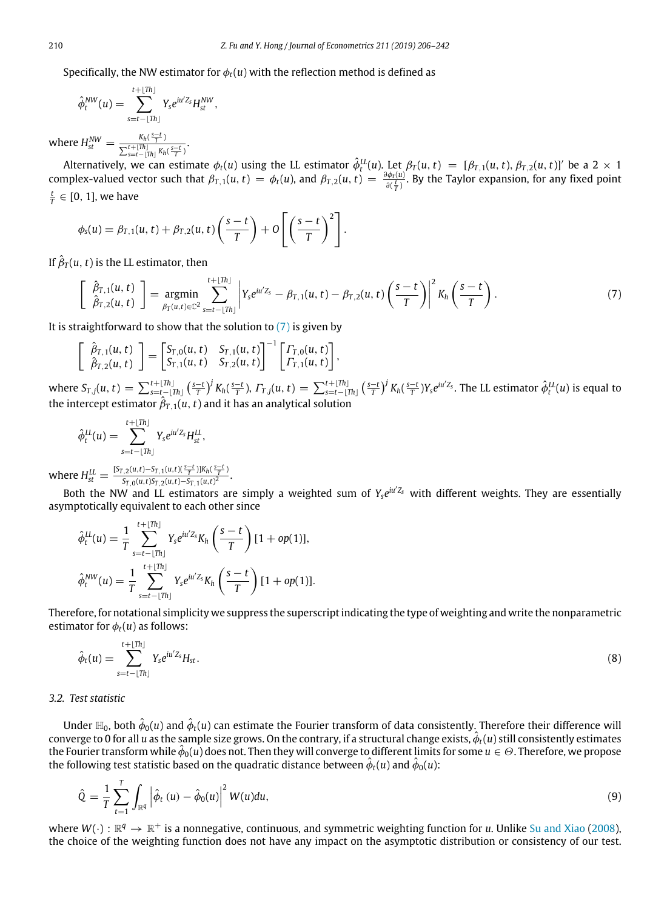Specifically, the NW estimator for $\phi_t(u)$ with the reflection method is defined as

$$\hat{\phi}_t^{NW}(u) = \sum_{s=t-\lfloor Th \rfloor}^{t+\lfloor Th \rfloor} Y_s e^{iu'Z_s} H_{st}^{NW},$$

where $H_{st}^{NW} = \frac{K_h(\frac{s-t}{T})}{\sum_{s=t-\lfloor Th \rfloor}^{t+\lfloor Th \rfloor} K_h(\frac{s-t}{T})}$.

Alternatively, we can estimate $\phi_t(u)$ using the LL estimator $\hat{\phi}_t^{LL}(u)$. Let $\beta_T(u,t) = [\beta_{T,1}(u,t), \beta_{T,2}(u,t)]'$ be a $2 \times 1$ complex-valued vector such that $\beta_{T,1}(u,t) = \phi_t(u)$, and $\beta_{T,2}(u,t) = \frac{\partial \phi_t(u)}{\partial(\frac{t}{T})}$. By the Taylor expansion, for any fixed point $\frac{t}{T} \in [0,1]$, we have

$$\phi_s(u) = \beta_{T,1}(u,t) + \beta_{T,2}(u,t)\left(\frac{s-t}{T}\right) + O\left[\left(\frac{s-t}{T}\right)^2\right].$$

If $\hat{\beta}_T(u,t)$ is the LL estimator, then

$$\begin{bmatrix} \hat{\beta}_{T,1}(u,t) \\ \hat{\beta}_{T,2}(u,t) \end{bmatrix} = \underset{\beta_T(u,t) \in \mathbb{C}^2}{\operatorname{argmin}} \sum_{s=t-\lfloor Th \rfloor}^{t+\lfloor Th \rfloor} \left| Y_s e^{iu'Z_s} - \beta_{T,1}(u,t) - \beta_{T,2}(u,t)\left(\frac{s-t}{T}\right)\right|^2 K_h\left(\frac{s-t}{T}\right). \tag{7}$$

It is straightforward to show that the solution to (7) is given by

$$\begin{bmatrix} \hat{\beta}_{T,1}(u,t) \\ \hat{\beta}_{T,2}(u,t) \end{bmatrix} = \begin{bmatrix} S_{T,0}(u,t) & S_{T,1}(u,t) \\ S_{T,1}(u,t) & S_{T,2}(u,t) \end{bmatrix}^{-1} \begin{bmatrix} \Gamma_{T,0}(u,t) \\ \Gamma_{T,1}(u,t) \end{bmatrix},$$

where $S_{T,j}(u,t) = \sum_{s=t-\lfloor Th \rfloor}^{t+\lfloor Th \rfloor} \left(\frac{s-t}{T}\right)^j K_h(\frac{s-t}{T})$, $\Gamma_{T,j}(u,t) = \sum_{s=t-\lfloor Th \rfloor}^{t+\lfloor Th \rfloor} \left(\frac{s-t}{T}\right)^j K_h(\frac{s-t}{T}) Y_s e^{iu'Z_s}$. The LL estimator $\hat{\phi}_t^{LL}(u)$ is equal to the intercept estimator $\hat{\beta}_{T,1}(u,t)$ and it has an analytical solution

$$\hat{\phi}_t^{LL}(u) = \sum_{s=t-\lfloor Th \rfloor}^{t+\lfloor Th \rfloor} Y_s e^{iu'Z_s} H_{st}^{LL},$$

where $H_{st}^{LL} = \frac{[S_{T,2}(u,t) - S_{T,1}(u,t)(\frac{s-t}{T})]K_h(\frac{s-t}{T})}{S_{T,0}(u,t)S_{T,2}(u,t) - S_{T,1}(u,t)^2}$.

Both the NW and LL estimators are simply a weighted sum of $Y_s e^{iu'Z_s}$ with different weights. They are essentially asymptotically equivalent to each other since

$$\hat{\phi}_t^{LL}(u) = \frac{1}{T}\sum_{s=t-\lfloor Th \rfloor}^{t+\lfloor Th \rfloor} Y_s e^{iu'Z_s} K_h\left(\frac{s-t}{T}\right)[1 + op(1)],$$

$$\hat{\phi}_t^{NW}(u) = \frac{1}{T}\sum_{s=t-\lfloor Th \rfloor}^{t+\lfloor Th \rfloor} Y_s e^{iu'Z_s} K_h\left(\frac{s-t}{T}\right)[1 + op(1)].$$

Therefore, for notational simplicity we suppress the superscript indicating the type of weighting and write the nonparametric estimator for $\phi_t(u)$ as follows:

$$\hat{\phi}_t(u) = \sum_{s=t-\lfloor Th \rfloor}^{t+\lfloor Th \rfloor} Y_s e^{iu'Z_s} H_{st}. \tag{8}$$

### 3.2. Test statistic

Under $\mathbb{H}_0$, both $\hat{\phi}_0(u)$ and $\hat{\phi}_t(u)$ can estimate the Fourier transform of data consistently. Therefore their difference will converge to 0 for all $u$ as the sample size grows. On the contrary, if a structural change exists, $\hat{\phi}_t(u)$ still consistently estimates the Fourier transform while $\hat{\phi}_0(u)$ does not. Then they will converge to different limits for some $u \in \Theta$. Therefore, we propose the following test statistic based on the quadratic distance between $\hat{\phi}_t(u)$ and $\hat{\phi}_0(u)$:

$$\hat{Q} = \frac{1}{T}\sum_{t=1}^{T} \int_{\mathbb{R}^q} \left|\hat{\phi}_t(u) - \hat{\phi}_0(u)\right|^2 W(u)du, \tag{9}$$

where $W(\cdot): \mathbb{R}^q \to \mathbb{R}^+$ is a nonnegative, continuous, and symmetric weighting function for $u$. Unlike Su and Xiao (2008), the choice of the weighting function does not have any impact on the asymptotic distribution or consistency of our test.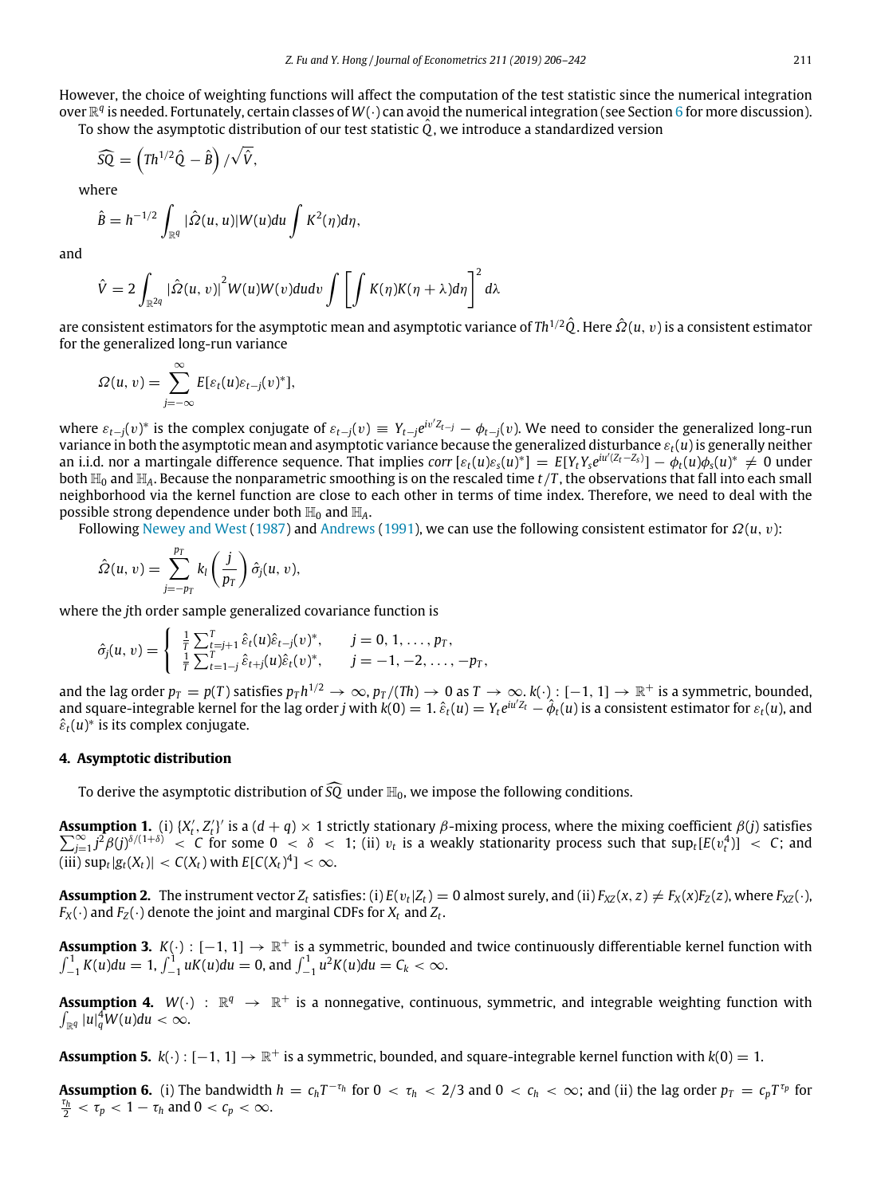However, the choice of weighting functions will affect the computation of the test statistic since the numerical integration over $\mathbb{R}^q$ is needed. Fortunately, certain classes of $W(\cdot)$ can avoid the numerical integration (see Section 6 for more discussion).

To show the asymptotic distribution of our test statistic $\hat{Q}$, we introduce a standardized version

$$\widehat{SQ} = \left(Th^{1/2}\hat{Q} - \hat{B}\right)/\sqrt{\hat{V}},$$

where

$$\hat{B} = h^{-1/2}\int_{\mathbb{R}^q} |\hat{\Omega}(u,u)|W(u)du \int K^2(\eta)d\eta,$$

and

$$\hat{V} = 2\int_{\mathbb{R}^{2q}} |\hat{\Omega}(u,v)|^2 W(u)W(v)dudv \int \left[\int K(\eta)K(\eta+\lambda)d\eta\right]^2 d\lambda$$

are consistent estimators for the asymptotic mean and asymptotic variance of $Th^{1/2}\hat{Q}$. Here $\hat{\Omega}(u,v)$ is a consistent estimator for the generalized long-run variance

$$\Omega(u,v) = \sum_{j=-\infty}^{\infty} E[\varepsilon_t(u)\varepsilon_{t-j}(v)^*],$$

where $\varepsilon_{t-j}(v)^*$ is the complex conjugate of $\varepsilon_{t-j}(v) \equiv Y_{t-j}e^{iv'Z_{t-j}} - \phi_{t-j}(v)$. We need to consider the generalized long-run variance in both the asymptotic mean and asymptotic variance because the generalized disturbance $\varepsilon_t(u)$ is generally neither an i.i.d. nor a martingale difference sequence. That implies $corr[\varepsilon_t(u)\varepsilon_s(u)^*] = E[Y_tY_se^{iu'(Z_t-Z_s)}] - \phi_t(u)\phi_s(u)^* \neq 0$ under both $\mathbb{H}_0$ and $\mathbb{H}_A$. Because the nonparametric smoothing is on the rescaled time $t/T$, the observations that fall into each small neighborhood via the kernel function are close to each other in terms of time index. Therefore, we need to deal with the possible strong dependence under both $\mathbb{H}_0$ and $\mathbb{H}_A$.

Following Newey and West (1987) and Andrews (1991), we can use the following consistent estimator for $\Omega(u,v)$:

$$\hat{\Omega}(u,v) = \sum_{j=-p_T}^{p_T} k_l\left(\frac{j}{p_T}\right)\hat{\sigma}_j(u,v),$$

where the $j$th order sample generalized covariance function is

$$\hat{\sigma}_j(u,v) = \begin{cases} \frac{1}{T}\sum_{t=j+1}^{T}\hat{\varepsilon}_t(u)\hat{\varepsilon}_{t-j}(v)^*, & j = 0,1,\ldots,p_T, \\ \frac{1}{T}\sum_{t=1-j}^{T}\hat{\varepsilon}_{t+j}(u)\hat{\varepsilon}_t(v)^*, & j = -1,-2,\ldots,-p_T, \end{cases}$$

and the lag order $p_T = p(T)$ satisfies $p_Th^{1/2} \to \infty$, $p_T/(Th) \to 0$ as $T \to \infty$. $k(\cdot) : [-1,1] \to \mathbb{R}^+$ is a symmetric, bounded, and square-integrable kernel for the lag order $j$ with $k(0) = 1$. $\hat{\varepsilon}_t(u) = Y_te^{iu'Z_t} - \hat{\phi}_t(u)$ is a consistent estimator for $\varepsilon_t(u)$, and $\hat{\varepsilon}_t(u)^*$ is its complex conjugate.

## 4. Asymptotic distribution

To derive the asymptotic distribution of $\widehat{SQ}$ under $\mathbb{H}_0$, we impose the following conditions.

**Assumption 1.** (i) $\{X_t', Z_t'\}'$ is a $(d+q)\times 1$ strictly stationary $\beta$-mixing process, where the mixing coefficient $\beta(j)$ satisfies $\sum_{j=1}^{\infty} j^2\beta(j)^{\delta/(1+\delta)} < C$ for some $0 < \delta < 1$; (ii) $v_t$ is a weakly stationarity process such that $\sup_t[E(v_t^4)] < C$; and (iii) $\sup_t|g_t(X_t)| < C(X_t)$ with $E[C(X_t)^4] < \infty$.

**Assumption 2.** The instrument vector $Z_t$ satisfies: (i) $E(v_t|Z_t) = 0$ almost surely, and (ii) $F_{XZ}(x,z) \neq F_X(x)F_Z(z)$, where $F_{XZ}(\cdot)$, $F_X(\cdot)$ and $F_Z(\cdot)$ denote the joint and marginal CDFs for $X_t$ and $Z_t$.

**Assumption 3.** $K(\cdot) : [-1,1] \to \mathbb{R}^+$ is a symmetric, bounded and twice continuously differentiable kernel function with $\int_{-1}^{1} K(u)du = 1$, $\int_{-1}^{1} uK(u)du = 0$, and $\int_{-1}^{1} u^2K(u)du = C_k < \infty$.

**Assumption 4.** $W(\cdot) : \mathbb{R}^q \to \mathbb{R}^+$ is a nonnegative, continuous, symmetric, and integrable weighting function with $\int_{\mathbb{R}^q} |u|_q^4 W(u)du < \infty$.

**Assumption 5.** $k(\cdot) : [-1,1] \to \mathbb{R}^+$ is a symmetric, bounded, and square-integrable kernel function with $k(0) = 1$.

**Assumption 6.** (i) The bandwidth $h = c_hT^{-\tau_h}$ for $0 < \tau_h < 2/3$ and $0 < c_h < \infty$; and (ii) the lag order $p_T = c_pT^{\tau_p}$ for $\frac{\tau_h}{2} < \tau_p < 1 - \tau_h$ and $0 < c_p < \infty$.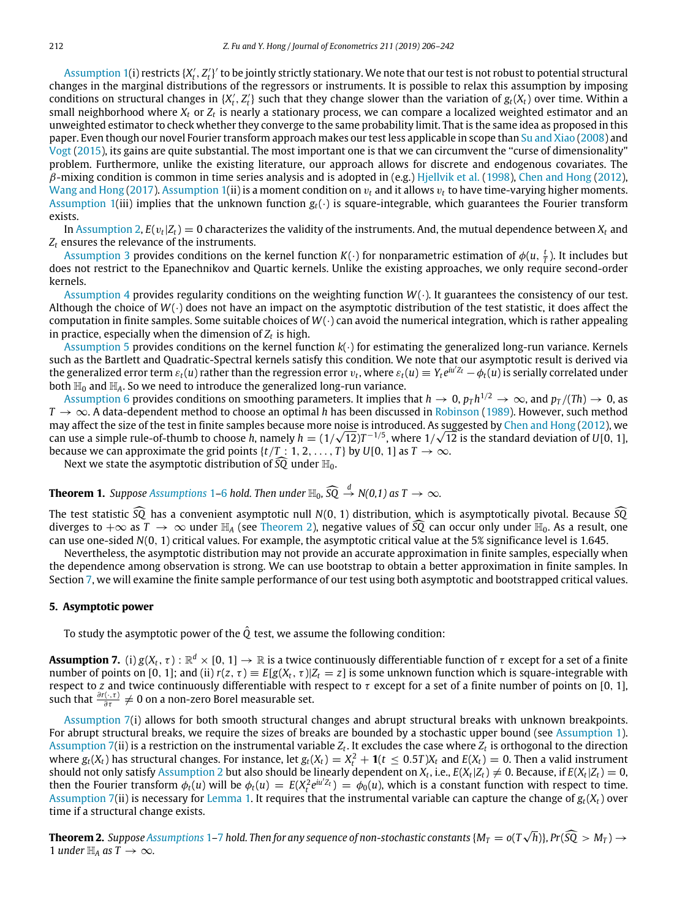Assumption 1(i) restricts $\{X_t', Z_t'\}'$ to be jointly strictly stationary. We note that our test is not robust to potential structural changes in the marginal distributions of the regressors or instruments. It is possible to relax this assumption by imposing conditions on structural changes in $\{X_t', Z_t'\}$ such that they change slower than the variation of $g_t(X_t)$ over time. Within a small neighborhood where $X_t$ or $Z_t$ is nearly a stationary process, we can compare a localized weighted estimator and an unweighted estimator to check whether they converge to the same probability limit. That is the same idea as proposed in this paper. Even though our novel Fourier transform approach makes our test less applicable in scope than Su and Xiao (2008) and Vogt (2015), its gains are quite substantial. The most important one is that we can circumvent the "curse of dimensionality" problem. Furthermore, unlike the existing literature, our approach allows for discrete and endogenous covariates. The $\beta$-mixing condition is common in time series analysis and is adopted in (e.g.) Hjellvik et al. (1998), Chen and Hong (2012), Wang and Hong (2017). Assumption 1(ii) is a moment condition on $v_t$ and it allows $v_t$ to have time-varying higher moments. Assumption 1(iii) implies that the unknown function $g_t(\cdot)$ is square-integrable, which guarantees the Fourier transform exists.

In Assumption 2, $E(v_t|Z_t) = 0$ characterizes the validity of the instruments. And, the mutual dependence between $X_t$ and $Z_t$ ensures the relevance of the instruments.

Assumption 3 provides conditions on the kernel function $K(\cdot)$ for nonparametric estimation of $\phi(u, \frac{t}{T})$. It includes but does not restrict to the Epanechnikov and Quartic kernels. Unlike the existing approaches, we only require second-order kernels.

Assumption 4 provides regularity conditions on the weighting function $W(\cdot)$. It guarantees the consistency of our test. Although the choice of $W(\cdot)$ does not have an impact on the asymptotic distribution of the test statistic, it does affect the computation in finite samples. Some suitable choices of $W(\cdot)$ can avoid the numerical integration, which is rather appealing in practice, especially when the dimension of $Z_t$ is high.

Assumption 5 provides conditions on the kernel function $k(\cdot)$ for estimating the generalized long-run variance. Kernels such as the Bartlett and Quadratic-Spectral kernels satisfy this condition. We note that our asymptotic result is derived via the generalized error term $\varepsilon_t(u)$ rather than the regression error $v_t$, where $\varepsilon_t(u) \equiv Y_t e^{iu'Z_t} - \phi_t(u)$ is serially correlated under both $\mathbb{H}_0$ and $\mathbb{H}_A$. So we need to introduce the generalized long-run variance.

Assumption 6 provides conditions on smoothing parameters. It implies that $h \to 0$, $p_T h^{1/2} \to \infty$, and $p_T/(Th) \to 0$, as $T \to \infty$. A data-dependent method to choose an optimal $h$ has been discussed in Robinson (1989). However, such method may affect the size of the test in finite samples because more noise is introduced. As suggested by Chen and Hong (2012), we can use a simple rule-of-thumb to choose $h$, namely $h = (1/\sqrt{12})T^{-1/5}$, where $1/\sqrt{12}$ is the standard deviation of $U[0, 1]$, because we can approximate the grid points $\{t/T : 1, 2, \ldots, T\}$ by $U[0, 1]$ as $T \to \infty$.

Next we state the asymptotic distribution of $\widehat{SQ}$ under $\mathbb{H}_0$.

**Theorem 1.** *Suppose Assumptions 1–6 hold. Then under* $\mathbb{H}_0$, $\widehat{SQ} \xrightarrow{d} N(0,1)$ *as* $T \to \infty$.

The test statistic $\widehat{SQ}$ has a convenient asymptotic null $N(0, 1)$ distribution, which is asymptotically pivotal. Because $\widehat{SQ}$ diverges to $+\infty$ as $T \to \infty$ under $\mathbb{H}_A$ (see Theorem 2), negative values of $\widehat{SQ}$ can occur only under $\mathbb{H}_0$. As a result, one can use one-sided $N(0, 1)$ critical values. For example, the asymptotic critical value at the 5% significance level is 1.645.

Nevertheless, the asymptotic distribution may not provide an accurate approximation in finite samples, especially when the dependence among observation is strong. We can use bootstrap to obtain a better approximation in finite samples. In Section 7, we will examine the finite sample performance of our test using both asymptotic and bootstrapped critical values.

## 5. Asymptotic power

To study the asymptotic power of the $\hat{Q}$ test, we assume the following condition:

**Assumption 7.** (i) $g(X_t, \tau) : \mathbb{R}^d \times [0, 1] \to \mathbb{R}$ is a twice continuously differentiable function of $\tau$ except for a set of a finite number of points on $[0, 1]$; and (ii) $r(z, \tau) \equiv E[g(X_t, \tau)|Z_t = z]$ is some unknown function which is square-integrable with respect to $z$ and twice continuously differentiable with respect to $\tau$ except for a set of a finite number of points on $[0, 1]$, such that $\frac{\partial r(\cdot, \tau)}{\partial \tau} \neq 0$ on a non-zero Borel measurable set.

Assumption 7(i) allows for both smooth structural changes and abrupt structural breaks with unknown breakpoints. For abrupt structural breaks, we require the sizes of breaks are bounded by a stochastic upper bound (see Assumption 1). Assumption 7(ii) is a restriction on the instrumental variable $Z_t$. It excludes the case where $Z_t$ is orthogonal to the direction where $g_t(X_t)$ has structural changes. For instance, let $g_t(X_t) = X_t^2 + \mathbf{1}(t \leq 0.5T)X_t$ and $E(X_t) = 0$. Then a valid instrument should not only satisfy Assumption 2 but also should be linearly dependent on $X_t$, i.e., $E(X_t|Z_t) \neq 0$. Because, if $E(X_t|Z_t) = 0$, then the Fourier transform $\phi_t(u)$ will be $\phi_t(u) = E(X_t^2 e^{iu'Z_t}) = \phi_0(u)$, which is a constant function with respect to time. Assumption 7(ii) is necessary for Lemma 1. It requires that the instrumental variable can capture the change of $g_t(X_t)$ over time if a structural change exists.

**Theorem 2.** *Suppose Assumptions 1–7 hold. Then for any sequence of non-stochastic constants* $\{M_T = o(T\sqrt{h})\}$, $Pr(\widehat{SQ} > M_T) \to 1$ *under* $\mathbb{H}_A$ *as* $T \to \infty$.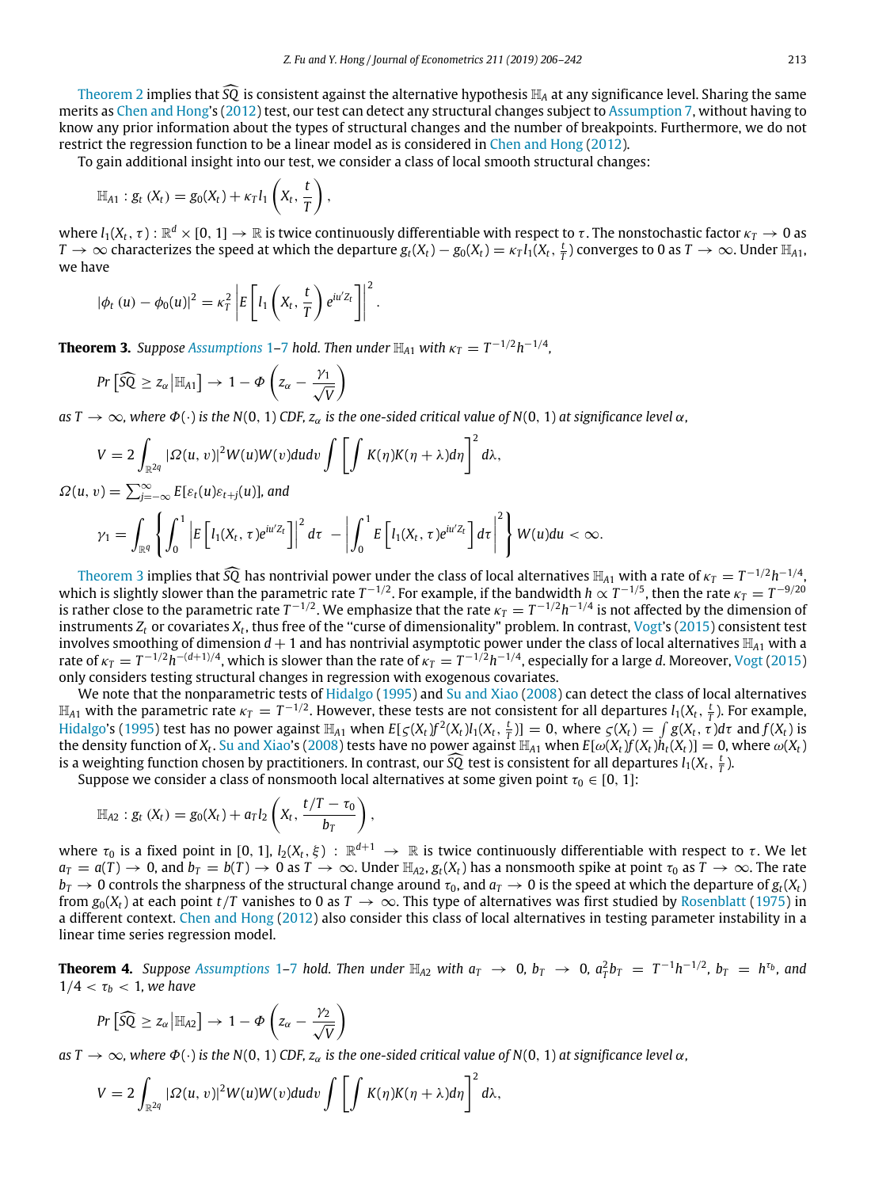Theorem 2 implies that $\widehat{SQ}$ is consistent against the alternative hypothesis $\mathbb{H}_A$ at any significance level. Sharing the same merits as Chen and Hong's (2012) test, our test can detect any structural changes subject to Assumption 7, without having to know any prior information about the types of structural changes and the number of breakpoints. Furthermore, we do not restrict the regression function to be a linear model as is considered in Chen and Hong (2012).

To gain additional insight into our test, we consider a class of local smooth structural changes:

$$\mathbb{H}_{A1} : g_t(X_t) = g_0(X_t) + \kappa_T l_1\left(X_t, \frac{t}{T}\right),$$

where $l_1(X_t, \tau) : \mathbb{R}^d \times [0, 1] \to \mathbb{R}$ is twice continuously differentiable with respect to $\tau$. The nonstochastic factor $\kappa_T \to 0$ as $T \to \infty$ characterizes the speed at which the departure $g_t(X_t) - g_0(X_t) = \kappa_T l_1(X_t, \frac{t}{T})$ converges to 0 as $T \to \infty$. Under $\mathbb{H}_{A1}$, we have

$$|\phi_t(u) - \phi_0(u)|^2 = \kappa_T^2 \left| E\left[ l_1\left(X_t, \frac{t}{T}\right) e^{iu'Z_t} \right] \right|^2.$$

**Theorem 3.** *Suppose Assumptions 1–7 hold. Then under $\mathbb{H}_{A1}$ with $\kappa_T = T^{-1/2}h^{-1/4}$,*

$$Pr\left[\widehat{SQ} \geq z_\alpha \middle| \mathbb{H}_{A1}\right] \to 1 - \Phi\left(z_\alpha - \frac{\gamma_1}{\sqrt{V}}\right)$$

*as $T \to \infty$, where $\Phi(\cdot)$ is the $N(0, 1)$ CDF, $z_\alpha$ is the one-sided critical value of $N(0, 1)$ at significance level $\alpha$,*

$$V = 2\int_{\mathbb{R}^{2q}} |\Omega(u, v)|^2 W(u)W(v)dudv \int \left[\int K(\eta)K(\eta + \lambda)d\eta\right]^2 d\lambda,$$

*$\Omega(u, v) = \sum_{j=-\infty}^{\infty} E[\varepsilon_t(u)\varepsilon_{t+j}(u)]$, and*

$$\gamma_1 = \int_{\mathbb{R}^q} \left\{ \int_0^1 \left| E\left[ l_1(X_t, \tau)e^{iu'Z_t} \right] \right|^2 d\tau - \left| \int_0^1 E\left[ l_1(X_t, \tau)e^{iu'Z_t} \right] d\tau \right|^2 \right\} W(u)du < \infty.$$

Theorem 3 implies that $\widehat{SQ}$ has nontrivial power under the class of local alternatives $\mathbb{H}_{A1}$ with a rate of $\kappa_T = T^{-1/2}h^{-1/4}$, which is slightly slower than the parametric rate $T^{-1/2}$. For example, if the bandwidth $h \propto T^{-1/5}$, then the rate $\kappa_T = T^{-9/20}$ is rather close to the parametric rate $T^{-1/2}$. We emphasize that the rate $\kappa_T = T^{-1/2}h^{-1/4}$ is not affected by the dimension of instruments $Z_t$ or covariates $X_t$, thus free of the "curse of dimensionality" problem. In contrast, Vogt's (2015) consistent test involves smoothing of dimension $d + 1$ and has nontrivial asymptotic power under the class of local alternatives $\mathbb{H}_{A1}$ with a rate of $\kappa_T = T^{-1/2}h^{-(d+1)/4}$, which is slower than the rate of $\kappa_T = T^{-1/2}h^{-1/4}$, especially for a large $d$. Moreover, Vogt (2015) only considers testing structural changes in regression with exogenous covariates.

We note that the nonparametric tests of Hidalgo (1995) and Su and Xiao (2008) can detect the class of local alternatives $\mathbb{H}_{A1}$ with the parametric rate $\kappa_T = T^{-1/2}$. However, these tests are not consistent for all departures $l_1(X_t, \frac{t}{T})$. For example, Hidalgo's (1995) test has no power against $\mathbb{H}_{A1}$ when $E[\varsigma(X_t)f^2(X_t)l_1(X_t, \frac{t}{T})] = 0$, where $\varsigma(X_t) = \int g(X_t, \tau)d\tau$ and $f(X_t)$ is the density function of $X_t$. Su and Xiao's (2008) tests have no power against $\mathbb{H}_{A1}$ when $E[\omega(X_t)f(X_t)h_t(X_t)] = 0$, where $\omega(X_t)$ is a weighting function chosen by practitioners. In contrast, our $\widehat{SQ}$ test is consistent for all departures $l_1(X_t, \frac{t}{T})$.

Suppose we consider a class of nonsmooth local alternatives at some given point $\tau_0 \in [0, 1]$:

$$\mathbb{H}_{A2} : g_t(X_t) = g_0(X_t) + a_T l_2\left(X_t, \frac{t/T - \tau_0}{b_T}\right),$$

where $\tau_0$ is a fixed point in $[0, 1]$, $l_2(X_t, \xi) : \mathbb{R}^{d+1} \to \mathbb{R}$ is twice continuously differentiable with respect to $\tau$. We let $a_T = a(T) \to 0$, and $b_T = b(T) \to 0$ as $T \to \infty$. Under $\mathbb{H}_{A2}$, $g_t(X_t)$ has a nonsmooth spike at point $\tau_0$ as $T \to \infty$. The rate $b_T \to 0$ controls the sharpness of the structural change around $\tau_0$, and $a_T \to 0$ is the speed at which the departure of $g_t(X_t)$ from $g_0(X_t)$ at each point $t/T$ vanishes to 0 as $T \to \infty$. This type of alternatives was first studied by Rosenblatt (1975) in a different context. Chen and Hong (2012) also consider this class of local alternatives in testing parameter instability in a linear time series regression model.

**Theorem 4.** *Suppose Assumptions 1–7 hold. Then under $\mathbb{H}_{A2}$ with $a_T \to 0$, $b_T \to 0$, $a_T^2 b_T = T^{-1}h^{-1/2}$, $b_T = h^{\tau_b}$, and $1/4 < \tau_b < 1$, we have*

$$Pr\left[\widehat{SQ} \geq z_\alpha \middle| \mathbb{H}_{A2}\right] \to 1 - \Phi\left(z_\alpha - \frac{\gamma_2}{\sqrt{V}}\right)$$

*as $T \to \infty$, where $\Phi(\cdot)$ is the $N(0, 1)$ CDF, $z_\alpha$ is the one-sided critical value of $N(0, 1)$ at significance level $\alpha$,*

$$V = 2\int_{\mathbb{R}^{2q}} |\Omega(u, v)|^2 W(u)W(v)dudv \int \left[\int K(\eta)K(\eta + \lambda)d\eta\right]^2 d\lambda,$$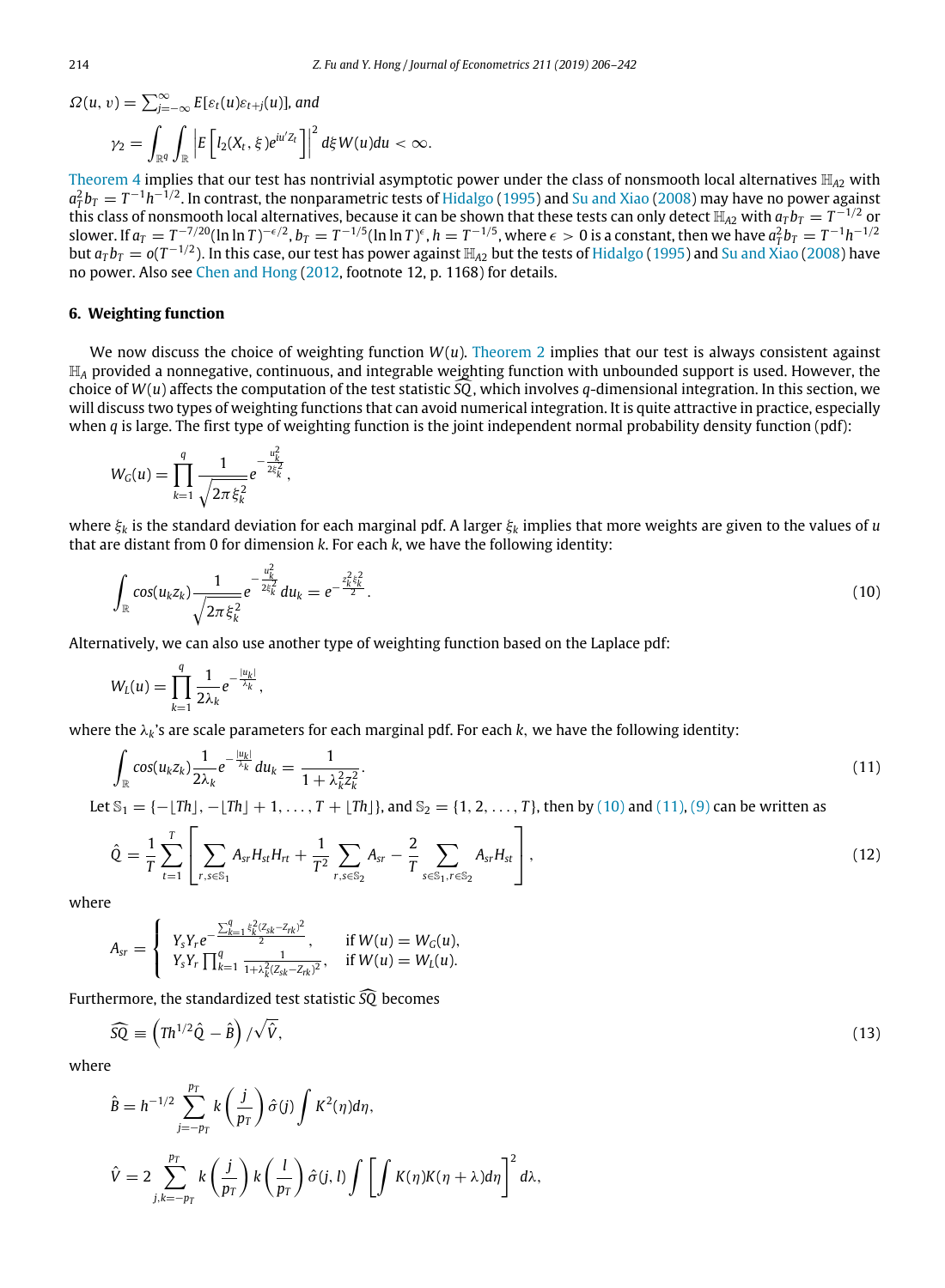$\Omega(u, v) = \sum_{j=-\infty}^{\infty} E[\varepsilon_t(u)\varepsilon_{t+j}(u)]$, and

$$\gamma_2 = \int_{\mathbb{R}^q} \int_{\mathbb{R}} \left| E\left[ l_2(X_t, \xi) e^{iu'Z_t} \right] \right|^2 d\xi W(u) du < \infty.$$

Theorem 4 implies that our test has nontrivial asymptotic power under the class of nonsmooth local alternatives $\mathbb{H}_{A2}$ with $a_T^2 b_T = T^{-1}h^{-1/2}$. In contrast, the nonparametric tests of Hidalgo (1995) and Su and Xiao (2008) may have no power against this class of nonsmooth local alternatives, because it can be shown that these tests can only detect $\mathbb{H}_{A2}$ with $a_T b_T = T^{-1/2}$ or slower. If $a_T = T^{-7/20}(\ln \ln T)^{-\epsilon/2}$, $b_T = T^{-1/5}(\ln \ln T)^{\epsilon}$, $h = T^{-1/5}$, where $\epsilon > 0$ is a constant, then we have $a_T^2 b_T = T^{-1}h^{-1/2}$ but $a_T b_T = o(T^{-1/2})$. In this case, our test has power against $\mathbb{H}_{A2}$ but the tests of Hidalgo (1995) and Su and Xiao (2008) have no power. Also see Chen and Hong (2012, footnote 12, p. 1168) for details.

## 6. Weighting function

We now discuss the choice of weighting function $W(u)$. Theorem 2 implies that our test is always consistent against $\mathbb{H}_A$ provided a nonnegative, continuous, and integrable weighting function with unbounded support is used. However, the choice of $W(u)$ affects the computation of the test statistic $\widehat{SQ}$, which involves $q$-dimensional integration. In this section, we will discuss two types of weighting functions that can avoid numerical integration. It is quite attractive in practice, especially when $q$ is large. The first type of weighting function is the joint independent normal probability density function (pdf):

$$W_G(u) = \prod_{k=1}^{q} \frac{1}{\sqrt{2\pi\xi_k^2}} e^{-\frac{u_k^2}{2\xi_k^2}},$$

where $\xi_k$ is the standard deviation for each marginal pdf. A larger $\xi_k$ implies that more weights are given to the values of $u$ that are distant from 0 for dimension $k$. For each $k$, we have the following identity:

$$\int_{\mathbb{R}} cos(u_k z_k) \frac{1}{\sqrt{2\pi\xi_k^2}} e^{-\frac{u_k^2}{2\xi_k^2}} du_k = e^{-\frac{z_k^2 \xi_k^2}{2}}. \tag{10}$$

Alternatively, we can also use another type of weighting function based on the Laplace pdf:

$$W_L(u) = \prod_{k=1}^{q} \frac{1}{2\lambda_k} e^{-\frac{|u_k|}{\lambda_k}},$$

where the $\lambda_k$'s are scale parameters for each marginal pdf. For each $k$, we have the following identity:

$$\int_{\mathbb{R}} cos(u_k z_k) \frac{1}{2\lambda_k} e^{-\frac{|u_k|}{\lambda_k}} du_k = \frac{1}{1 + \lambda_k^2 z_k^2}. \tag{11}$$

Let $\mathbb{S}_1 = \{-\lfloor Th \rfloor, -\lfloor Th \rfloor + 1, \ldots, T + \lfloor Th \rfloor\}$, and $\mathbb{S}_2 = \{1, 2, \ldots, T\}$, then by (10) and (11), (9) can be written as

$$\hat{Q} = \frac{1}{T} \sum_{t=1}^{T} \left[ \sum_{r,s \in \mathbb{S}_1} A_{sr} H_{st} H_{rt} + \frac{1}{T^2} \sum_{r,s \in \mathbb{S}_2} A_{sr} - \frac{2}{T} \sum_{s \in \mathbb{S}_1, r \in \mathbb{S}_2} A_{sr} H_{st} \right], \tag{12}$$

where

$$A_{sr} = \begin{cases} Y_s Y_r e^{-\frac{\sum_{k=1}^{q} \xi_k^2 (Z_{sk} - Z_{rk})^2}{2}}, & \text{if } W(u) = W_G(u), \\ Y_s Y_r \prod_{k=1}^{q} \frac{1}{1 + \lambda_k^2 (Z_{sk} - Z_{rk})^2}, & \text{if } W(u) = W_L(u). \end{cases}$$

Furthermore, the standardized test statistic $\widehat{SQ}$ becomes

$$\widehat{SQ} \equiv \left( Th^{1/2} \hat{Q} - \hat{B} \right) / \sqrt{\hat{V}}, \tag{13}$$

where

$$\hat{B} = h^{-1/2} \sum_{j=-p_T}^{p_T} k\left( \frac{j}{p_T} \right) \hat{\sigma}(j) \int K^2(\eta) d\eta,$$

$$\hat{V} = 2 \sum_{j,k=-p_T}^{p_T} k\left( \frac{j}{p_T} \right) k\left( \frac{l}{p_T} \right) \hat{\sigma}(j, l) \int \left[ \int K(\eta) K(\eta + \lambda) d\eta \right]^2 d\lambda,$$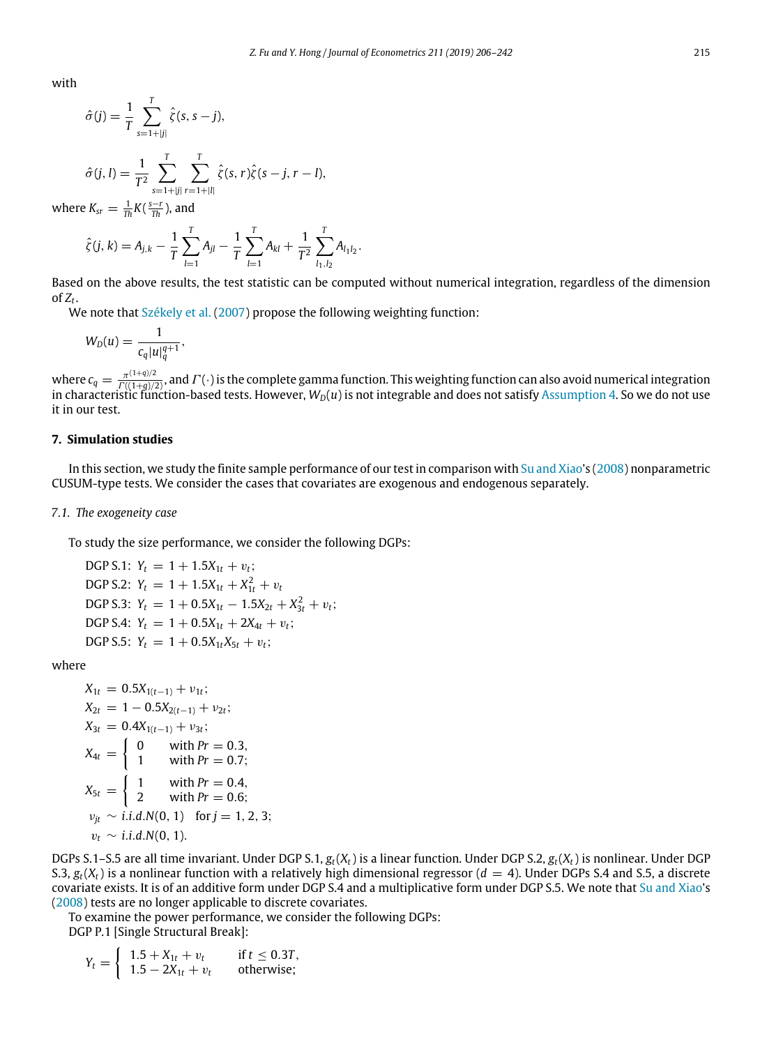with

$$\hat{\sigma}(j) = \frac{1}{T}\sum_{s=1+|j|}^{T} \hat{\zeta}(s, s-j),$$

$$\hat{\sigma}(j, l) = \frac{1}{T^2}\sum_{s=1+|j|}^{T}\sum_{r=1+|l|}^{T} \hat{\zeta}(s, r)\hat{\zeta}(s-j, r-l),$$

where $K_{sr} = \frac{1}{Th}K(\frac{s-r}{Th})$, and

$$\hat{\zeta}(j, k) = A_{j,k} - \frac{1}{T}\sum_{l=1}^{T} A_{jl} - \frac{1}{T}\sum_{l=1}^{T} A_{kl} + \frac{1}{T^2}\sum_{l_1,l_2}^{T} A_{l_1 l_2}.$$

Based on the above results, the test statistic can be computed without numerical integration, regardless of the dimension of $Z_t$.

We note that Székely et al. (2007) propose the following weighting function:

$$W_D(u) = \frac{1}{c_q |u|_q^{q+1}},$$

where $c_q = \frac{\pi^{(1+q)/2}}{\Gamma((1+q)/2)}$, and $\Gamma(\cdot)$ is the complete gamma function. This weighting function can also avoid numerical integration in characteristic function-based tests. However, $W_D(u)$ is not integrable and does not satisfy Assumption 4. So we do not use it in our test.

## 7. Simulation studies

In this section, we study the finite sample performance of our test in comparison with Su and Xiao's (2008) nonparametric CUSUM-type tests. We consider the cases that covariates are exogenous and endogenous separately.

### 7.1. The exogeneity case

To study the size performance, we consider the following DGPs:

DGP S.1: $Y_t = 1 + 1.5X_{1t} + v_t$;
DGP S.2: $Y_t = 1 + 1.5X_{1t} + X_{1t}^2 + v_t$
DGP S.3: $Y_t = 1 + 0.5X_{1t} - 1.5X_{2t} + X_{3t}^2 + v_t$;
DGP S.4: $Y_t = 1 + 0.5X_{1t} + 2X_{4t} + v_t$;
DGP S.5: $Y_t = 1 + 0.5X_{1t}X_{5t} + v_t$;

where

$$X_{1t} = 0.5X_{1(t-1)} + v_{1t};$$
$$X_{2t} = 1 - 0.5X_{2(t-1)} + v_{2t};$$
$$X_{3t} = 0.4X_{1(t-1)} + v_{3t};$$
$$X_{4t} = \begin{cases} 0 & \text{with } Pr = 0.3, \\ 1 & \text{with } Pr = 0.7; \end{cases}$$
$$X_{5t} = \begin{cases} 1 & \text{with } Pr = 0.4, \\ 2 & \text{with } Pr = 0.6; \end{cases}$$
$$v_{jt} \sim i.i.d.N(0, 1) \quad \text{for } j = 1, 2, 3;$$
$$v_t \sim i.i.d.N(0, 1).$$

DGPs S.1–S.5 are all time invariant. Under DGP S.1, $g_t(X_t)$ is a linear function. Under DGP S.2, $g_t(X_t)$ is nonlinear. Under DGP S.3, $g_t(X_t)$ is a nonlinear function with a relatively high dimensional regressor ($d = 4$). Under DGPs S.4 and S.5, a discrete covariate exists. It is of an additive form under DGP S.4 and a multiplicative form under DGP S.5. We note that Su and Xiao's (2008) tests are no longer applicable to discrete covariates.

To examine the power performance, we consider the following DGPs:
DGP P.1 [Single Structural Break]:

$$Y_t = \begin{cases} 1.5 + X_{1t} + v_t & \text{if } t \le 0.3T, \\ 1.5 - 2X_{1t} + v_t & \text{otherwise}; \end{cases}$$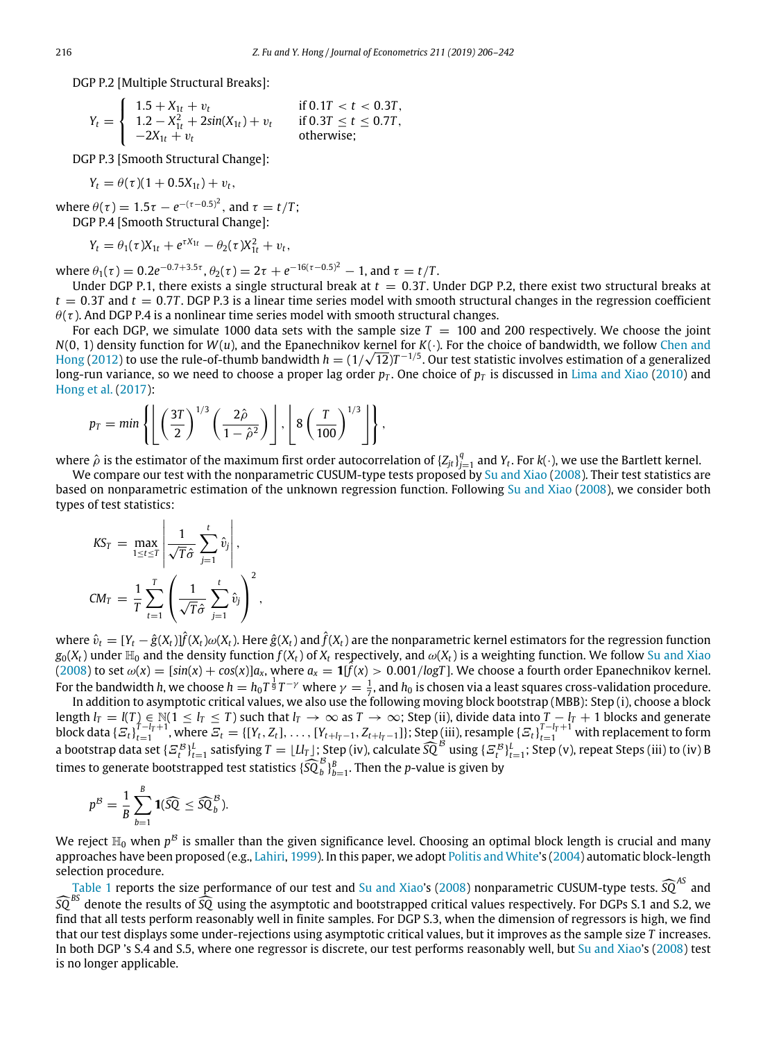DGP P.2 [Multiple Structural Breaks]:

$$
Y_t = \begin{cases} 1.5 + X_{1t} + v_t & \text{if } 0.1T < t < 0.3T, \\ 1.2 - X_{1t}^2 + 2sin(X_{1t}) + v_t & \text{if } 0.3T \leq t \leq 0.7T, \\ -2X_{1t} + v_t & \text{otherwise;} \end{cases}
$$

DGP P.3 [Smooth Structural Change]:

$$
Y_t = \theta(\tau)(1 + 0.5X_{1t}) + v_t,
$$

where $\theta(\tau) = 1.5\tau - e^{-(\tau-0.5)^2}$, and $\tau = t/T$;

DGP P.4 [Smooth Structural Change]:

$$
Y_t = \theta_1(\tau)X_{1t} + e^{\tau X_{1t}} - \theta_2(\tau)X_{1t}^2 + v_t,
$$

where $\theta_1(\tau) = 0.2e^{-0.7+3.5\tau}$, $\theta_2(\tau) = 2\tau + e^{-16(\tau-0.5)^2} - 1$, and $\tau = t/T$.

Under DGP P.1, there exists a single structural break at $t = 0.3T$. Under DGP P.2, there exist two structural breaks at $t = 0.3T$ and $t = 0.7T$. DGP P.3 is a linear time series model with smooth structural changes in the regression coefficient $\theta(\tau)$. And DGP P.4 is a nonlinear time series model with smooth structural changes.

For each DGP, we simulate 1000 data sets with the sample size $T = 100$ and 200 respectively. We choose the joint $N(0, 1)$ density function for $W(u)$, and the Epanechnikov kernel for $K(\cdot)$. For the choice of bandwidth, we follow Chen and Hong (2012) to use the rule-of-thumb bandwidth $h = (1/\sqrt{12})T^{-1/5}$. Our test statistic involves estimation of a generalized long-run variance, so we need to choose a proper lag order $p_T$. One choice of $p_T$ is discussed in Lima and Xiao (2010) and Hong et al. (2017):

$$
p_T = min\left\{ \left\lfloor \left(\frac{3T}{2}\right)^{1/3} \left(\frac{2\hat{\rho}}{1-\hat{\rho}^2}\right) \right\rfloor, \left\lfloor 8\left(\frac{T}{100}\right)^{1/3} \right\rfloor \right\},
$$

where $\hat{\rho}$ is the estimator of the maximum first order autocorrelation of $\{Z_{jt}\}_{j=1}^q$ and $Y_t$. For $k(\cdot)$, we use the Bartlett kernel.

We compare our test with the nonparametric CUSUM-type tests proposed by Su and Xiao (2008). Their test statistics are based on nonparametric estimation of the unknown regression function. Following Su and Xiao (2008), we consider both types of test statistics:

$$
KS_T = \max_{1 \leq t \leq T} \left| \frac{1}{\sqrt{T}\hat{\sigma}} \sum_{j=1}^{t} \hat{v}_j \right|,
$$

$$
CM_T = \frac{1}{T} \sum_{t=1}^{T} \left( \frac{1}{\sqrt{T}\hat{\sigma}} \sum_{j=1}^{t} \hat{v}_j \right)^2,
$$

where $\hat{v}_t = [Y_t - \hat{g}(X_t)]\hat{f}(X_t)\omega(X_t)$. Here $\hat{g}(X_t)$ and $\hat{f}(X_t)$ are the nonparametric kernel estimators for the regression function $g_0(X_t)$ under $\mathbb{H}_0$ and the density function $f(X_t)$ of $X_t$ respectively, and $\omega(X_t)$ is a weighting function. We follow Su and Xiao (2008) to set $\omega(x) = [sin(x) + cos(x)]a_x$, where $a_x = \mathbf{1}[\hat{f}(x) > 0.001/logT]$. We choose a fourth order Epanechnikov kernel. For the bandwidth $h$, we choose $h = h_0 T^{\frac{1}{9}} T^{-\gamma}$ where $\gamma = \frac{1}{7}$, and $h_0$ is chosen via a least squares cross-validation procedure.

In addition to asymptotic critical values, we also use the following moving block bootstrap (MBB): Step (i), choose a block length $l_T = l(T) \in \mathbb{N}(1 \leq l_T \leq T)$ such that $l_T \to \infty$ as $T \to \infty$; Step (ii), divide data into $T - l_T + 1$ blocks and generate block data $\{\Xi_t\}_{t=1}^{T-l_T+1}$, where $\Xi_t = \{[Y_t, Z_t], \ldots, [Y_{t+l_T-1}, Z_{t+l_T-1}]\}$; Step (iii), resample $\{\Xi_t\}_{t=1}^{T-l_T+1}$ with replacement to form a bootstrap data set $\{\Xi_t^{\mathcal{B}}\}_{t=1}^{L}$ satisfying $T = \lfloor Ll_T \rfloor$; Step (iv), calculate $\widehat{SQ}^{\mathcal{B}}$ using $\{\Xi_t^{\mathcal{B}}\}_{t=1}^{L}$; Step (v), repeat Steps (iii) to (iv) B times to generate bootstrapped test statistics $\{\widehat{SQ}_b^{\mathcal{B}}\}_{b=1}^{B}$. Then the $p$-value is given by

$$
p^{\mathcal{B}} = \frac{1}{B} \sum_{b=1}^{B} \mathbf{1}(\widehat{SQ} \leq \widehat{SQ}_b^{\mathcal{B}}).
$$

We reject $\mathbb{H}_0$ when $p^{\mathcal{B}}$ is smaller than the given significance level. Choosing an optimal block length is crucial and many approaches have been proposed (e.g., Lahiri, 1999). In this paper, we adopt Politis and White's (2004) automatic block-length selection procedure.

Table 1 reports the size performance of our test and Su and Xiao's (2008) nonparametric CUSUM-type tests. $\widehat{SQ}^{AS}$ and $\widehat{SQ}^{BS}$ denote the results of $\widehat{SQ}$ using the asymptotic and bootstrapped critical values respectively. For DGPs S.1 and S.2, we find that all tests perform reasonably well in finite samples. For DGP S.3, when the dimension of regressors is high, we find that our test displays some under-rejections using asymptotic critical values, but it improves as the sample size $T$ increases. In both DGP 's S.4 and S.5, where one regressor is discrete, our test performs reasonably well, but Su and Xiao's (2008) test is no longer applicable.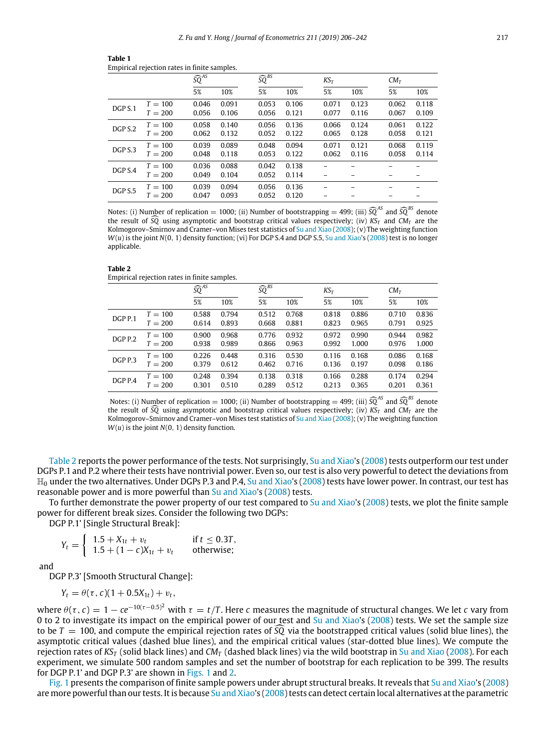**Table 1**
Empirical rejection rates in finite samples.

| | | $\widehat{SQ}^{AS}$ | | $\widehat{SQ}^{BS}$ | | $KS_T$ | | $CM_T$ | |
|---|---|---|---|---|---|---|---|---|---|
| | | 5% | 10% | 5% | 10% | 5% | 10% | 5% | 10% |
| DGP S.1 | $T = 100$ | 0.046 | 0.091 | 0.053 | 0.106 | 0.071 | 0.123 | 0.062 | 0.118 |
| | $T = 200$ | 0.056 | 0.106 | 0.056 | 0.121 | 0.077 | 0.116 | 0.067 | 0.109 |
| DGP S.2 | $T = 100$ | 0.058 | 0.140 | 0.056 | 0.136 | 0.066 | 0.124 | 0.061 | 0.122 |
| | $T = 200$ | 0.062 | 0.132 | 0.052 | 0.122 | 0.065 | 0.128 | 0.058 | 0.121 |
| DGP S.3 | $T = 100$ | 0.039 | 0.089 | 0.048 | 0.094 | 0.071 | 0.121 | 0.068 | 0.119 |
| | $T = 200$ | 0.048 | 0.118 | 0.053 | 0.122 | 0.062 | 0.116 | 0.058 | 0.114 |
| DGP S.4 | $T = 100$ | 0.036 | 0.088 | 0.042 | 0.138 | – | – | – | – |
| | $T = 200$ | 0.049 | 0.104 | 0.052 | 0.114 | – | – | – | – |
| DGP S.5 | $T = 100$ | 0.039 | 0.094 | 0.056 | 0.136 | – | – | – | – |
| | $T = 200$ | 0.047 | 0.093 | 0.052 | 0.120 | – | – | – | – |

Notes: (i) Number of replication = 1000; (ii) Number of bootstrapping = 499; (iii) $\widehat{SQ}^{AS}$ and $\widehat{SQ}^{BS}$ denote the result of $\widehat{SQ}$ using asymptotic and bootstrap critical values respectively; (iv) $KS_T$ and $CM_T$ are the Kolmogorov–Smirnov and Cramer–von Mises test statistics of Su and Xiao (2008); (v) The weighting function $W(u)$ is the joint $N(0, 1)$ density function; (vi) For DGP S.4 and DGP S.5, Su and Xiao's (2008) test is no longer applicable.

**Table 2**
Empirical rejection rates in finite samples.

| | | $\widehat{SQ}^{AS}$ | | $\widehat{SQ}^{BS}$ | | $KS_T$ | | $CM_T$ | |
|---|---|---|---|---|---|---|---|---|---|
| | | 5% | 10% | 5% | 10% | 5% | 10% | 5% | 10% |
| DGP P.1 | $T = 100$ | 0.588 | 0.794 | 0.512 | 0.768 | 0.818 | 0.886 | 0.710 | 0.836 |
| | $T = 200$ | 0.614 | 0.893 | 0.668 | 0.881 | 0.823 | 0.965 | 0.791 | 0.925 |
| DGP P.2 | $T = 100$ | 0.900 | 0.968 | 0.776 | 0.932 | 0.972 | 0.990 | 0.944 | 0.982 |
| | $T = 200$ | 0.938 | 0.989 | 0.866 | 0.963 | 0.992 | 1.000 | 0.976 | 1.000 |
| DGP P.3 | $T = 100$ | 0.226 | 0.448 | 0.316 | 0.530 | 0.116 | 0.168 | 0.086 | 0.168 |
| | $T = 200$ | 0.379 | 0.612 | 0.462 | 0.716 | 0.136 | 0.197 | 0.098 | 0.186 |
| DGP P.4 | $T = 100$ | 0.248 | 0.394 | 0.138 | 0.318 | 0.166 | 0.288 | 0.174 | 0.294 |
| | $T = 200$ | 0.301 | 0.510 | 0.289 | 0.512 | 0.213 | 0.365 | 0.201 | 0.361 |

Notes: (i) Number of replication = 1000; (ii) Number of bootstrapping = 499; (iii) $\widehat{SQ}^{AS}$ and $\widehat{SQ}^{BS}$ denote the result of $\widehat{SQ}$ using asymptotic and bootstrap critical values respectively; (iv) $KS_T$ and $CM_T$ are the Kolmogorov–Smirnov and Cramer–von Mises test statistics of Su and Xiao (2008); (v) The weighting function $W(u)$ is the joint $N(0, 1)$ density function.

Table 2 reports the power performance of the tests. Not surprisingly, Su and Xiao's (2008) tests outperform our test under DGPs P.1 and P.2 where their tests have nontrivial power. Even so, our test is also very powerful to detect the deviations from $\mathbb{H}_0$ under the two alternatives. Under DGPs P.3 and P.4, Su and Xiao's (2008) tests have lower power. In contrast, our test has reasonable power and is more powerful than Su and Xiao's (2008) tests.

To further demonstrate the power property of our test compared to Su and Xiao's (2008) tests, we plot the finite sample power for different break sizes. Consider the following two DGPs:

DGP P.1' [Single Structural Break]:

$$Y_t = \begin{cases} 1.5 + X_{1t} + v_t & \text{if } t \leq 0.3T, \\ 1.5 + (1-c)X_{1t} + v_t & \text{otherwise;} \end{cases}$$

and

DGP P.3' [Smooth Structural Change]:

$$Y_t = \theta(\tau, c)(1 + 0.5X_{1t}) + v_t,$$

where $\theta(\tau, c) = 1 - ce^{-10(\tau-0.5)^2}$ with $\tau = t/T$. Here $c$ measures the magnitude of structural changes. We let $c$ vary from 0 to 2 to investigate its impact on the empirical power of our test and Su and Xiao's (2008) tests. We set the sample size to be $T = 100$, and compute the empirical rejection rates of $\widehat{SQ}$ via the bootstrapped critical values (solid blue lines), the asymptotic critical values (dashed blue lines), and the empirical critical values (star-dotted blue lines). We compute the rejection rates of $KS_T$ (solid black lines) and $CM_T$ (dashed black lines) via the wild bootstrap in Su and Xiao (2008). For each experiment, we simulate 500 random samples and set the number of bootstrap for each replication to be 399. The results for DGP P.1' and DGP P.3' are shown in Figs. 1 and 2.

Fig. 1 presents the comparison of finite sample powers under abrupt structural breaks. It reveals that Su and Xiao's (2008) are more powerful than our tests. It is because Su and Xiao's (2008) tests can detect certain local alternatives at the parametric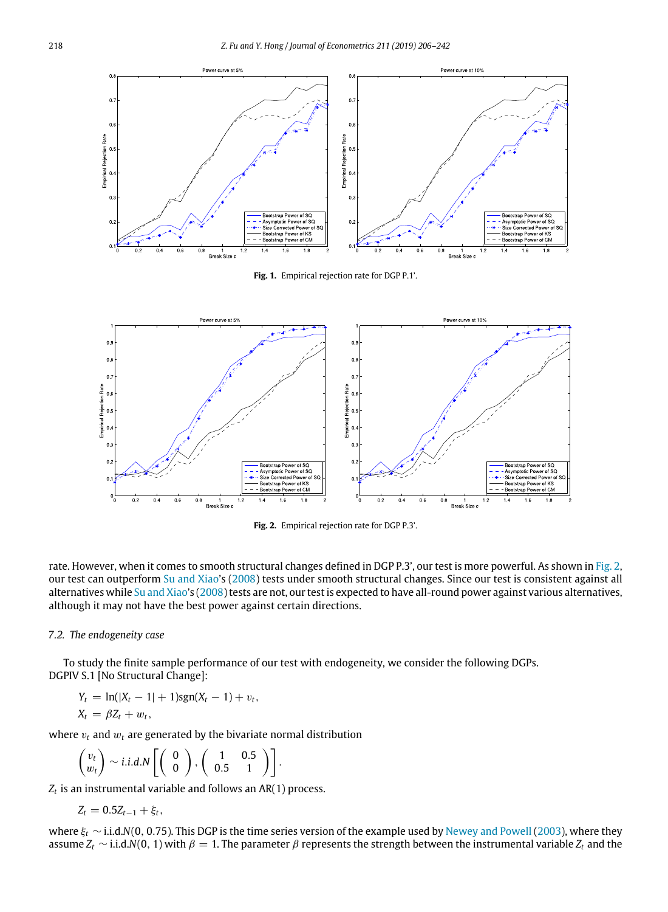Fig. 1. Empirical rejection rate for DGP P.1'.

Fig. 2. Empirical rejection rate for DGP P.3'.

rate. However, when it comes to smooth structural changes defined in DGP P.3', our test is more powerful. As shown in Fig. 2, our test can outperform Su and Xiao's (2008) tests under smooth structural changes. Since our test is consistent against all alternatives while Su and Xiao's (2008) tests are not, our test is expected to have all-round power against various alternatives, although it may not have the best power against certain directions.

### 7.2. The endogeneity case

To study the finite sample performance of our test with endogeneity, we consider the following DGPs.
DGPIV S.1 [No Structural Change]:

$$
\begin{aligned}
Y_t &= \ln(|X_t - 1| + 1)\text{sgn}(X_t - 1) + v_t, \\
X_t &= \beta Z_t + w_t,
\end{aligned}
$$

where $v_t$ and $w_t$ are generated by the bivariate normal distribution

$$
\begin{pmatrix} v_t \\ w_t \end{pmatrix} \sim i.i.d.N\left[\begin{pmatrix} 0 \\ 0 \end{pmatrix}, \begin{pmatrix} 1 & 0.5 \\ 0.5 & 1 \end{pmatrix}\right].
$$

$Z_t$ is an instrumental variable and follows an AR(1) process.

$$
Z_t = 0.5 Z_{t-1} + \xi_t,
$$

where $\xi_t \sim$ i.i.d.$N(0, 0.75)$. This DGP is the time series version of the example used by Newey and Powell (2003), where they assume $Z_t \sim$ i.i.d.$N(0, 1)$ with $\beta = 1$. The parameter $\beta$ represents the strength between the instrumental variable $Z_t$ and the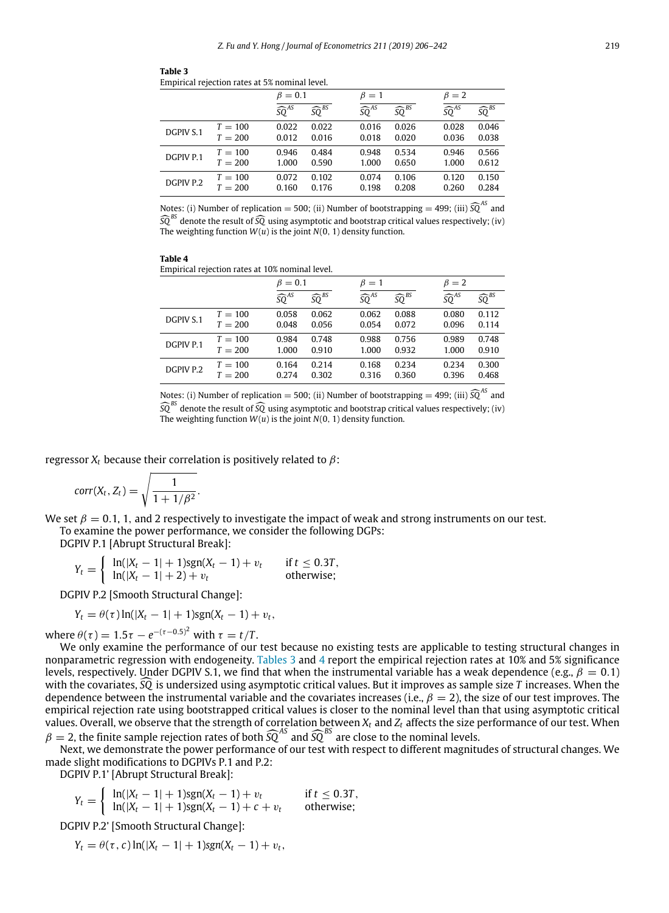**Table 3**
Empirical rejection rates at 5% nominal level.

| | | $\beta = 0.1$ | | $\beta = 1$ | | $\beta = 2$ | |
|---|---|---|---|---|---|---|---|
| | | $\widehat{SQ}^{AS}$ | $\widehat{SQ}^{BS}$ | $\widehat{SQ}^{AS}$ | $\widehat{SQ}^{BS}$ | $\widehat{SQ}^{AS}$ | $\widehat{SQ}^{BS}$ |
| DGPIV S.1 | $T = 100$ | 0.022 | 0.022 | 0.016 | 0.026 | 0.028 | 0.046 |
| | $T = 200$ | 0.012 | 0.016 | 0.018 | 0.020 | 0.036 | 0.038 |
| DGPIV P.1 | $T = 100$ | 0.946 | 0.484 | 0.948 | 0.534 | 0.946 | 0.566 |
| | $T = 200$ | 1.000 | 0.590 | 1.000 | 0.650 | 1.000 | 0.612 |
| DGPIV P.2 | $T = 100$ | 0.072 | 0.102 | 0.074 | 0.106 | 0.120 | 0.150 |
| | $T = 200$ | 0.160 | 0.176 | 0.198 | 0.208 | 0.260 | 0.284 |

Notes: (i) Number of replication = 500; (ii) Number of bootstrapping = 499; (iii) $\widehat{SQ}^{AS}$ and $\widehat{SQ}^{BS}$ denote the result of $\widehat{SQ}$ using asymptotic and bootstrap critical values respectively; (iv) The weighting function $W(u)$ is the joint $N(0, 1)$ density function.

**Table 4**
Empirical rejection rates at 10% nominal level.

| | | $\beta = 0.1$ | | $\beta = 1$ | | $\beta = 2$ | |
|---|---|---|---|---|---|---|---|
| | | $\widehat{SQ}^{AS}$ | $\widehat{SQ}^{BS}$ | $\widehat{SQ}^{AS}$ | $\widehat{SQ}^{BS}$ | $\widehat{SQ}^{AS}$ | $\widehat{SQ}^{BS}$ |
| DGPIV S.1 | $T = 100$ | 0.058 | 0.062 | 0.062 | 0.088 | 0.080 | 0.112 |
| | $T = 200$ | 0.048 | 0.056 | 0.054 | 0.072 | 0.096 | 0.114 |
| DGPIV P.1 | $T = 100$ | 0.984 | 0.748 | 0.988 | 0.756 | 0.989 | 0.748 |
| | $T = 200$ | 1.000 | 0.910 | 1.000 | 0.932 | 1.000 | 0.910 |
| DGPIV P.2 | $T = 100$ | 0.164 | 0.214 | 0.168 | 0.234 | 0.234 | 0.300 |
| | $T = 200$ | 0.274 | 0.302 | 0.316 | 0.360 | 0.396 | 0.468 |

Notes: (i) Number of replication = 500; (ii) Number of bootstrapping = 499; (iii) $\widehat{SQ}^{AS}$ and $\widehat{SQ}^{BS}$ denote the result of $\widehat{SQ}$ using asymptotic and bootstrap critical values respectively; (iv) The weighting function $W(u)$ is the joint $N(0, 1)$ density function.

regressor $X_t$ because their correlation is positively related to $\beta$:

$$corr(X_t, Z_t) = \sqrt{\frac{1}{1 + 1/\beta^2}}.$$

We set $\beta = 0.1$, 1, and 2 respectively to investigate the impact of weak and strong instruments on our test.

To examine the power performance, we consider the following DGPs:

DGPIV P.1 [Abrupt Structural Break]:

$$Y_t = \begin{cases} \ln(|X_t - 1| + 1)\text{sgn}(X_t - 1) + v_t & \text{if } t \leq 0.3T, \\ \ln(|X_t - 1| + 2) + v_t & \text{otherwise;} \end{cases}$$

DGPIV P.2 [Smooth Structural Change]:

$$Y_t = \theta(\tau)\ln(|X_t - 1| + 1)\text{sgn}(X_t - 1) + v_t,$$

where $\theta(\tau) = 1.5\tau - e^{-(\tau-0.5)^2}$ with $\tau = t/T$.

We only examine the performance of our test because no existing tests are applicable to testing structural changes in nonparametric regression with endogeneity. Tables 3 and 4 report the empirical rejection rates at 10% and 5% significance levels, respectively. Under DGPIV S.1, we find that when the instrumental variable has a weak dependence (e.g., $\beta = 0.1$) with the covariates, $\widehat{SQ}$ is undersized using asymptotic critical values. But it improves as sample size $T$ increases. When the dependence between the instrumental variable and the covariates increases (i.e., $\beta = 2$), the size of our test improves. The empirical rejection rate using bootstrapped critical values is closer to the nominal level than that using asymptotic critical values. Overall, we observe that the strength of correlation between $X_t$ and $Z_t$ affects the size performance of our test. When $\beta = 2$, the finite sample rejection rates of both $\widehat{SQ}^{AS}$ and $\widehat{SQ}^{BS}$ are close to the nominal levels.

Next, we demonstrate the power performance of our test with respect to different magnitudes of structural changes. We made slight modifications to DGPIVs P.1 and P.2:

DGPIV P.1' [Abrupt Structural Break]:

$$Y_t = \begin{cases} \ln(|X_t - 1| + 1)\text{sgn}(X_t - 1) + v_t & \text{if } t \leq 0.3T, \\ \ln(|X_t - 1| + 1)\text{sgn}(X_t - 1) + c + v_t & \text{otherwise;} \end{cases}$$

DGPIV P.2' [Smooth Structural Change]:

$$Y_t = \theta(\tau, c)\ln(|X_t - 1| + 1)sgn(X_t - 1) + v_t,$$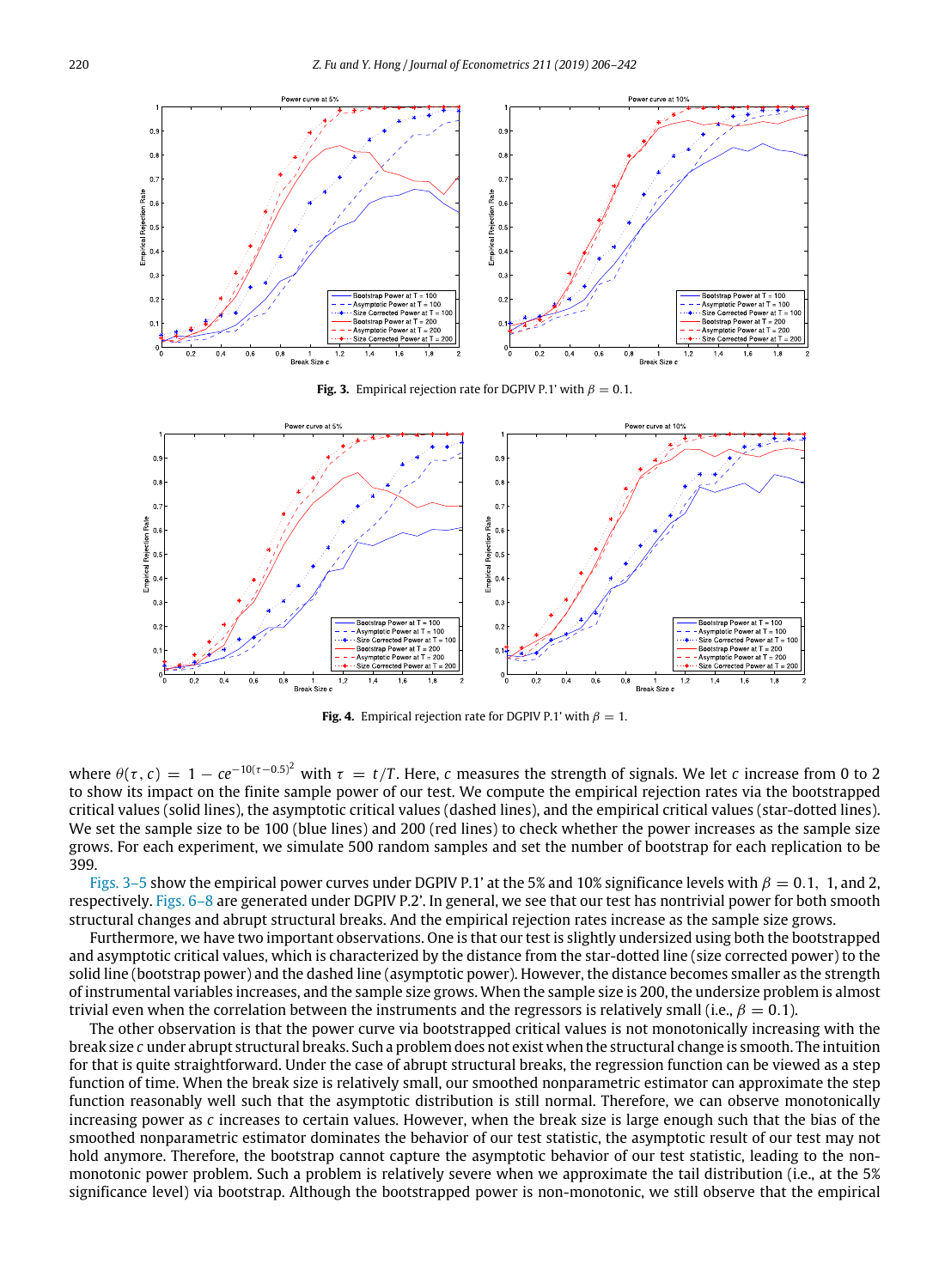**Fig. 3.** Empirical rejection rate for DGPIV P.1' with $\beta = 0.1$.

**Fig. 4.** Empirical rejection rate for DGPIV P.1' with $\beta = 1$.

where $\theta(\tau, c) = 1 - ce^{-10(\tau-0.5)^2}$ with $\tau = t/T$. Here, $c$ measures the strength of signals. We let $c$ increase from 0 to 2 to show its impact on the finite sample power of our test. We compute the empirical rejection rates via the bootstrapped critical values (solid lines), the asymptotic critical values (dashed lines), and the empirical critical values (star-dotted lines). We set the sample size to be 100 (blue lines) and 200 (red lines) to check whether the power increases as the sample size grows. For each experiment, we simulate 500 random samples and set the number of bootstrap for each replication to be 399.

Figs. 3–5 show the empirical power curves under DGPIV P.1' at the 5% and 10% significance levels with $\beta = 0.1$, 1, and 2, respectively. Figs. 6–8 are generated under DGPIV P.2'. In general, we see that our test has nontrivial power for both smooth structural changes and abrupt structural breaks. And the empirical rejection rates increase as the sample size grows.

Furthermore, we have two important observations. One is that our test is slightly undersized using both the bootstrapped and asymptotic critical values, which is characterized by the distance from the star-dotted line (size corrected power) to the solid line (bootstrap power) and the dashed line (asymptotic power). However, the distance becomes smaller as the strength of instrumental variables increases, and the sample size grows. When the sample size is 200, the undersize problem is almost trivial even when the correlation between the instruments and the regressors is relatively small (i.e., $\beta = 0.1$).

The other observation is that the power curve via bootstrapped critical values is not monotonically increasing with the break size $c$ under abrupt structural breaks. Such a problem does not exist when the structural change is smooth. The intuition for that is quite straightforward. Under the case of abrupt structural breaks, the regression function can be viewed as a step function of time. When the break size is relatively small, our smoothed nonparametric estimator can approximate the step function reasonably well such that the asymptotic distribution is still normal. Therefore, we can observe monotonically increasing power as $c$ increases to certain values. However, when the break size is large enough such that the bias of the smoothed nonparametric estimator dominates the behavior of our test statistic, the asymptotic result of our test may not hold anymore. Therefore, the bootstrap cannot capture the asymptotic behavior of our test statistic, leading to the non-monotonic power problem. Such a problem is relatively severe when we approximate the tail distribution (i.e., at the 5% significance level) via bootstrap. Although the bootstrapped power is non-monotonic, we still observe that the empirical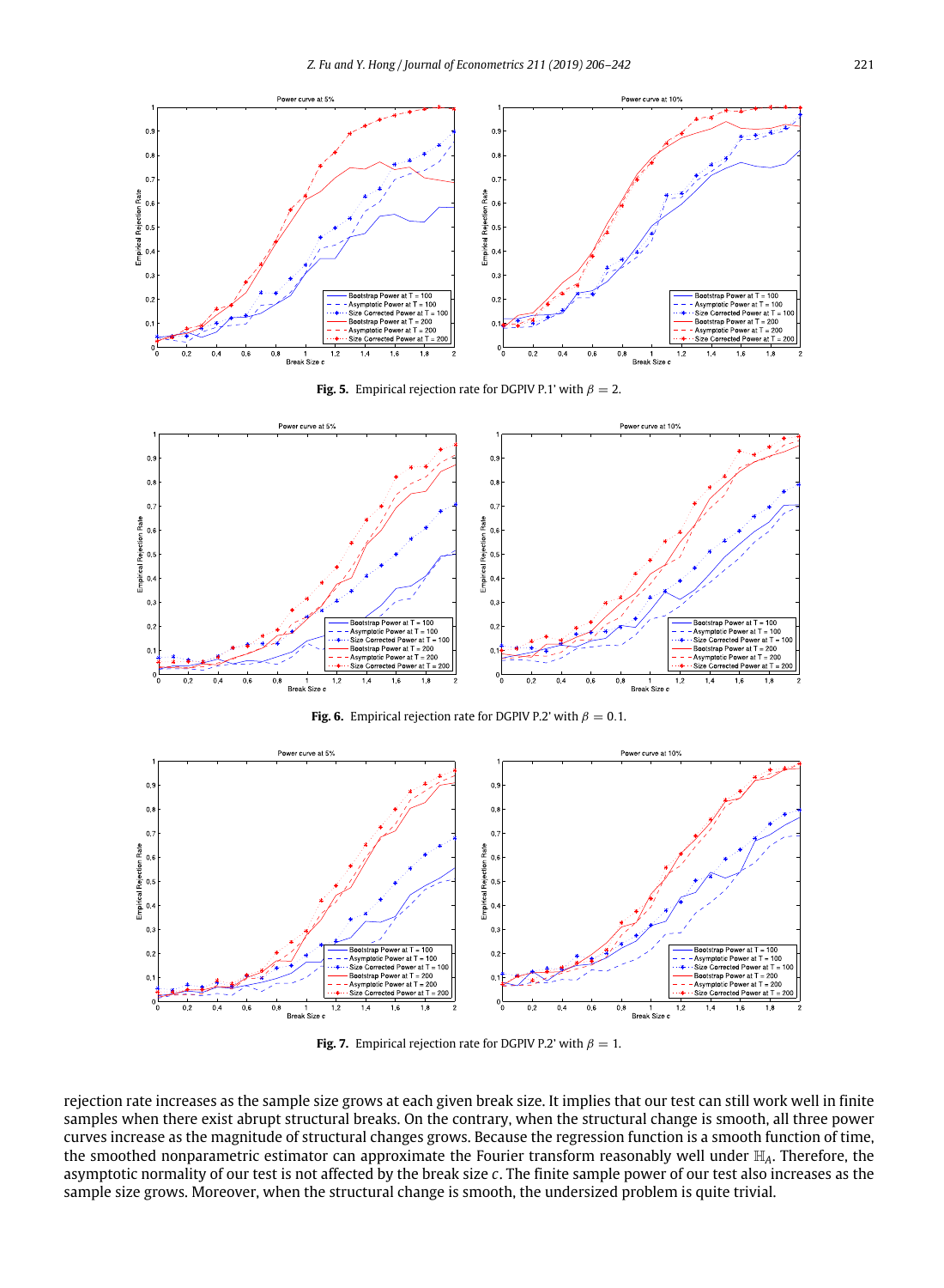**Fig. 5.** Empirical rejection rate for DGPIV P.1' with $\beta = 2$.

**Fig. 6.** Empirical rejection rate for DGPIV P.2' with $\beta = 0.1$.

**Fig. 7.** Empirical rejection rate for DGPIV P.2' with $\beta = 1$.

rejection rate increases as the sample size grows at each given break size. It implies that our test can still work well in finite samples when there exist abrupt structural breaks. On the contrary, when the structural change is smooth, all three power curves increase as the magnitude of structural changes grows. Because the regression function is a smooth function of time, the smoothed nonparametric estimator can approximate the Fourier transform reasonably well under $\mathbb{H}_A$. Therefore, the asymptotic normality of our test is not affected by the break size $c$. The finite sample power of our test also increases as the sample size grows. Moreover, when the structural change is smooth, the undersized problem is quite trivial.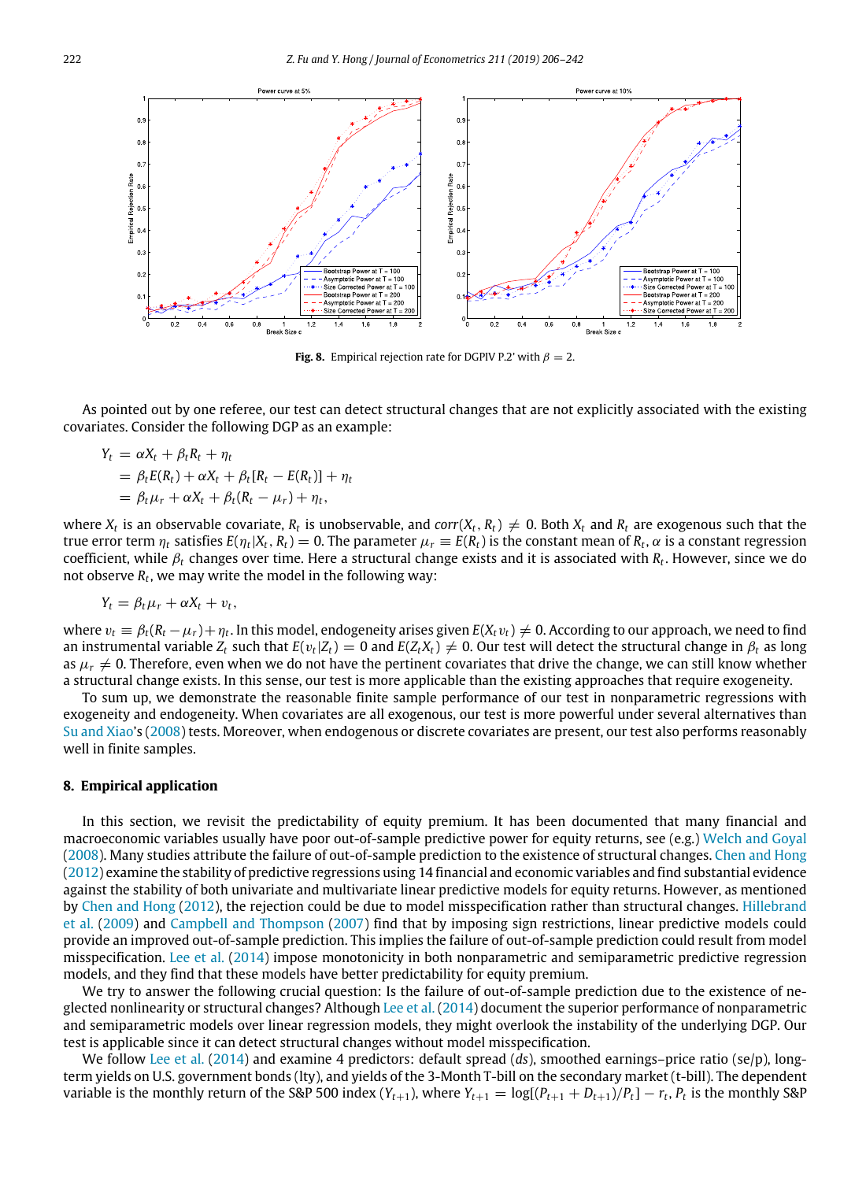**Fig. 8.** Empirical rejection rate for DGPIV P.2' with $\beta = 2$.

As pointed out by one referee, our test can detect structural changes that are not explicitly associated with the existing covariates. Consider the following DGP as an example:

$$
\begin{aligned}
Y_t &= \alpha X_t + \beta_t R_t + \eta_t \\
&= \beta_t E(R_t) + \alpha X_t + \beta_t [R_t - E(R_t)] + \eta_t \\
&= \beta_t \mu_r + \alpha X_t + \beta_t (R_t - \mu_r) + \eta_t,
\end{aligned}
$$

where $X_t$ is an observable covariate, $R_t$ is unobservable, and $corr(X_t, R_t) \neq 0$. Both $X_t$ and $R_t$ are exogenous such that the true error term $\eta_t$ satisfies $E(\eta_t | X_t, R_t) = 0$. The parameter $\mu_r \equiv E(R_t)$ is the constant mean of $R_t$, $\alpha$ is a constant regression coefficient, while $\beta_t$ changes over time. Here a structural change exists and it is associated with $R_t$. However, since we do not observe $R_t$, we may write the model in the following way:

$$
Y_t = \beta_t \mu_r + \alpha X_t + v_t,
$$

where $v_t \equiv \beta_t (R_t - \mu_r) + \eta_t$. In this model, endogeneity arises given $E(X_t v_t) \neq 0$. According to our approach, we need to find an instrumental variable $Z_t$ such that $E(v_t | Z_t) = 0$ and $E(Z_t X_t) \neq 0$. Our test will detect the structural change in $\beta_t$ as long as $\mu_r \neq 0$. Therefore, even when we do not have the pertinent covariates that drive the change, we can still know whether a structural change exists. In this sense, our test is more applicable than the existing approaches that require exogeneity.

To sum up, we demonstrate the reasonable finite sample performance of our test in nonparametric regressions with exogeneity and endogeneity. When covariates are all exogenous, our test is more powerful under several alternatives than Su and Xiao's (2008) tests. Moreover, when endogenous or discrete covariates are present, our test also performs reasonably well in finite samples.

## 8. Empirical application

In this section, we revisit the predictability of equity premium. It has been documented that many financial and macroeconomic variables usually have poor out-of-sample predictive power for equity returns, see (e.g.) Welch and Goyal (2008). Many studies attribute the failure of out-of-sample prediction to the existence of structural changes. Chen and Hong (2012) examine the stability of predictive regressions using 14 financial and economic variables and find substantial evidence against the stability of both univariate and multivariate linear predictive models for equity returns. However, as mentioned by Chen and Hong (2012), the rejection could be due to model misspecification rather than structural changes. Hillebrand et al. (2009) and Campbell and Thompson (2007) find that by imposing sign restrictions, linear predictive models could provide an improved out-of-sample prediction. This implies the failure of out-of-sample prediction could result from model misspecification. Lee et al. (2014) impose monotonicity in both nonparametric and semiparametric predictive regression models, and they find that these models have better predictability for equity premium.

We try to answer the following crucial question: Is the failure of out-of-sample prediction due to the existence of neglected nonlinearity or structural changes? Although Lee et al. (2014) document the superior performance of nonparametric and semiparametric models over linear regression models, they might overlook the instability of the underlying DGP. Our test is applicable since it can detect structural changes without model misspecification.

We follow Lee et al. (2014) and examine 4 predictors: default spread ($ds$), smoothed earnings–price ratio (se/p), long-term yields on U.S. government bonds (lty), and yields of the 3-Month T-bill on the secondary market (t-bill). The dependent variable is the monthly return of the S&P 500 index ($Y_{t+1}$), where $Y_{t+1} = \log[(P_{t+1} + D_{t+1})/P_t] - r_t$, $P_t$ is the monthly S&P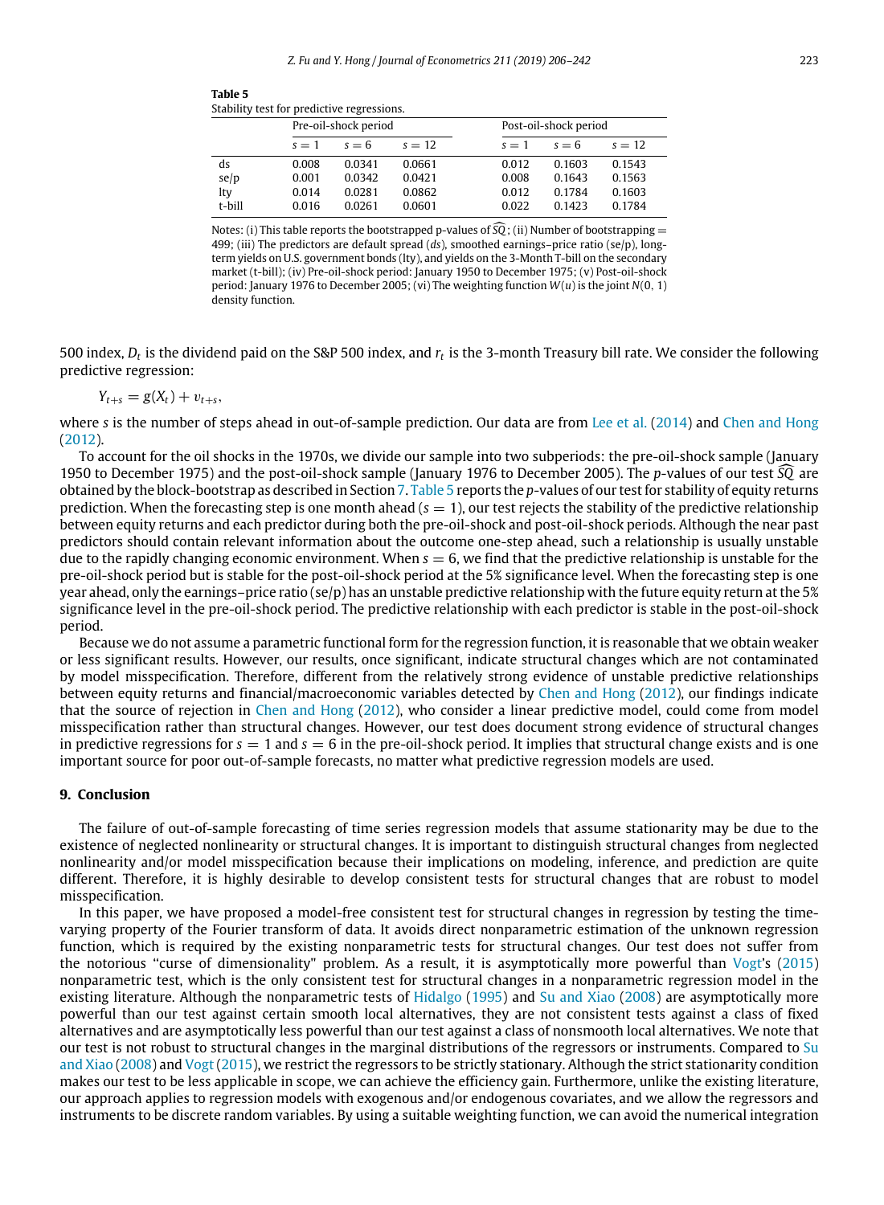**Table 5**
Stability test for predictive regressions.

| | Pre-oil-shock period | | | Post-oil-shock period | | |
|---|---|---|---|---|---|---|
| | $s = 1$ | $s = 6$ | $s = 12$ | $s = 1$ | $s = 6$ | $s = 12$ |
| ds | 0.008 | 0.0341 | 0.0661 | 0.012 | 0.1603 | 0.1543 |
| se/p | 0.001 | 0.0342 | 0.0421 | 0.008 | 0.1643 | 0.1563 |
| lty | 0.014 | 0.0281 | 0.0862 | 0.012 | 0.1784 | 0.1603 |
| t-bill | 0.016 | 0.0261 | 0.0601 | 0.022 | 0.1423 | 0.1784 |

Notes: (i) This table reports the bootstrapped p-values of $\widehat{SQ}$; (ii) Number of bootstrapping = 499; (iii) The predictors are default spread ($ds$), smoothed earnings–price ratio (se/p), long-term yields on U.S. government bonds (lty), and yields on the 3-Month T-bill on the secondary market (t-bill); (iv) Pre-oil-shock period: January 1950 to December 1975; (v) Post-oil-shock period: January 1976 to December 2005; (vi) The weighting function $W(u)$ is the joint $N(0, 1)$ density function.

500 index, $D_t$ is the dividend paid on the S&P 500 index, and $r_t$ is the 3-month Treasury bill rate. We consider the following predictive regression:

$$Y_{t+s} = g(X_t) + v_{t+s},$$

where $s$ is the number of steps ahead in out-of-sample prediction. Our data are from Lee et al. (2014) and Chen and Hong (2012).

To account for the oil shocks in the 1970s, we divide our sample into two subperiods: the pre-oil-shock sample (January 1950 to December 1975) and the post-oil-shock sample (January 1976 to December 2005). The $p$-values of our test $\widehat{SQ}$ are obtained by the block-bootstrap as described in Section 7. Table 5 reports the $p$-values of our test for stability of equity returns prediction. When the forecasting step is one month ahead ($s = 1$), our test rejects the stability of the predictive relationship between equity returns and each predictor during both the pre-oil-shock and post-oil-shock periods. Although the near past predictors should contain relevant information about the outcome one-step ahead, such a relationship is usually unstable due to the rapidly changing economic environment. When $s = 6$, we find that the predictive relationship is unstable for the pre-oil-shock period but is stable for the post-oil-shock period at the 5% significance level. When the forecasting step is one year ahead, only the earnings–price ratio (se/p) has an unstable predictive relationship with the future equity return at the 5% significance level in the pre-oil-shock period. The predictive relationship with each predictor is stable in the post-oil-shock period.

Because we do not assume a parametric functional form for the regression function, it is reasonable that we obtain weaker or less significant results. However, our results, once significant, indicate structural changes which are not contaminated by model misspecification. Therefore, different from the relatively strong evidence of unstable predictive relationships between equity returns and financial/macroeconomic variables detected by Chen and Hong (2012), our findings indicate that the source of rejection in Chen and Hong (2012), who consider a linear predictive model, could come from model misspecification rather than structural changes. However, our test does document strong evidence of structural changes in predictive regressions for $s = 1$ and $s = 6$ in the pre-oil-shock period. It implies that structural change exists and is one important source for poor out-of-sample forecasts, no matter what predictive regression models are used.

## 9. Conclusion

The failure of out-of-sample forecasting of time series regression models that assume stationarity may be due to the existence of neglected nonlinearity or structural changes. It is important to distinguish structural changes from neglected nonlinearity and/or model misspecification because their implications on modeling, inference, and prediction are quite different. Therefore, it is highly desirable to develop consistent tests for structural changes that are robust to model misspecification.

In this paper, we have proposed a model-free consistent test for structural changes in regression by testing the time-varying property of the Fourier transform of data. It avoids direct nonparametric estimation of the unknown regression function, which is required by the existing nonparametric tests for structural changes. Our test does not suffer from the notorious "curse of dimensionality" problem. As a result, it is asymptotically more powerful than Vogt's (2015) nonparametric test, which is the only consistent test for structural changes in a nonparametric regression model in the existing literature. Although the nonparametric tests of Hidalgo (1995) and Su and Xiao (2008) are asymptotically more powerful than our test against certain smooth local alternatives, they are not consistent tests against a class of fixed alternatives and are asymptotically less powerful than our test against a class of nonsmooth local alternatives. We note that our test is not robust to structural changes in the marginal distributions of the regressors or instruments. Compared to Su and Xiao (2008) and Vogt (2015), we restrict the regressors to be strictly stationary. Although the strict stationarity condition makes our test to be less applicable in scope, we can achieve the efficiency gain. Furthermore, unlike the existing literature, our approach applies to regression models with exogenous and/or endogenous covariates, and we allow the regressors and instruments to be discrete random variables. By using a suitable weighting function, we can avoid the numerical integration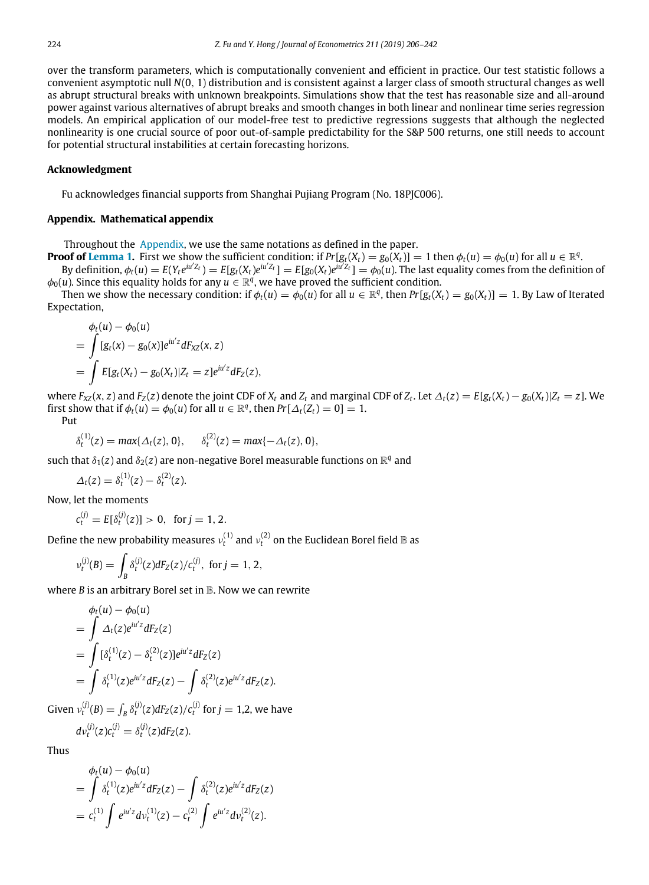over the transform parameters, which is computationally convenient and efficient in practice. Our test statistic follows a convenient asymptotic null $N(0, 1)$ distribution and is consistent against a larger class of smooth structural changes as well as abrupt structural breaks with unknown breakpoints. Simulations show that the test has reasonable size and all-around power against various alternatives of abrupt breaks and smooth changes in both linear and nonlinear time series regression models. An empirical application of our model-free test to predictive regressions suggests that although the neglected nonlinearity is one crucial source of poor out-of-sample predictability for the S&P 500 returns, one still needs to account for potential structural instabilities at certain forecasting horizons.

## Acknowledgment

Fu acknowledges financial supports from Shanghai Pujiang Program (No. 18PJC006).

## Appendix. Mathematical appendix

Throughout the Appendix, we use the same notations as defined in the paper.

**Proof of Lemma 1.** First we show the sufficient condition: if $Pr[g_t(X_t) = g_0(X_t)] = 1$ then $\phi_t(u) = \phi_0(u)$ for all $u \in \mathbb{R}^q$.

By definition, $\phi_t(u) = E(Y_t e^{iu'Z_t}) = E[g_t(X_t)e^{iu'Z_t}] = E[g_0(X_t)e^{iu'Z_t}] = \phi_0(u)$. The last equality comes from the definition of $\phi_0(u)$. Since this equality holds for any $u \in \mathbb{R}^q$, we have proved the sufficient condition.

Then we show the necessary condition: if $\phi_t(u) = \phi_0(u)$ for all $u \in \mathbb{R}^q$, then $Pr[g_t(X_t) = g_0(X_t)] = 1$. By Law of Iterated Expectation,

$$
\begin{aligned}
&\phi_t(u) - \phi_0(u) \\
&= \int [g_t(x) - g_0(x)]e^{iu'z} dF_{XZ}(x, z) \\
&= \int E[g_t(X_t) - g_0(X_t)|Z_t = z]e^{iu'z} dF_Z(z),
\end{aligned}
$$

where $F_{XZ}(x, z)$ and $F_Z(z)$ denote the joint CDF of $X_t$ and $Z_t$ and marginal CDF of $Z_t$. Let $\Delta_t(z) = E[g_t(X_t) - g_0(X_t)|Z_t = z]$. We first show that if $\phi_t(u) = \phi_0(u)$ for all $u \in \mathbb{R}^q$, then $Pr[\Delta_t(Z_t) = 0] = 1$.

Put

$$
\delta_t^{(1)}(z) = max\{\Delta_t(z), 0\}, \qquad \delta_t^{(2)}(z) = max\{-\Delta_t(z), 0\},
$$

such that $\delta_1(z)$ and $\delta_2(z)$ are non-negative Borel measurable functions on $\mathbb{R}^q$ and

$$
\Delta_t(z) = \delta_t^{(1)}(z) - \delta_t^{(2)}(z).
$$

Now, let the moments

$$
c_t^{(j)} = E[\delta_t^{(j)}(z)] > 0, \quad \text{for } j = 1, 2.
$$

Define the new probability measures $\nu_t^{(1)}$ and $\nu_t^{(2)}$ on the Euclidean Borel field $\mathbb{B}$ as

$$
\nu_t^{(j)}(B) = \int_B \delta_t^{(j)}(z) dF_Z(z)/c_t^{(j)}, \text{ for } j = 1, 2,
$$

where $B$ is an arbitrary Borel set in $\mathbb{B}$. Now we can rewrite

$$
\begin{aligned}
&\phi_t(u) - \phi_0(u) \\
&= \int \Delta_t(z)e^{iu'z} dF_Z(z) \\
&= \int [\delta_t^{(1)}(z) - \delta_t^{(2)}(z)]e^{iu'z} dF_Z(z) \\
&= \int \delta_t^{(1)}(z)e^{iu'z} dF_Z(z) - \int \delta_t^{(2)}(z)e^{iu'z} dF_Z(z).
\end{aligned}
$$

Given $\nu_t^{(j)}(B) = \int_B \delta_t^{(j)}(z) dF_Z(z)/c_t^{(j)}$ for $j = 1,2$, we have

$$
d\nu_t^{(j)}(z)c_t^{(j)} = \delta_t^{(j)}(z) dF_Z(z).
$$

Thus

$$
\begin{aligned}
&\phi_t(u) - \phi_0(u) \\
&= \int \delta_t^{(1)}(z)e^{iu'z} dF_Z(z) - \int \delta_t^{(2)}(z)e^{iu'z} dF_Z(z) \\
&= c_t^{(1)} \int e^{iu'z} d\nu_t^{(1)}(z) - c_t^{(2)} \int e^{iu'z} d\nu_t^{(2)}(z).
\end{aligned}
$$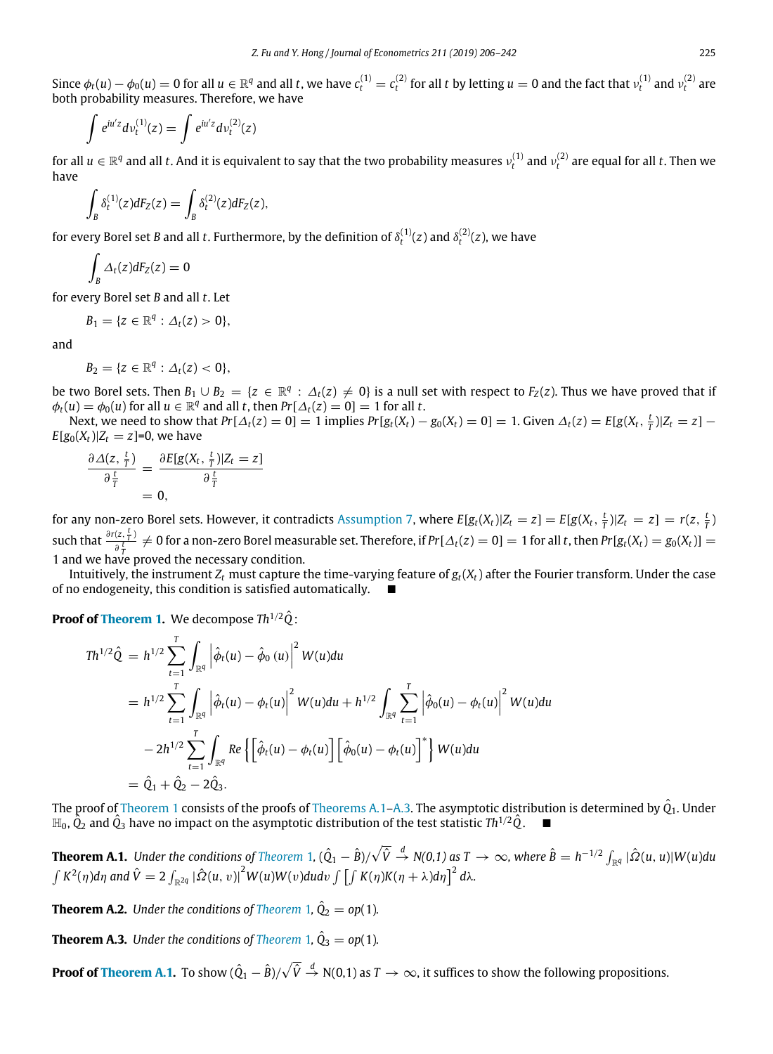Since $\phi_t(u) - \phi_0(u) = 0$ for all $u \in \mathbb{R}^q$ and all $t$, we have $c_t^{(1)} = c_t^{(2)}$ for all $t$ by letting $u = 0$ and the fact that $\nu_t^{(1)}$ and $\nu_t^{(2)}$ are both probability measures. Therefore, we have

$$\int e^{iu'z} d\nu_t^{(1)}(z) = \int e^{iu'z} d\nu_t^{(2)}(z)$$

for all $u \in \mathbb{R}^q$ and all $t$. And it is equivalent to say that the two probability measures $\nu_t^{(1)}$ and $\nu_t^{(2)}$ are equal for all $t$. Then we have

$$\int_B \delta_t^{(1)}(z) dF_Z(z) = \int_B \delta_t^{(2)}(z) dF_Z(z),$$

for every Borel set $B$ and all $t$. Furthermore, by the definition of $\delta_t^{(1)}(z)$ and $\delta_t^{(2)}(z)$, we have

$$\int_B \Delta_t(z) dF_Z(z) = 0$$

for every Borel set $B$ and all $t$. Let

$$B_1 = \{z \in \mathbb{R}^q : \Delta_t(z) > 0\},$$

and

$$B_2 = \{z \in \mathbb{R}^q : \Delta_t(z) < 0\},$$

be two Borel sets. Then $B_1 \cup B_2 = \{z \in \mathbb{R}^q : \Delta_t(z) \neq 0\}$ is a null set with respect to $F_Z(z)$. Thus we have proved that if $\phi_t(u) = \phi_0(u)$ for all $u \in \mathbb{R}^q$ and all $t$, then $Pr[\Delta_t(z) = 0] = 1$ for all $t$.

Next, we need to show that $Pr[\Delta_t(z) = 0] = 1$ implies $Pr[g_t(X_t) - g_0(X_t) = 0] = 1$. Given $\Delta_t(z) = E[g(X_t, \frac{t}{T})|Z_t = z] - E[g_0(X_t)|Z_t = z]$=0, we have

$$\begin{aligned}
\frac{\partial \Delta(z, \frac{t}{T})}{\partial \frac{t}{T}} &= \frac{\partial E[g(X_t, \frac{t}{T})|Z_t = z]}{\partial \frac{t}{T}} \\
&= 0,
\end{aligned}$$

for any non-zero Borel sets. However, it contradicts Assumption 7, where $E[g_t(X_t)|Z_t = z] = E[g(X_t, \frac{t}{T})|Z_t = z] = r(z, \frac{t}{T})$ such that $\frac{\partial r(z, \frac{t}{T})}{\partial \frac{t}{T}} \neq 0$ for a non-zero Borel measurable set. Therefore, if $Pr[\Delta_t(z) = 0] = 1$ for all $t$, then $Pr[g_t(X_t) = g_0(X_t)] = 1$ and we have proved the necessary condition.

Intuitively, the instrument $Z_t$ must capture the time-varying feature of $g_t(X_t)$ after the Fourier transform. Under the case of no endogeneity, this condition is satisfied automatically. ■

**Proof of Theorem 1.** We decompose $Th^{1/2}\hat{Q}$:

$$\begin{aligned}
Th^{1/2}\hat{Q} &= h^{1/2} \sum_{t=1}^{T} \int_{\mathbb{R}^q} \left| \hat{\phi}_t(u) - \hat{\phi}_0(u) \right|^2 W(u) du \\
&= h^{1/2} \sum_{t=1}^{T} \int_{\mathbb{R}^q} \left| \hat{\phi}_t(u) - \phi_t(u) \right|^2 W(u) du + h^{1/2} \int_{\mathbb{R}^q} \sum_{t=1}^{T} \left| \hat{\phi}_0(u) - \phi_t(u) \right|^2 W(u) du \\
&\quad - 2h^{1/2} \sum_{t=1}^{T} \int_{\mathbb{R}^q} Re \left\{ \left[ \hat{\phi}_t(u) - \phi_t(u) \right] \left[ \hat{\phi}_0(u) - \phi_t(u) \right]^* \right\} W(u) du \\
&= \hat{Q}_1 + \hat{Q}_2 - 2\hat{Q}_3.
\end{aligned}$$

The proof of Theorem 1 consists of the proofs of Theorems A.1–A.3. The asymptotic distribution is determined by $\hat{Q}_1$. Under $\mathbb{H}_0$, $\hat{Q}_2$ and $\hat{Q}_3$ have no impact on the asymptotic distribution of the test statistic $Th^{1/2}\hat{Q}$. ■

**Theorem A.1.** *Under the conditions of Theorem 1, $(\hat{Q}_1 - \hat{B})/\sqrt{\hat{V}} \xrightarrow{d} N(0,1)$ as $T \to \infty$, where $\hat{B} = h^{-1/2} \int_{\mathbb{R}^q} |\hat{\Omega}(u, u)| W(u) du \int K^2(\eta) d\eta$ and $\hat{V} = 2 \int_{\mathbb{R}^{2q}} |\hat{\Omega}(u, v)|^2 W(u) W(v) du dv \int \left[ \int K(\eta) K(\eta + \lambda) d\eta \right]^2 d\lambda$.*

**Theorem A.2.** *Under the conditions of Theorem 1, $\hat{Q}_2 = op(1)$.*

**Theorem A.3.** *Under the conditions of Theorem 1, $\hat{Q}_3 = op(1)$.*

**Proof of Theorem A.1.** To show $(\hat{Q}_1 - \hat{B})/\sqrt{\hat{V}} \xrightarrow{d} N(0,1)$ as $T \to \infty$, it suffices to show the following propositions.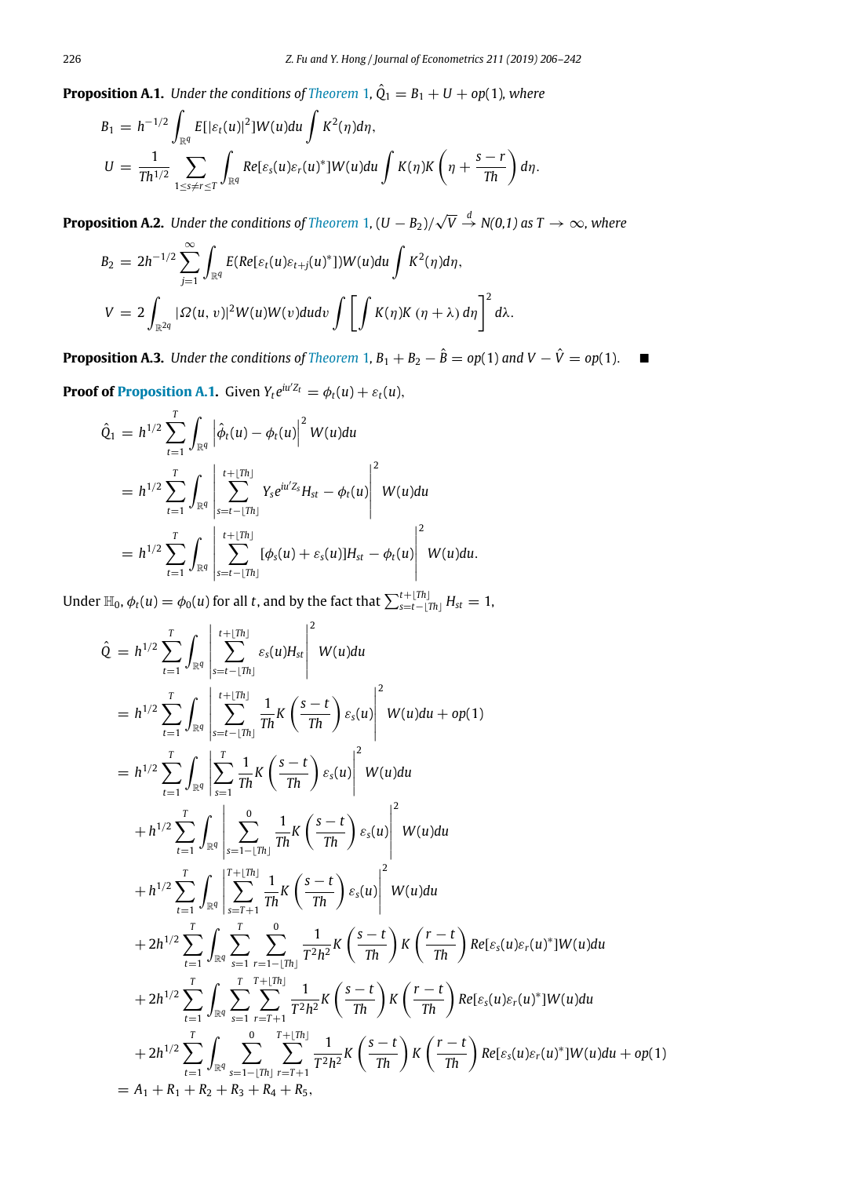**Proposition A.1.** *Under the conditions of Theorem 1, $\hat{Q}_1 = B_1 + U + op(1)$, where*

$$
B_1 = h^{-1/2} \int_{\mathbb{R}^q} E[|\varepsilon_t(u)|^2] W(u) du \int K^2(\eta) d\eta,
$$

$$
U = \frac{1}{Th^{1/2}} \sum_{1 \le s \ne r \le T} \int_{\mathbb{R}^q} Re[\varepsilon_s(u)\varepsilon_r(u)^*] W(u) du \int K(\eta) K\left(\eta + \frac{s-r}{Th}\right) d\eta.
$$

**Proposition A.2.** *Under the conditions of Theorem 1, $(U - B_2)/\sqrt{V} \xrightarrow{d} N(0,1)$ as $T \to \infty$, where*

$$
B_2 = 2h^{-1/2} \sum_{j=1}^{\infty} \int_{\mathbb{R}^q} E(Re[\varepsilon_t(u)\varepsilon_{t+j}(u)^*]) W(u) du \int K^2(\eta) d\eta,
$$

$$
V = 2 \int_{\mathbb{R}^{2q}} |\Omega(u,v)|^2 W(u) W(v) du dv \int \left[ \int K(\eta) K(\eta + \lambda) d\eta \right]^2 d\lambda.
$$

**Proposition A.3.** *Under the conditions of Theorem 1, $B_1 + B_2 - \hat{B} = op(1)$ and $V - \hat{V} = op(1)$.* ■

**Proof of Proposition A.1.** Given $Y_t e^{iu'Z_t} = \phi_t(u) + \varepsilon_t(u)$,

$$
\begin{aligned}
\hat{Q}_1 &= h^{1/2} \sum_{t=1}^{T} \int_{\mathbb{R}^q} \left| \hat{\phi}_t(u) - \phi_t(u) \right|^2 W(u) du \\
&= h^{1/2} \sum_{t=1}^{T} \int_{\mathbb{R}^q} \left| \sum_{s=t-\lfloor Th \rfloor}^{t+\lfloor Th \rfloor} Y_s e^{iu'Z_s} H_{st} - \phi_t(u) \right|^2 W(u) du \\
&= h^{1/2} \sum_{t=1}^{T} \int_{\mathbb{R}^q} \left| \sum_{s=t-\lfloor Th \rfloor}^{t+\lfloor Th \rfloor} [\phi_s(u) + \varepsilon_s(u)] H_{st} - \phi_t(u) \right|^2 W(u) du.
\end{aligned}
$$

Under $\mathbb{H}_0$, $\phi_t(u) = \phi_0(u)$ for all $t$, and by the fact that $\sum_{s=t-\lfloor Th \rfloor}^{t+\lfloor Th \rfloor} H_{st} = 1$,

$$
\begin{aligned}
\hat{Q} &= h^{1/2} \sum_{t=1}^{T} \int_{\mathbb{R}^q} \left| \sum_{s=t-\lfloor Th \rfloor}^{t+\lfloor Th \rfloor} \varepsilon_s(u) H_{st} \right|^2 W(u) du \\
&= h^{1/2} \sum_{t=1}^{T} \int_{\mathbb{R}^q} \left| \sum_{s=t-\lfloor Th \rfloor}^{t+\lfloor Th \rfloor} \frac{1}{Th} K\left(\frac{s-t}{Th}\right) \varepsilon_s(u) \right|^2 W(u) du + op(1) \\
&= h^{1/2} \sum_{t=1}^{T} \int_{\mathbb{R}^q} \left| \sum_{s=1}^{T} \frac{1}{Th} K\left(\frac{s-t}{Th}\right) \varepsilon_s(u) \right|^2 W(u) du \\
&\quad + h^{1/2} \sum_{t=1}^{T} \int_{\mathbb{R}^q} \left| \sum_{s=1-\lfloor Th \rfloor}^{0} \frac{1}{Th} K\left(\frac{s-t}{Th}\right) \varepsilon_s(u) \right|^2 W(u) du \\
&\quad + h^{1/2} \sum_{t=1}^{T} \int_{\mathbb{R}^q} \left| \sum_{s=T+1}^{T+\lfloor Th \rfloor} \frac{1}{Th} K\left(\frac{s-t}{Th}\right) \varepsilon_s(u) \right|^2 W(u) du \\
&\quad + 2h^{1/2} \sum_{t=1}^{T} \int_{\mathbb{R}^q} \sum_{s=1}^{T} \sum_{r=1-\lfloor Th \rfloor}^{0} \frac{1}{T^2h^2} K\left(\frac{s-t}{Th}\right) K\left(\frac{r-t}{Th}\right) Re[\varepsilon_s(u)\varepsilon_r(u)^*] W(u) du \\
&\quad + 2h^{1/2} \sum_{t=1}^{T} \int_{\mathbb{R}^q} \sum_{s=1}^{T} \sum_{r=T+1}^{T+\lfloor Th \rfloor} \frac{1}{T^2h^2} K\left(\frac{s-t}{Th}\right) K\left(\frac{r-t}{Th}\right) Re[\varepsilon_s(u)\varepsilon_r(u)^*] W(u) du \\
&\quad + 2h^{1/2} \sum_{t=1}^{T} \int_{\mathbb{R}^q} \sum_{s=1-\lfloor Th \rfloor}^{0} \sum_{r=T+1}^{T+\lfloor Th \rfloor} \frac{1}{T^2h^2} K\left(\frac{s-t}{Th}\right) K\left(\frac{r-t}{Th}\right) Re[\varepsilon_s(u)\varepsilon_r(u)^*] W(u) du + op(1) \\
&= A_1 + R_1 + R_2 + R_3 + R_4 + R_5,
\end{aligned}
$$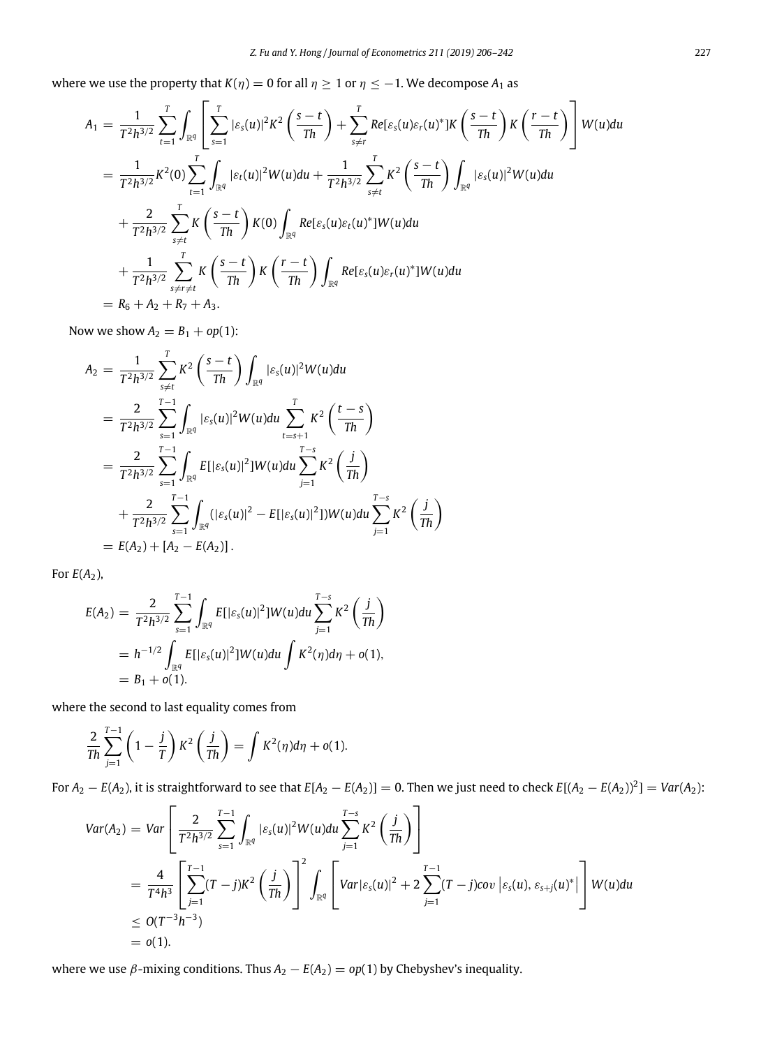where we use the property that $K(\eta) = 0$ for all $\eta \geq 1$ or $\eta \leq -1$. We decompose $A_1$ as

$$
\begin{aligned}
A_1 &= \frac{1}{T^2 h^{3/2}} \sum_{t=1}^{T} \int_{\mathbb{R}^q} \left[ \sum_{s=1}^{T} |\varepsilon_s(u)|^2 K^2\left(\frac{s-t}{Th}\right) + \sum_{s \neq r}^{T} Re[\varepsilon_s(u)\varepsilon_r(u)^*] K\left(\frac{s-t}{Th}\right) K\left(\frac{r-t}{Th}\right) \right] W(u) du \\
&= \frac{1}{T^2 h^{3/2}} K^2(0) \sum_{t=1}^{T} \int_{\mathbb{R}^q} |\varepsilon_t(u)|^2 W(u) du + \frac{1}{T^2 h^{3/2}} \sum_{s \neq t}^{T} K^2\left(\frac{s-t}{Th}\right) \int_{\mathbb{R}^q} |\varepsilon_s(u)|^2 W(u) du \\
&\quad + \frac{2}{T^2 h^{3/2}} \sum_{s \neq t}^{T} K\left(\frac{s-t}{Th}\right) K(0) \int_{\mathbb{R}^q} Re[\varepsilon_s(u)\varepsilon_t(u)^*] W(u) du \\
&\quad + \frac{1}{T^2 h^{3/2}} \sum_{s \neq r \neq t}^{T} K\left(\frac{s-t}{Th}\right) K\left(\frac{r-t}{Th}\right) \int_{\mathbb{R}^q} Re[\varepsilon_s(u)\varepsilon_r(u)^*] W(u) du \\
&= R_6 + A_2 + R_7 + A_3.
\end{aligned}
$$

Now we show $A_2 = B_1 + op(1)$:

$$
\begin{aligned}
A_2 &= \frac{1}{T^2 h^{3/2}} \sum_{s \neq t}^{T} K^2\left(\frac{s-t}{Th}\right) \int_{\mathbb{R}^q} |\varepsilon_s(u)|^2 W(u) du \\
&= \frac{2}{T^2 h^{3/2}} \sum_{s=1}^{T-1} \int_{\mathbb{R}^q} |\varepsilon_s(u)|^2 W(u) du \sum_{t=s+1}^{T} K^2\left(\frac{t-s}{Th}\right) \\
&= \frac{2}{T^2 h^{3/2}} \sum_{s=1}^{T-1} \int_{\mathbb{R}^q} E[|\varepsilon_s(u)|^2] W(u) du \sum_{j=1}^{T-s} K^2\left(\frac{j}{Th}\right) \\
&\quad + \frac{2}{T^2 h^{3/2}} \sum_{s=1}^{T-1} \int_{\mathbb{R}^q} (|\varepsilon_s(u)|^2 - E[|\varepsilon_s(u)|^2]) W(u) du \sum_{j=1}^{T-s} K^2\left(\frac{j}{Th}\right) \\
&= E(A_2) + [A_2 - E(A_2)].
\end{aligned}
$$

For $E(A_2)$,

$$
\begin{aligned}
E(A_2) &= \frac{2}{T^2 h^{3/2}} \sum_{s=1}^{T-1} \int_{\mathbb{R}^q} E[|\varepsilon_s(u)|^2] W(u) du \sum_{j=1}^{T-s} K^2\left(\frac{j}{Th}\right) \\
&= h^{-1/2} \int_{\mathbb{R}^q} E[|\varepsilon_s(u)|^2] W(u) du \int K^2(\eta) d\eta + o(1), \\
&= B_1 + o(1).
\end{aligned}
$$

where the second to last equality comes from

$$
\frac{2}{Th} \sum_{j=1}^{T-1} \left(1 - \frac{j}{T}\right) K^2\left(\frac{j}{Th}\right) = \int K^2(\eta) d\eta + o(1).
$$

For $A_2 - E(A_2)$, it is straightforward to see that $E[A_2 - E(A_2)] = 0$. Then we just need to check $E[(A_2 - E(A_2))^2] = Var(A_2)$:

$$
\begin{aligned}
Var(A_2) &= Var\left[ \frac{2}{T^2 h^{3/2}} \sum_{s=1}^{T-1} \int_{\mathbb{R}^q} |\varepsilon_s(u)|^2 W(u) du \sum_{j=1}^{T-s} K^2\left(\frac{j}{Th}\right) \right] \\
&= \frac{4}{T^4 h^3} \left[ \sum_{j=1}^{T-1} (T-j) K^2\left(\frac{j}{Th}\right) \right]^2 \int_{\mathbb{R}^q} \left[ Var|\varepsilon_s(u)|^2 + 2 \sum_{j=1}^{T-1} (T-j) cov\left|\varepsilon_s(u), \varepsilon_{s+j}(u)^*\right| \right] W(u) du \\
&\leq O(T^{-3} h^{-3}) \\
&= o(1).
\end{aligned}
$$

where we use $\beta$-mixing conditions. Thus $A_2 - E(A_2) = op(1)$ by Chebyshev's inequality.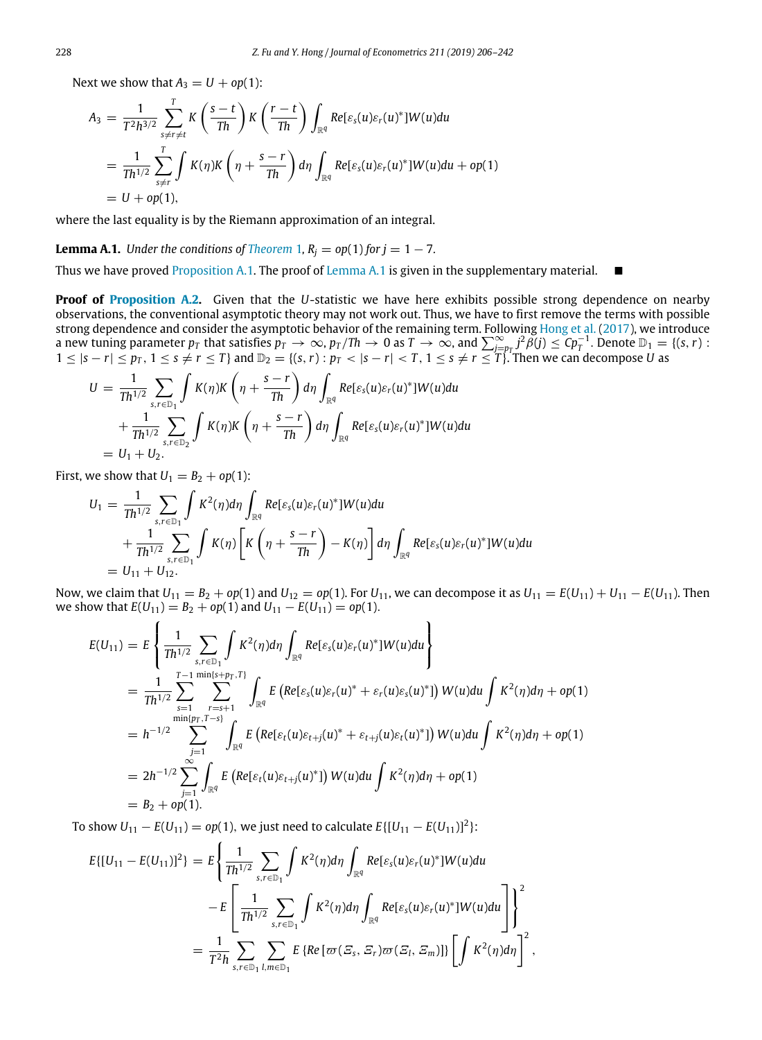Next we show that $A_3 = U + op(1)$:

$$
\begin{aligned}
A_3 &= \frac{1}{T^2 h^{3/2}} \sum_{s \neq r \neq t}^{T} K\left(\frac{s-t}{Th}\right) K\left(\frac{r-t}{Th}\right) \int_{\mathbb{R}^q} Re[\varepsilon_s(u)\varepsilon_r(u)^*]W(u)du \\
&= \frac{1}{Th^{1/2}} \sum_{s \neq r}^{T} \int K(\eta) K\left(\eta + \frac{s-r}{Th}\right) d\eta \int_{\mathbb{R}^q} Re[\varepsilon_s(u)\varepsilon_r(u)^*]W(u)du + op(1) \\
&= U + op(1),
\end{aligned}
$$

where the last equality is by the Riemann approximation of an integral.

**Lemma A.1.** *Under the conditions of Theorem 1, $R_j = op(1)$ for $j = 1 - 7$.*

Thus we have proved Proposition A.1. The proof of Lemma A.1 is given in the supplementary material. ■

**Proof of Proposition A.2.** Given that the $U$-statistic we have here exhibits possible strong dependence on nearby observations, the conventional asymptotic theory may not work out. Thus, we have to first remove the terms with possible strong dependence and consider the asymptotic behavior of the remaining term. Following Hong et al. (2017), we introduce a new tuning parameter $p_T$ that satisfies $p_T \to \infty$, $p_T/Th \to 0$ as $T \to \infty$, and $\sum_{j=p_T}^{\infty} j^2 \beta(j) \leq C p_T^{-1}$. Denote $\mathbb{D}_1 = \{(s, r) : 1 \leq |s-r| \leq p_T, 1 \leq s \neq r \leq T\}$ and $\mathbb{D}_2 = \{(s, r) : p_T < |s-r| < T, 1 \leq s \neq r \leq T\}$. Then we can decompose $U$ as

$$
\begin{aligned}
U &= \frac{1}{Th^{1/2}} \sum_{s,r \in \mathbb{D}_1} \int K(\eta) K\left(\eta + \frac{s-r}{Th}\right) d\eta \int_{\mathbb{R}^q} Re[\varepsilon_s(u)\varepsilon_r(u)^*]W(u)du \\
&\quad + \frac{1}{Th^{1/2}} \sum_{s,r \in \mathbb{D}_2} \int K(\eta) K\left(\eta + \frac{s-r}{Th}\right) d\eta \int_{\mathbb{R}^q} Re[\varepsilon_s(u)\varepsilon_r(u)^*]W(u)du \\
&= U_1 + U_2.
\end{aligned}
$$

First, we show that $U_1 = B_2 + op(1)$:

$$
\begin{aligned}
U_1 &= \frac{1}{Th^{1/2}} \sum_{s,r \in \mathbb{D}_1} \int K^2(\eta) d\eta \int_{\mathbb{R}^q} Re[\varepsilon_s(u)\varepsilon_r(u)^*]W(u)du \\
&\quad + \frac{1}{Th^{1/2}} \sum_{s,r \in \mathbb{D}_1} \int K(\eta) \left[K\left(\eta + \frac{s-r}{Th}\right) - K(\eta)\right] d\eta \int_{\mathbb{R}^q} Re[\varepsilon_s(u)\varepsilon_r(u)^*]W(u)du \\
&= U_{11} + U_{12}.
\end{aligned}
$$

Now, we claim that $U_{11} = B_2 + op(1)$ and $U_{12} = op(1)$. For $U_{11}$, we can decompose it as $U_{11} = E(U_{11}) + U_{11} - E(U_{11})$. Then we show that $E(U_{11}) = B_2 + op(1)$ and $U_{11} - E(U_{11}) = op(1)$.

$$
\begin{aligned}
E(U_{11}) &= E\left\{\frac{1}{Th^{1/2}} \sum_{s,r \in \mathbb{D}_1} \int K^2(\eta) d\eta \int_{\mathbb{R}^q} Re[\varepsilon_s(u)\varepsilon_r(u)^*]W(u)du\right\} \\
&= \frac{1}{Th^{1/2}} \sum_{s=1}^{T-1} \sum_{r=s+1}^{\min\{s+p_T, T\}} \int_{\mathbb{R}^q} E\left(Re[\varepsilon_s(u)\varepsilon_r(u)^* + \varepsilon_r(u)\varepsilon_s(u)^*]\right) W(u)du \int K^2(\eta) d\eta + op(1) \\
&= h^{-1/2} \sum_{j=1}^{\min\{p_T, T-s\}} \int_{\mathbb{R}^q} E\left(Re[\varepsilon_t(u)\varepsilon_{t+j}(u)^* + \varepsilon_{t+j}(u)\varepsilon_t(u)^*]\right) W(u)du \int K^2(\eta) d\eta + op(1) \\
&= 2h^{-1/2} \sum_{j=1}^{\infty} \int_{\mathbb{R}^q} E\left(Re[\varepsilon_t(u)\varepsilon_{t+j}(u)^*]\right) W(u)du \int K^2(\eta) d\eta + op(1) \\
&= B_2 + op(1).
\end{aligned}
$$

To show $U_{11} - E(U_{11}) = op(1)$, we just need to calculate $E\{[U_{11} - E(U_{11})]^2\}$:

$$
\begin{aligned}
E\{[U_{11} - E(U_{11})]^2\} &= E\Bigg\{\frac{1}{Th^{1/2}} \sum_{s,r \in \mathbb{D}_1} \int K^2(\eta) d\eta \int_{\mathbb{R}^q} Re[\varepsilon_s(u)\varepsilon_r(u)^*]W(u)du \\
&\quad - E\left[\frac{1}{Th^{1/2}} \sum_{s,r \in \mathbb{D}_1} \int K^2(\eta) d\eta \int_{\mathbb{R}^q} Re[\varepsilon_s(u)\varepsilon_r(u)^*]W(u)du\right]\Bigg\}^2 \\
&= \frac{1}{T^2 h} \sum_{s,r \in \mathbb{D}_1} \sum_{l,m \in \mathbb{D}_1} E\left\{Re\left[\varpi(\Xi_s, \Xi_r)\varpi(\Xi_l, \Xi_m)\right]\right\} \left[\int K^2(\eta) d\eta\right]^2,
\end{aligned}
$$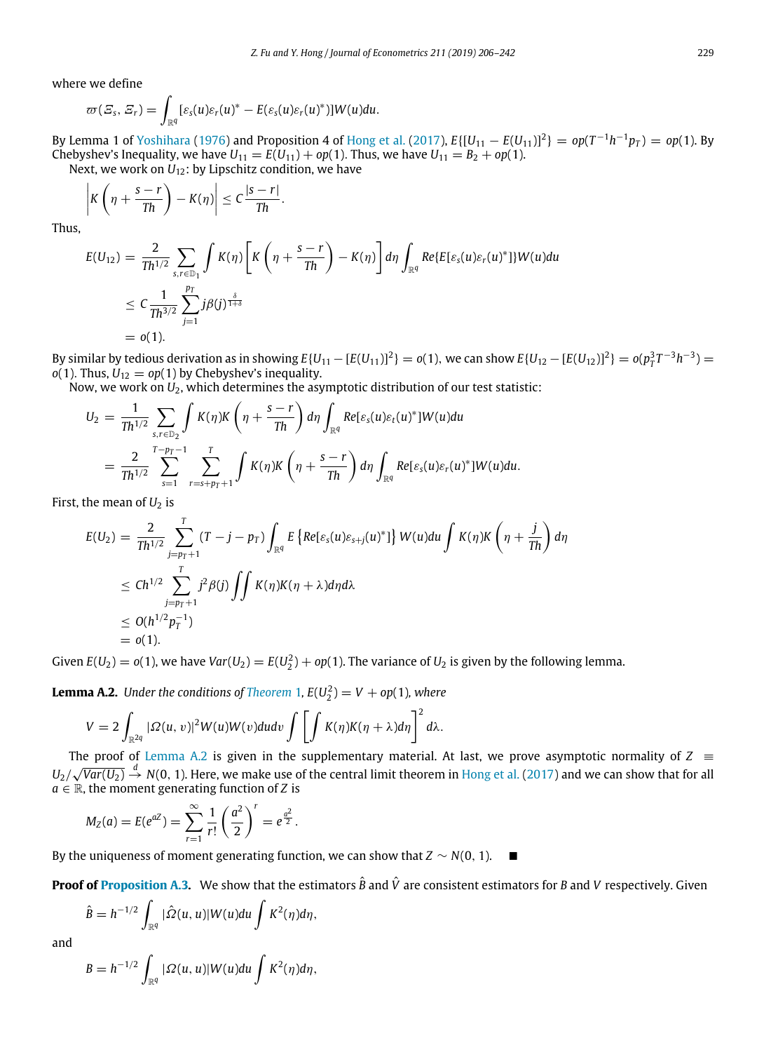where we define

$$\varpi(\Xi_s, \Xi_r) = \int_{\mathbb{R}^q} [\varepsilon_s(u)\varepsilon_r(u)^* - E(\varepsilon_s(u)\varepsilon_r(u)^*)]W(u)du.$$

By Lemma 1 of Yoshihara (1976) and Proposition 4 of Hong et al. (2017), $E\{[U_{11} - E(U_{11})]^2\} = op(T^{-1}h^{-1}p_T) = op(1)$. By Chebyshev's Inequality, we have $U_{11} = E(U_{11}) + op(1)$. Thus, we have $U_{11} = B_2 + op(1)$.

Next, we work on $U_{12}$: by Lipschitz condition, we have

$$\left| K\left(\eta + \frac{s-r}{Th}\right) - K(\eta) \right| \leq C\frac{|s-r|}{Th}.$$

Thus,

$$\begin{aligned}
E(U_{12}) &= \frac{2}{Th^{1/2}} \sum_{s,r\in\mathbb{D}_1} \int K(\eta)\left[K\left(\eta + \frac{s-r}{Th}\right) - K(\eta)\right] d\eta \int_{\mathbb{R}^q} Re\{E[\varepsilon_s(u)\varepsilon_r(u)^*]\}W(u)du \\
&\leq C\frac{1}{Th^{3/2}} \sum_{j=1}^{p_T} j\beta(j)^{\frac{\delta}{1+\delta}} \\
&= o(1).
\end{aligned}$$

By similar by tedious derivation as in showing $E\{U_{11} - [E(U_{11})]^2\} = o(1)$, we can show $E\{U_{12} - [E(U_{12})]^2\} = o(p_T^3 T^{-3} h^{-3}) = o(1)$. Thus, $U_{12} = op(1)$ by Chebyshev's inequality.

Now, we work on $U_2$, which determines the asymptotic distribution of our test statistic:

$$\begin{aligned}
U_2 &= \frac{1}{Th^{1/2}} \sum_{s,r\in\mathbb{D}_2} \int K(\eta)K\left(\eta + \frac{s-r}{Th}\right) d\eta \int_{\mathbb{R}^q} Re[\varepsilon_s(u)\varepsilon_t(u)^*]W(u)du \\
&= \frac{2}{Th^{1/2}} \sum_{s=1}^{T-p_T-1} \sum_{r=s+p_T+1}^{T} \int K(\eta)K\left(\eta + \frac{s-r}{Th}\right) d\eta \int_{\mathbb{R}^q} Re[\varepsilon_s(u)\varepsilon_r(u)^*]W(u)du.
\end{aligned}$$

First, the mean of $U_2$ is

$$\begin{aligned}
E(U_2) &= \frac{2}{Th^{1/2}} \sum_{j=p_T+1}^{T} (T - j - p_T) \int_{\mathbb{R}^q} E\left\{Re[\varepsilon_s(u)\varepsilon_{s+j}(u)^*]\right\} W(u)du \int K(\eta)K\left(\eta + \frac{j}{Th}\right) d\eta \\
&\leq Ch^{1/2} \sum_{j=p_T+1}^{T} j^2\beta(j) \iint K(\eta)K(\eta+\lambda)d\eta d\lambda \\
&\leq O(h^{1/2}p_T^{-1}) \\
&= o(1).
\end{aligned}$$

Given $E(U_2) = o(1)$, we have $Var(U_2) = E(U_2^2) + op(1)$. The variance of $U_2$ is given by the following lemma.

**Lemma A.2.** *Under the conditions of Theorem 1, $E(U_2^2) = V + op(1)$, where*

$$V = 2\int_{\mathbb{R}^{2q}} |\Omega(u, v)|^2 W(u)W(v)dudv \int \left[\int K(\eta)K(\eta + \lambda)d\eta\right]^2 d\lambda.$$

The proof of Lemma A.2 is given in the supplementary material. At last, we prove asymptotic normality of $Z \equiv U_2/\sqrt{Var(U_2)} \xrightarrow{d} N(0, 1)$. Here, we make use of the central limit theorem in Hong et al. (2017) and we can show that for all $a \in \mathbb{R}$, the moment generating function of $Z$ is

$$M_Z(a) = E(e^{aZ}) = \sum_{r=1}^{\infty} \frac{1}{r!}\left(\frac{a^2}{2}\right)^r = e^{\frac{a^2}{2}}.$$

By the uniqueness of moment generating function, we can show that $Z \sim N(0, 1)$. ∎

**Proof of Proposition A.3.** We show that the estimators $\hat{B}$ and $\hat{V}$ are consistent estimators for $B$ and $V$ respectively. Given

$$\hat{B} = h^{-1/2} \int_{\mathbb{R}^q} |\hat{\Omega}(u, u)|W(u)du \int K^2(\eta)d\eta,$$

and

$$B = h^{-1/2} \int_{\mathbb{R}^q} |\Omega(u, u)|W(u)du \int K^2(\eta)d\eta,$$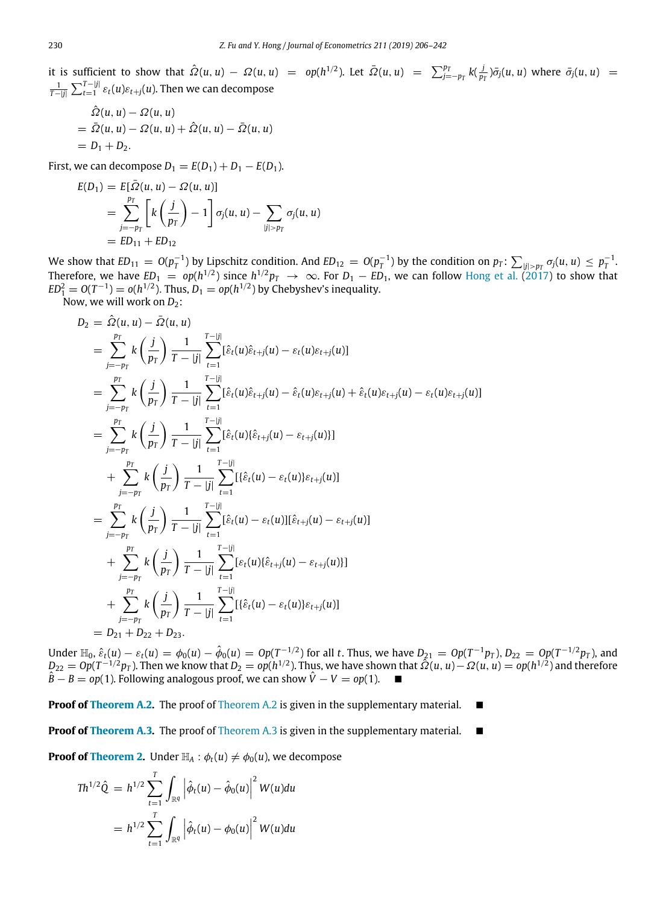it is sufficient to show that $\hat{\Omega}(u,u) - \Omega(u,u) = op(h^{1/2})$. Let $\bar{\Omega}(u,u) = \sum_{j=-p_T}^{p_T} k(\frac{j}{p_T})\bar{\sigma}_j(u,u)$ where $\bar{\sigma}_j(u,u) = \frac{1}{T-|j|}\sum_{t=1}^{T-|j|}\varepsilon_t(u)\varepsilon_{t+j}(u)$. Then we can decompose

$$
\begin{aligned}
&\hat{\Omega}(u,u) - \Omega(u,u) \\
&= \bar{\Omega}(u,u) - \Omega(u,u) + \hat{\Omega}(u,u) - \bar{\Omega}(u,u) \\
&= D_1 + D_2.
\end{aligned}
$$

First, we can decompose $D_1 = E(D_1) + D_1 - E(D_1)$.

$$
\begin{aligned}
E(D_1) &= E[\bar{\Omega}(u,u) - \Omega(u,u)] \\
&= \sum_{j=-p_T}^{p_T}\left[k\left(\frac{j}{p_T}\right) - 1\right]\sigma_j(u,u) - \sum_{|j|>p_T}\sigma_j(u,u) \\
&= ED_{11} + ED_{12}
\end{aligned}
$$

We show that $ED_{11} = O(p_T^{-1})$ by Lipschitz condition. And $ED_{12} = O(p_T^{-1})$ by the condition on $p_T$: $\sum_{|j|>p_T}\sigma_j(u,u) \le p_T^{-1}$. Therefore, we have $ED_1 = op(h^{1/2})$ since $h^{1/2}p_T \to \infty$. For $D_1 - ED_1$, we can follow Hong et al. (2017) to show that $ED_1^2 = O(T^{-1}) = o(h^{1/2})$. Thus, $D_1 = op(h^{1/2})$ by Chebyshev's inequality.

Now, we will work on $D_2$:

$$
\begin{aligned}
D_2 &= \hat{\Omega}(u,u) - \bar{\Omega}(u,u) \\
&= \sum_{j=-p_T}^{p_T} k\left(\frac{j}{p_T}\right)\frac{1}{T-|j|}\sum_{t=1}^{T-|j|}[\hat{\varepsilon}_t(u)\hat{\varepsilon}_{t+j}(u) - \varepsilon_t(u)\varepsilon_{t+j}(u)] \\
&= \sum_{j=-p_T}^{p_T} k\left(\frac{j}{p_T}\right)\frac{1}{T-|j|}\sum_{t=1}^{T-|j|}[\hat{\varepsilon}_t(u)\hat{\varepsilon}_{t+j}(u) - \hat{\varepsilon}_t(u)\varepsilon_{t+j}(u) + \hat{\varepsilon}_t(u)\varepsilon_{t+j}(u) - \varepsilon_t(u)\varepsilon_{t+j}(u)] \\
&= \sum_{j=-p_T}^{p_T} k\left(\frac{j}{p_T}\right)\frac{1}{T-|j|}\sum_{t=1}^{T-|j|}[\hat{\varepsilon}_t(u)\{\hat{\varepsilon}_{t+j}(u) - \varepsilon_{t+j}(u)\}] \\
&\quad + \sum_{j=-p_T}^{p_T} k\left(\frac{j}{p_T}\right)\frac{1}{T-|j|}\sum_{t=1}^{T-|j|}[\{\hat{\varepsilon}_t(u) - \varepsilon_t(u)\}\varepsilon_{t+j}(u)] \\
&= \sum_{j=-p_T}^{p_T} k\left(\frac{j}{p_T}\right)\frac{1}{T-|j|}\sum_{t=1}^{T-|j|}[\hat{\varepsilon}_t(u) - \varepsilon_t(u)][\hat{\varepsilon}_{t+j}(u) - \varepsilon_{t+j}(u)] \\
&\quad + \sum_{j=-p_T}^{p_T} k\left(\frac{j}{p_T}\right)\frac{1}{T-|j|}\sum_{t=1}^{T-|j|}[\varepsilon_t(u)\{\hat{\varepsilon}_{t+j}(u) - \varepsilon_{t+j}(u)\}] \\
&\quad + \sum_{j=-p_T}^{p_T} k\left(\frac{j}{p_T}\right)\frac{1}{T-|j|}\sum_{t=1}^{T-|j|}[\{\hat{\varepsilon}_t(u) - \varepsilon_t(u)\}\varepsilon_{t+j}(u)] \\
&= D_{21} + D_{22} + D_{23}.
\end{aligned}
$$

Under $\mathbb{H}_0$, $\hat{\varepsilon}_t(u) - \varepsilon_t(u) = \phi_0(u) - \hat{\phi}_0(u) = Op(T^{-1/2})$ for all $t$. Thus, we have $D_{21} = Op(T^{-1}p_T)$, $D_{22} = Op(T^{-1/2}p_T)$, and $D_{22} = Op(T^{-1/2}p_T)$. Then we know that $D_2 = op(h^{1/2})$. Thus, we have shown that $\hat{\Omega}(u,u) - \Omega(u,u) = op(h^{1/2})$ and therefore $\hat{B} - B = op(1)$. Following analogous proof, we can show $\hat{V} - V = op(1)$. ■

**Proof of Theorem A.2.** The proof of Theorem A.2 is given in the supplementary material. ■

**Proof of Theorem A.3.** The proof of Theorem A.3 is given in the supplementary material. ■

**Proof of Theorem 2.** Under $\mathbb{H}_A: \phi_t(u) \neq \phi_0(u)$, we decompose

$$
\begin{aligned}
Th^{1/2}\hat{Q} &= h^{1/2}\sum_{t=1}^{T}\int_{\mathbb{R}^q}\left|\hat{\phi}_t(u) - \hat{\phi}_0(u)\right|^2 W(u)du \\
&= h^{1/2}\sum_{t=1}^{T}\int_{\mathbb{R}^q}\left|\hat{\phi}_t(u) - \phi_0(u)\right|^2 W(u)du
\end{aligned}
$$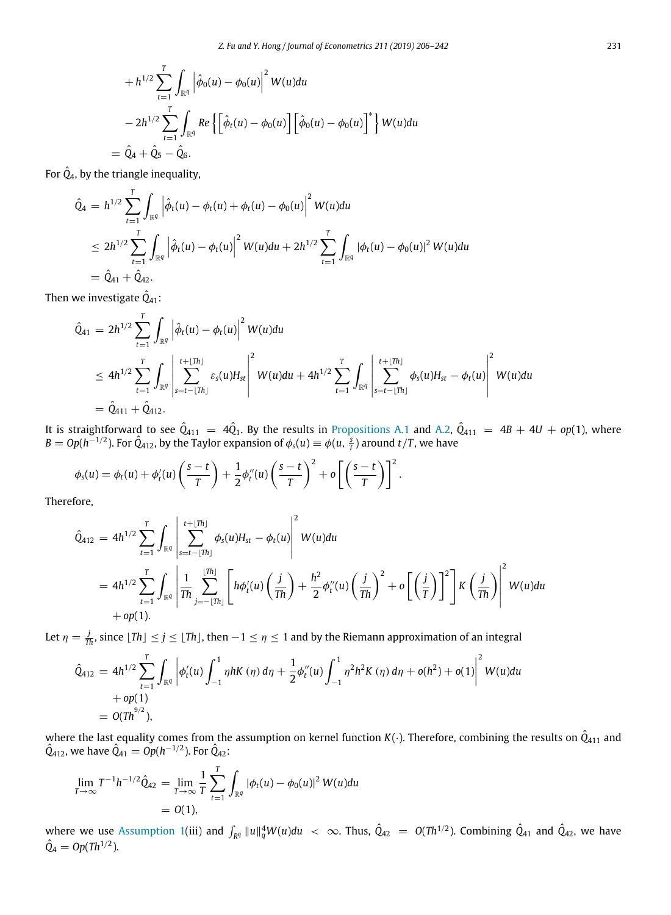$$
\begin{aligned}
&+ h^{1/2} \sum_{t=1}^{T} \int_{\mathbb{R}^q} \left| \hat{\phi}_0(u) - \phi_0(u) \right|^2 W(u)du \\
&- 2h^{1/2} \sum_{t=1}^{T} \int_{\mathbb{R}^q} Re \left\{ \left[ \hat{\phi}_t(u) - \phi_0(u) \right] \left[ \hat{\phi}_0(u) - \phi_0(u) \right]^* \right\} W(u)du \\
&= \hat{Q}_4 + \hat{Q}_5 - \hat{Q}_6.
\end{aligned}
$$

For $\hat{Q}_4$, by the triangle inequality,

$$
\begin{aligned}
\hat{Q}_4 &= h^{1/2} \sum_{t=1}^{T} \int_{\mathbb{R}^q} \left| \hat{\phi}_t(u) - \phi_t(u) + \phi_t(u) - \phi_0(u) \right|^2 W(u)du \\
&\le 2h^{1/2} \sum_{t=1}^{T} \int_{\mathbb{R}^q} \left| \hat{\phi}_t(u) - \phi_t(u) \right|^2 W(u)du + 2h^{1/2} \sum_{t=1}^{T} \int_{\mathbb{R}^q} \left| \phi_t(u) - \phi_0(u) \right|^2 W(u)du \\
&= \hat{Q}_{41} + \hat{Q}_{42}.
\end{aligned}
$$

Then we investigate $\hat{Q}_{41}$:

$$
\begin{aligned}
\hat{Q}_{41} &= 2h^{1/2} \sum_{t=1}^{T} \int_{\mathbb{R}^q} \left| \hat{\phi}_t(u) - \phi_t(u) \right|^2 W(u)du \\
&\le 4h^{1/2} \sum_{t=1}^{T} \int_{\mathbb{R}^q} \left| \sum_{s=t-\lfloor Th \rfloor}^{t+\lfloor Th \rfloor} \varepsilon_s(u) H_{st} \right|^2 W(u)du + 4h^{1/2} \sum_{t=1}^{T} \int_{\mathbb{R}^q} \left| \sum_{s=t-\lfloor Th \rfloor}^{t+\lfloor Th \rfloor} \phi_s(u) H_{st} - \phi_t(u) \right|^2 W(u)du \\
&= \hat{Q}_{411} + \hat{Q}_{412}.
\end{aligned}
$$

It is straightforward to see $\hat{Q}_{411} = 4\hat{Q}_1$. By the results in Propositions A.1 and A.2, $\hat{Q}_{411} = 4B + 4U + op(1)$, where $B = Op(h^{-1/2})$. For $\hat{Q}_{412}$, by the Taylor expansion of $\phi_s(u) \equiv \phi(u, \frac{s}{T})$ around $t/T$, we have

$$
\phi_s(u) = \phi_t(u) + \phi_t'(u) \left( \frac{s-t}{T} \right) + \frac{1}{2} \phi_t''(u) \left( \frac{s-t}{T} \right)^2 + o\left[ \left( \frac{s-t}{T} \right) \right]^2.
$$

Therefore,

$$
\begin{aligned}
\hat{Q}_{412} &= 4h^{1/2} \sum_{t=1}^{T} \int_{\mathbb{R}^q} \left| \sum_{s=t-\lfloor Th \rfloor}^{t+\lfloor Th \rfloor} \phi_s(u) H_{st} - \phi_t(u) \right|^2 W(u)du \\
&= 4h^{1/2} \sum_{t=1}^{T} \int_{\mathbb{R}^q} \left| \frac{1}{Th} \sum_{j=-\lfloor Th \rfloor}^{\lfloor Th \rfloor} \left[ h\phi_t'(u) \left( \frac{j}{Th} \right) + \frac{h^2}{2} \phi_t''(u) \left( \frac{j}{Th} \right)^2 + o\left[ \left( \frac{j}{T} \right) \right]^2 \right] K\left( \frac{j}{Th} \right) \right|^2 W(u)du \\
&\quad + op(1).
\end{aligned}
$$

Let $\eta = \frac{j}{Th}$, since $\lfloor Th \rfloor \le j \le \lfloor Th \rfloor$, then $-1 \le \eta \le 1$ and by the Riemann approximation of an integral

$$
\begin{aligned}
\hat{Q}_{412} &= 4h^{1/2} \sum_{t=1}^{T} \int_{\mathbb{R}^q} \left| \phi_t'(u) \int_{-1}^{1} \eta h K(\eta) d\eta + \frac{1}{2} \phi_t''(u) \int_{-1}^{1} \eta^2 h^2 K(\eta) d\eta + o(h^2) + o(1) \right|^2 W(u)du \\
&\quad + op(1) \\
&= O(Th^{9/2}),
\end{aligned}
$$

where the last equality comes from the assumption on kernel function $K(\cdot)$. Therefore, combining the results on $\hat{Q}_{411}$ and $\hat{Q}_{412}$, we have $\hat{Q}_{41} = Op(h^{-1/2})$. For $\hat{Q}_{42}$:

$$
\begin{aligned}
\lim_{T\to\infty} T^{-1} h^{-1/2} \hat{Q}_{42} &= \lim_{T\to\infty} \frac{1}{T} \sum_{t=1}^{T} \int_{\mathbb{R}^q} \left| \phi_t(u) - \phi_0(u) \right|^2 W(u)du \\
&= O(1),
\end{aligned}
$$

where we use Assumption 1(iii) and $\int_{R^q} \|u\|_q^4 W(u)du < \infty$. Thus, $\hat{Q}_{42} = O(Th^{1/2})$. Combining $\hat{Q}_{41}$ and $\hat{Q}_{42}$, we have $\hat{Q}_4 = Op(Th^{1/2})$.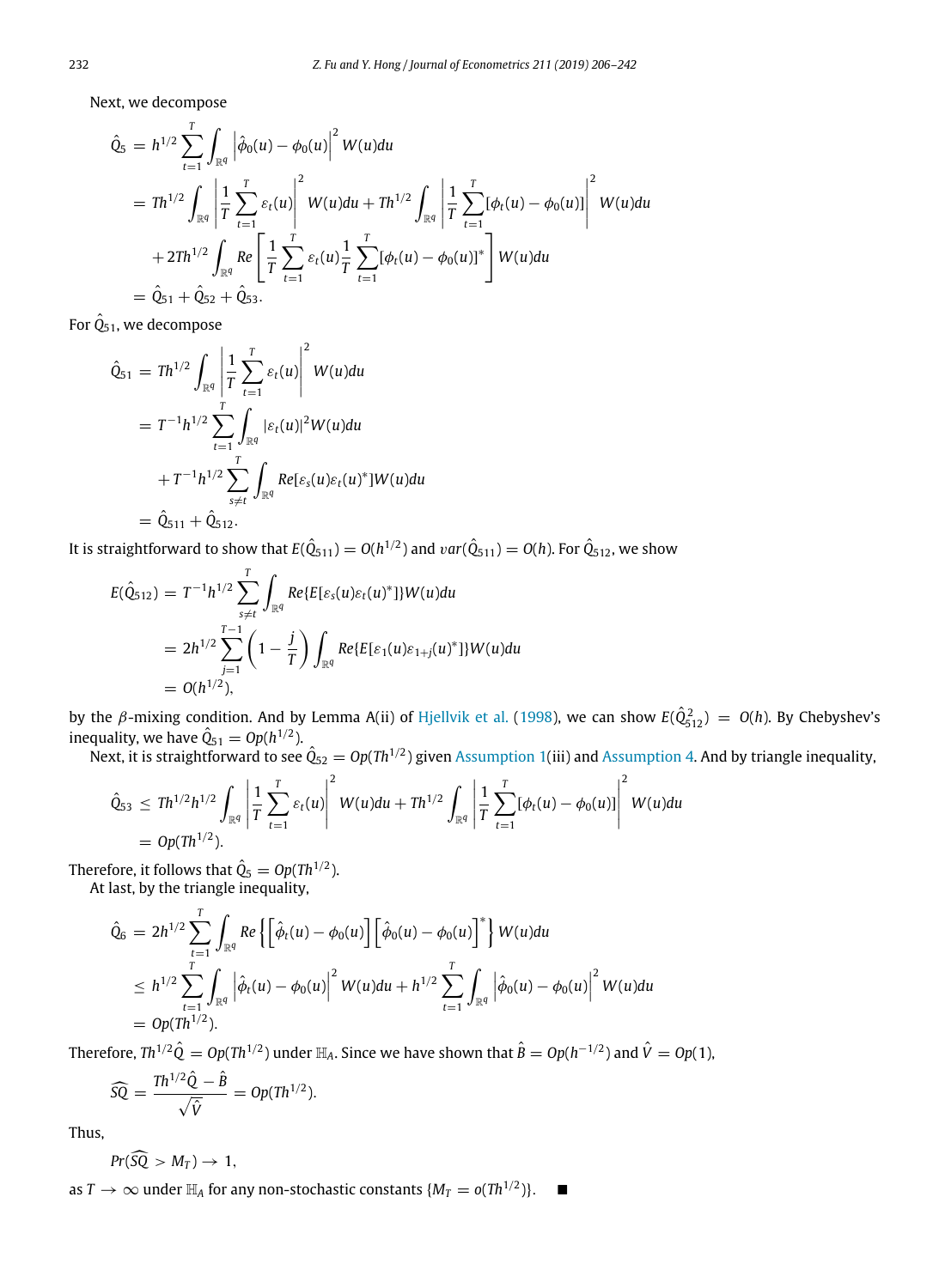Next, we decompose

$$
\begin{aligned}
\hat{Q}_5 &= h^{1/2} \sum_{t=1}^{T} \int_{\mathbb{R}^q} \left| \hat{\phi}_0(u) - \phi_0(u) \right|^2 W(u) du \\
&= T h^{1/2} \int_{\mathbb{R}^q} \left| \frac{1}{T} \sum_{t=1}^{T} \varepsilon_t(u) \right|^2 W(u) du + T h^{1/2} \int_{\mathbb{R}^q} \left| \frac{1}{T} \sum_{t=1}^{T} [\phi_t(u) - \phi_0(u)] \right|^2 W(u) du \\
&\quad + 2T h^{1/2} \int_{\mathbb{R}^q} Re \left[ \frac{1}{T} \sum_{t=1}^{T} \varepsilon_t(u) \frac{1}{T} \sum_{t=1}^{T} [\phi_t(u) - \phi_0(u)]^* \right] W(u) du \\
&= \hat{Q}_{51} + \hat{Q}_{52} + \hat{Q}_{53}.
\end{aligned}
$$

For $\hat{Q}_{51}$, we decompose

$$
\begin{aligned}
\hat{Q}_{51} &= T h^{1/2} \int_{\mathbb{R}^q} \left| \frac{1}{T} \sum_{t=1}^{T} \varepsilon_t(u) \right|^2 W(u) du \\
&= T^{-1} h^{1/2} \sum_{t=1}^{T} \int_{\mathbb{R}^q} |\varepsilon_t(u)|^2 W(u) du \\
&\quad + T^{-1} h^{1/2} \sum_{s \neq t}^{T} \int_{\mathbb{R}^q} Re[\varepsilon_s(u) \varepsilon_t(u)^*] W(u) du \\
&= \hat{Q}_{511} + \hat{Q}_{512}.
\end{aligned}
$$

It is straightforward to show that $E(\hat{Q}_{511}) = O(h^{1/2})$ and $var(\hat{Q}_{511}) = O(h)$. For $\hat{Q}_{512}$, we show

$$
\begin{aligned}
E(\hat{Q}_{512}) &= T^{-1} h^{1/2} \sum_{s \neq t}^{T} \int_{\mathbb{R}^q} Re\{E[\varepsilon_s(u) \varepsilon_t(u)^*]\} W(u) du \\
&= 2 h^{1/2} \sum_{j=1}^{T-1} \left(1 - \frac{j}{T}\right) \int_{\mathbb{R}^q} Re\{E[\varepsilon_1(u) \varepsilon_{1+j}(u)^*]\} W(u) du \\
&= O(h^{1/2}),
\end{aligned}
$$

by the $\beta$-mixing condition. And by Lemma A(ii) of Hjellvik et al. (1998), we can show $E(\hat{Q}_{512}^2) = O(h)$. By Chebyshev's inequality, we have $\hat{Q}_{51} = Op(h^{1/2})$.

Next, it is straightforward to see $\hat{Q}_{52} = Op(Th^{1/2})$ given Assumption 1(iii) and Assumption 4. And by triangle inequality,

$$
\begin{aligned}
\hat{Q}_{53} &\leq T h^{1/2} h^{1/2} \int_{\mathbb{R}^q} \left| \frac{1}{T} \sum_{t=1}^{T} \varepsilon_t(u) \right|^2 W(u) du + T h^{1/2} \int_{\mathbb{R}^q} \left| \frac{1}{T} \sum_{t=1}^{T} [\phi_t(u) - \phi_0(u)] \right|^2 W(u) du \\
&= Op(Th^{1/2}).
\end{aligned}
$$

Therefore, it follows that $\hat{Q}_5 = Op(Th^{1/2})$.

At last, by the triangle inequality,

$$
\begin{aligned}
\hat{Q}_6 &= 2 h^{1/2} \sum_{t=1}^{T} \int_{\mathbb{R}^q} Re \left\{ \left[ \hat{\phi}_t(u) - \phi_0(u) \right] \left[ \hat{\phi}_0(u) - \phi_0(u) \right]^* \right\} W(u) du \\
&\leq h^{1/2} \sum_{t=1}^{T} \int_{\mathbb{R}^q} \left| \hat{\phi}_t(u) - \phi_0(u) \right|^2 W(u) du + h^{1/2} \sum_{t=1}^{T} \int_{\mathbb{R}^q} \left| \hat{\phi}_0(u) - \phi_0(u) \right|^2 W(u) du \\
&= Op(Th^{1/2}).
\end{aligned}
$$

Therefore, $Th^{1/2} \hat{Q} = Op(Th^{1/2})$ under $\mathbb{H}_A$. Since we have shown that $\hat{B} = Op(h^{-1/2})$ and $\hat{V} = Op(1)$,

$$
\widehat{SQ} = \frac{Th^{1/2} \hat{Q} - \hat{B}}{\sqrt{\hat{V}}} = Op(Th^{1/2}).
$$

Thus,

$$
Pr(\widehat{SQ} > M_T) \to 1,
$$

as $T \to \infty$ under $\mathbb{H}_A$ for any non-stochastic constants $\{M_T = o(Th^{1/2})\}$. ■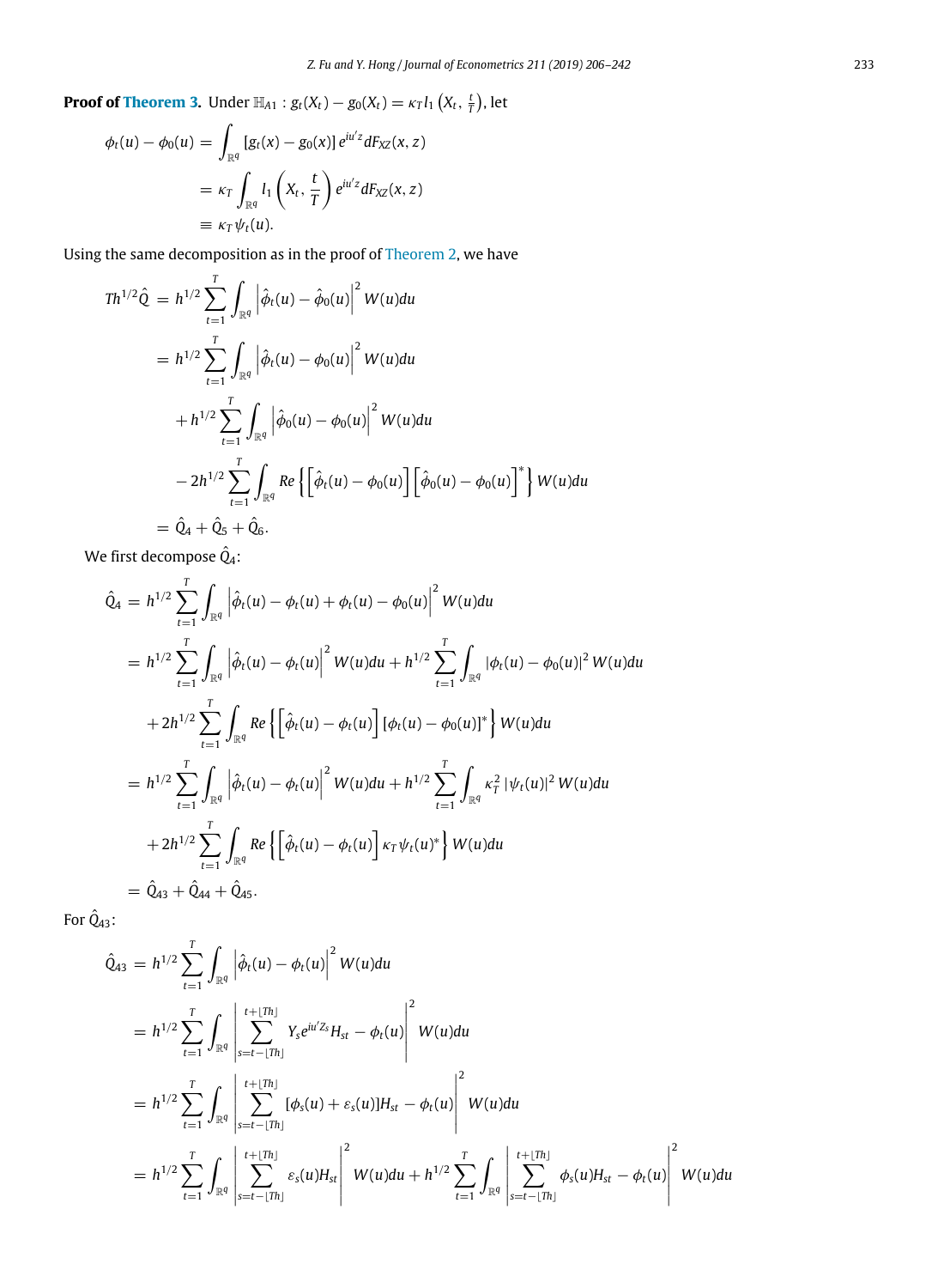**Proof of Theorem 3.** Under $\mathbb{H}_{A1}: g_t(X_t) - g_0(X_t) = \kappa_T l_1\left(X_t, \frac{t}{T}\right)$, let

$$
\begin{aligned}
\phi_t(u) - \phi_0(u) &= \int_{\mathbb{R}^q} [g_t(x) - g_0(x)]\, e^{iu'z} dF_{XZ}(x, z) \\
&= \kappa_T \int_{\mathbb{R}^q} l_1\left(X_t, \frac{t}{T}\right) e^{iu'z} dF_{XZ}(x, z) \\
&\equiv \kappa_T \psi_t(u).
\end{aligned}
$$

Using the same decomposition as in the proof of Theorem 2, we have

$$
\begin{aligned}
Th^{1/2}\hat{Q} &= h^{1/2} \sum_{t=1}^{T} \int_{\mathbb{R}^q} \left|\hat{\phi}_t(u) - \hat{\phi}_0(u)\right|^2 W(u) du \\
&= h^{1/2} \sum_{t=1}^{T} \int_{\mathbb{R}^q} \left|\hat{\phi}_t(u) - \phi_0(u)\right|^2 W(u) du \\
&\quad + h^{1/2} \sum_{t=1}^{T} \int_{\mathbb{R}^q} \left|\hat{\phi}_0(u) - \phi_0(u)\right|^2 W(u) du \\
&\quad - 2h^{1/2} \sum_{t=1}^{T} \int_{\mathbb{R}^q} Re\left\{\left[\hat{\phi}_t(u) - \phi_0(u)\right]\left[\hat{\phi}_0(u) - \phi_0(u)\right]^*\right\} W(u) du \\
&= \hat{Q}_4 + \hat{Q}_5 + \hat{Q}_6.
\end{aligned}
$$

We first decompose $\hat{Q}_4$:

$$
\begin{aligned}
\hat{Q}_4 &= h^{1/2} \sum_{t=1}^{T} \int_{\mathbb{R}^q} \left|\hat{\phi}_t(u) - \phi_t(u) + \phi_t(u) - \phi_0(u)\right|^2 W(u) du \\
&= h^{1/2} \sum_{t=1}^{T} \int_{\mathbb{R}^q} \left|\hat{\phi}_t(u) - \phi_t(u)\right|^2 W(u) du + h^{1/2} \sum_{t=1}^{T} \int_{\mathbb{R}^q} |\phi_t(u) - \phi_0(u)|^2 W(u) du \\
&\quad + 2h^{1/2} \sum_{t=1}^{T} \int_{\mathbb{R}^q} Re\left\{\left[\hat{\phi}_t(u) - \phi_t(u)\right][\phi_t(u) - \phi_0(u)]^*\right\} W(u) du \\
&= h^{1/2} \sum_{t=1}^{T} \int_{\mathbb{R}^q} \left|\hat{\phi}_t(u) - \phi_t(u)\right|^2 W(u) du + h^{1/2} \sum_{t=1}^{T} \int_{\mathbb{R}^q} \kappa_T^2 \left|\psi_t(u)\right|^2 W(u) du \\
&\quad + 2h^{1/2} \sum_{t=1}^{T} \int_{\mathbb{R}^q} Re\left\{\left[\hat{\phi}_t(u) - \phi_t(u)\right] \kappa_T \psi_t(u)^*\right\} W(u) du \\
&= \hat{Q}_{43} + \hat{Q}_{44} + \hat{Q}_{45}.
\end{aligned}
$$

For $\hat{Q}_{43}$:

$$
\begin{aligned}
\hat{Q}_{43} &= h^{1/2} \sum_{t=1}^{T} \int_{\mathbb{R}^q} \left|\hat{\phi}_t(u) - \phi_t(u)\right|^2 W(u) du \\
&= h^{1/2} \sum_{t=1}^{T} \int_{\mathbb{R}^q} \left|\sum_{s=t-\lfloor Th \rfloor}^{t+\lfloor Th \rfloor} Y_s e^{iu'Z_s} H_{st} - \phi_t(u)\right|^2 W(u) du \\
&= h^{1/2} \sum_{t=1}^{T} \int_{\mathbb{R}^q} \left|\sum_{s=t-\lfloor Th \rfloor}^{t+\lfloor Th \rfloor} [\phi_s(u) + \varepsilon_s(u)] H_{st} - \phi_t(u)\right|^2 W(u) du \\
&= h^{1/2} \sum_{t=1}^{T} \int_{\mathbb{R}^q} \left|\sum_{s=t-\lfloor Th \rfloor}^{t+\lfloor Th \rfloor} \varepsilon_s(u) H_{st}\right|^2 W(u) du + h^{1/2} \sum_{t=1}^{T} \int_{\mathbb{R}^q} \left|\sum_{s=t-\lfloor Th \rfloor}^{t+\lfloor Th \rfloor} \phi_s(u) H_{st} - \phi_t(u)\right|^2 W(u) du
\end{aligned}
$$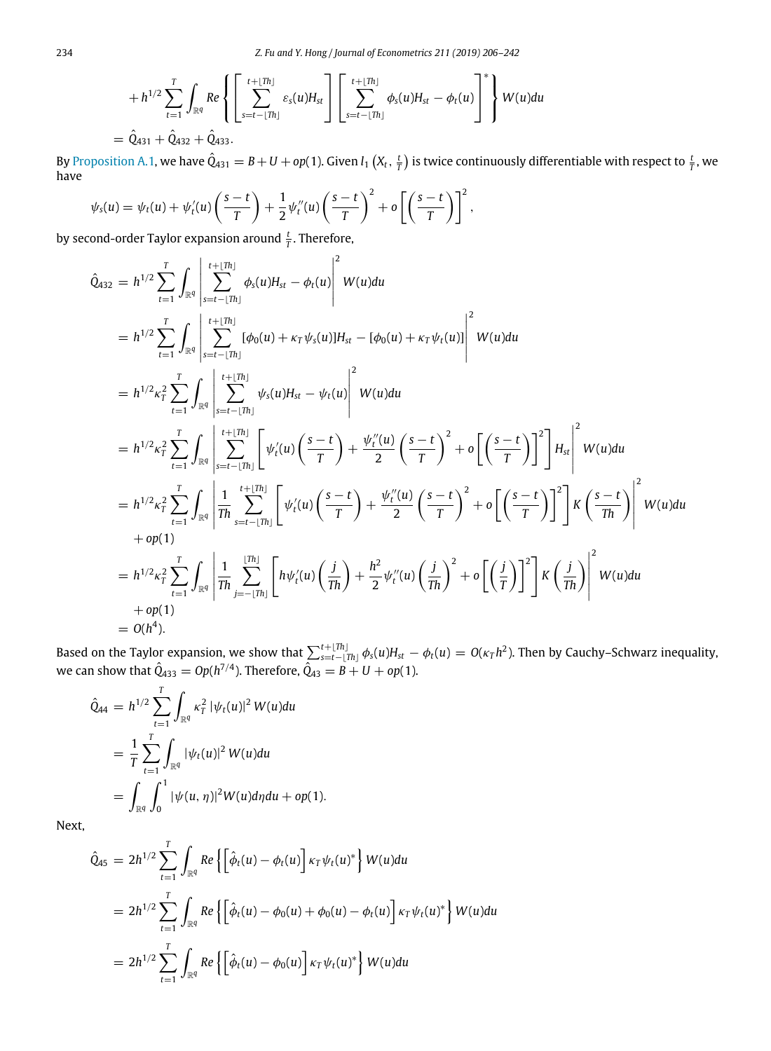$$
+ h^{1/2} \sum_{t=1}^{T} \int_{\mathbb{R}^q} Re \left\{ \left[ \sum_{s=t-\lfloor Th \rfloor}^{t+\lfloor Th \rfloor} \varepsilon_s(u) H_{st} \right] \left[ \sum_{s=t-\lfloor Th \rfloor}^{t+\lfloor Th \rfloor} \phi_s(u) H_{st} - \phi_t(u) \right]^* \right\} W(u) du
$$

$$
= \hat{Q}_{431} + \hat{Q}_{432} + \hat{Q}_{433}.
$$

By Proposition A.1, we have $\hat{Q}_{431} = B + U + op(1)$. Given $l_1\left(X_t, \frac{t}{T}\right)$ is twice continuously differentiable with respect to $\frac{t}{T}$, we have

$$
\psi_s(u) = \psi_t(u) + \psi_t'(u) \left( \frac{s-t}{T} \right) + \frac{1}{2} \psi_t''(u) \left( \frac{s-t}{T} \right)^2 + o\left[ \left( \frac{s-t}{T} \right) \right]^2,
$$

by second-order Taylor expansion around $\frac{t}{T}$. Therefore,

$$
\begin{aligned}
\hat{Q}_{432} &= h^{1/2} \sum_{t=1}^{T} \int_{\mathbb{R}^q} \left| \sum_{s=t-\lfloor Th \rfloor}^{t+\lfloor Th \rfloor} \phi_s(u) H_{st} - \phi_t(u) \right|^2 W(u) du \\
&= h^{1/2} \sum_{t=1}^{T} \int_{\mathbb{R}^q} \left| \sum_{s=t-\lfloor Th \rfloor}^{t+\lfloor Th \rfloor} [\phi_0(u) + \kappa_T \psi_s(u)] H_{st} - [\phi_0(u) + \kappa_T \psi_t(u)] \right|^2 W(u) du \\
&= h^{1/2} \kappa_T^2 \sum_{t=1}^{T} \int_{\mathbb{R}^q} \left| \sum_{s=t-\lfloor Th \rfloor}^{t+\lfloor Th \rfloor} \psi_s(u) H_{st} - \psi_t(u) \right|^2 W(u) du \\
&= h^{1/2} \kappa_T^2 \sum_{t=1}^{T} \int_{\mathbb{R}^q} \left| \sum_{s=t-\lfloor Th \rfloor}^{t+\lfloor Th \rfloor} \left[ \psi_t'(u) \left( \frac{s-t}{T} \right) + \frac{\psi_t''(u)}{2} \left( \frac{s-t}{T} \right)^2 + o\left[ \left( \frac{s-t}{T} \right) \right]^2 \right] H_{st} \right|^2 W(u) du \\
&= h^{1/2} \kappa_T^2 \sum_{t=1}^{T} \int_{\mathbb{R}^q} \left| \frac{1}{Th} \sum_{s=t-\lfloor Th \rfloor}^{t+\lfloor Th \rfloor} \left[ \psi_t'(u) \left( \frac{s-t}{T} \right) + \frac{\psi_t''(u)}{2} \left( \frac{s-t}{T} \right)^2 + o\left[ \left( \frac{s-t}{T} \right) \right]^2 \right] K\left( \frac{s-t}{Th} \right) \right|^2 W(u) du \\
&\quad + op(1) \\
&= h^{1/2} \kappa_T^2 \sum_{t=1}^{T} \int_{\mathbb{R}^q} \left| \frac{1}{Th} \sum_{j=-\lfloor Th \rfloor}^{\lfloor Th \rfloor} \left[ h \psi_t'(u) \left( \frac{j}{Th} \right) + \frac{h^2}{2} \psi_t''(u) \left( \frac{j}{Th} \right)^2 + o\left[ \left( \frac{j}{T} \right) \right]^2 \right] K\left( \frac{j}{Th} \right) \right|^2 W(u) du \\
&\quad + op(1) \\
&= O(h^4).
\end{aligned}
$$

Based on the Taylor expansion, we show that $\sum_{s=t-\lfloor Th \rfloor}^{t+\lfloor Th \rfloor} \phi_s(u) H_{st} - \phi_t(u) = O(\kappa_T h^2)$. Then by Cauchy–Schwarz inequality, we can show that $\hat{Q}_{433} = Op(h^{7/4})$. Therefore, $\hat{Q}_{43} = B + U + op(1)$.

$$
\begin{aligned}
\hat{Q}_{44} &= h^{1/2} \sum_{t=1}^{T} \int_{\mathbb{R}^q} \kappa_T^2 \left| \psi_t(u) \right|^2 W(u) du \\
&= \frac{1}{T} \sum_{t=1}^{T} \int_{\mathbb{R}^q} \left| \psi_t(u) \right|^2 W(u) du \\
&= \int_{\mathbb{R}^q} \int_0^1 |\psi(u, \eta)|^2 W(u) d\eta du + op(1).
\end{aligned}
$$

Next,

$$
\begin{aligned}
\hat{Q}_{45} &= 2h^{1/2} \sum_{t=1}^{T} \int_{\mathbb{R}^q} Re \left\{ \left[ \hat{\phi}_t(u) - \phi_t(u) \right] \kappa_T \psi_t(u)^* \right\} W(u) du \\
&= 2h^{1/2} \sum_{t=1}^{T} \int_{\mathbb{R}^q} Re \left\{ \left[ \hat{\phi}_t(u) - \phi_0(u) + \phi_0(u) - \phi_t(u) \right] \kappa_T \psi_t(u)^* \right\} W(u) du \\
&= 2h^{1/2} \sum_{t=1}^{T} \int_{\mathbb{R}^q} Re \left\{ \left[ \hat{\phi}_t(u) - \phi_0(u) \right] \kappa_T \psi_t(u)^* \right\} W(u) du
\end{aligned}
$$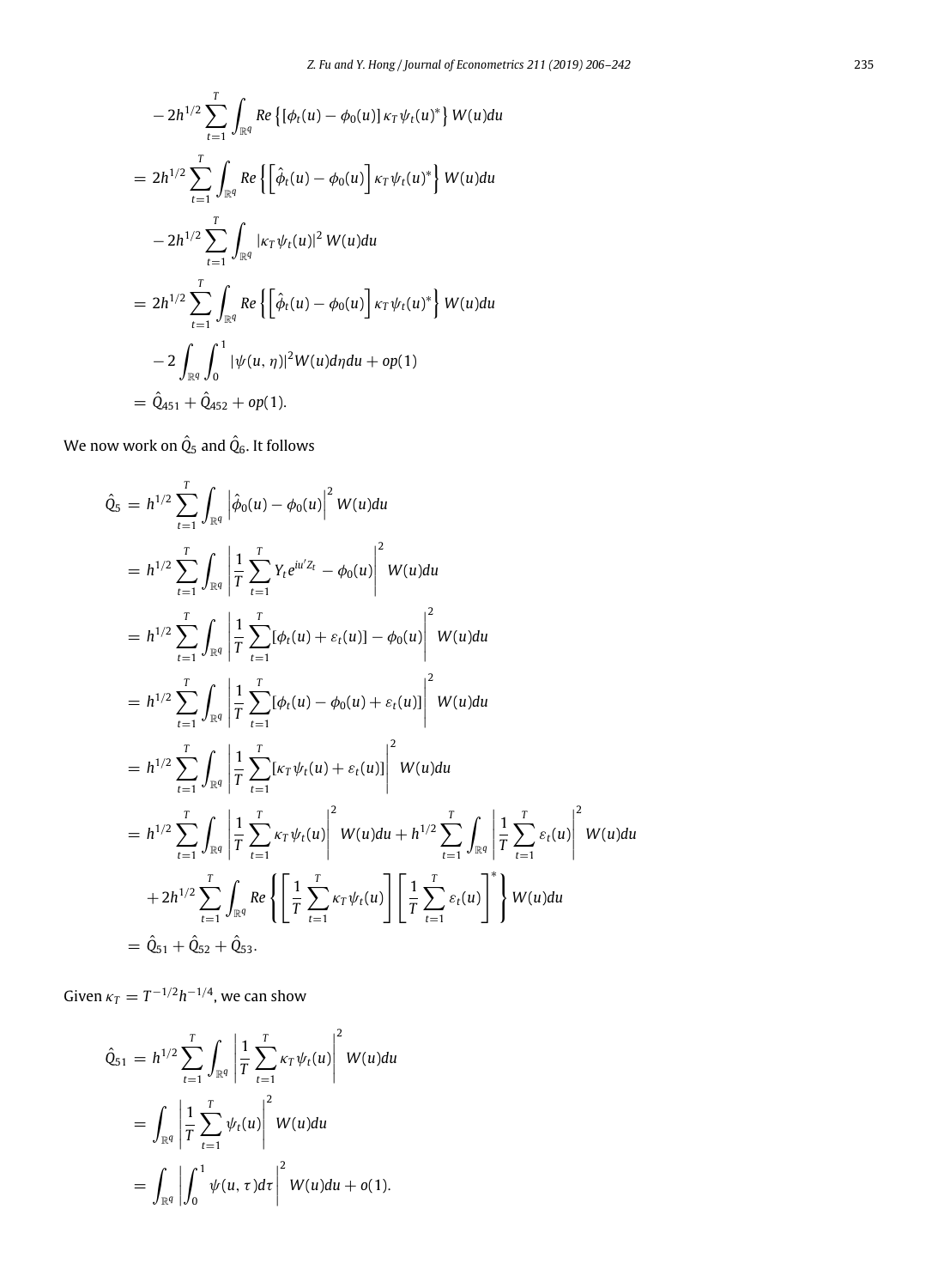$$
\begin{aligned}
&-2h^{1/2}\sum_{t=1}^{T}\int_{\mathbb{R}^q} Re\left\{[\phi_t(u)-\phi_0(u)]\,\kappa_T\psi_t(u)^*\right\}W(u)du \\
&= 2h^{1/2}\sum_{t=1}^{T}\int_{\mathbb{R}^q} Re\left\{\left[\hat{\phi}_t(u)-\phi_0(u)\right]\kappa_T\psi_t(u)^*\right\}W(u)du \\
&\quad -2h^{1/2}\sum_{t=1}^{T}\int_{\mathbb{R}^q}|\kappa_T\psi_t(u)|^2\,W(u)du \\
&= 2h^{1/2}\sum_{t=1}^{T}\int_{\mathbb{R}^q} Re\left\{\left[\hat{\phi}_t(u)-\phi_0(u)\right]\kappa_T\psi_t(u)^*\right\}W(u)du \\
&\quad -2\int_{\mathbb{R}^q}\int_0^1|\psi(u,\eta)|^2W(u)d\eta du+op(1) \\
&= \hat{Q}_{451}+\hat{Q}_{452}+op(1).
\end{aligned}
$$

We now work on $\hat{Q}_5$ and $\hat{Q}_6$. It follows

$$
\begin{aligned}
\hat{Q}_5 &= h^{1/2}\sum_{t=1}^{T}\int_{\mathbb{R}^q}\left|\hat{\phi}_0(u)-\phi_0(u)\right|^2W(u)du \\
&= h^{1/2}\sum_{t=1}^{T}\int_{\mathbb{R}^q}\left|\frac{1}{T}\sum_{t=1}^{T}Y_te^{iu'Z_t}-\phi_0(u)\right|^2W(u)du \\
&= h^{1/2}\sum_{t=1}^{T}\int_{\mathbb{R}^q}\left|\frac{1}{T}\sum_{t=1}^{T}[\phi_t(u)+\varepsilon_t(u)]-\phi_0(u)\right|^2W(u)du \\
&= h^{1/2}\sum_{t=1}^{T}\int_{\mathbb{R}^q}\left|\frac{1}{T}\sum_{t=1}^{T}[\phi_t(u)-\phi_0(u)+\varepsilon_t(u)]\right|^2W(u)du \\
&= h^{1/2}\sum_{t=1}^{T}\int_{\mathbb{R}^q}\left|\frac{1}{T}\sum_{t=1}^{T}[\kappa_T\psi_t(u)+\varepsilon_t(u)]\right|^2W(u)du \\
&= h^{1/2}\sum_{t=1}^{T}\int_{\mathbb{R}^q}\left|\frac{1}{T}\sum_{t=1}^{T}\kappa_T\psi_t(u)\right|^2W(u)du+h^{1/2}\sum_{t=1}^{T}\int_{\mathbb{R}^q}\left|\frac{1}{T}\sum_{t=1}^{T}\varepsilon_t(u)\right|^2W(u)du \\
&\quad +2h^{1/2}\sum_{t=1}^{T}\int_{\mathbb{R}^q}Re\left\{\left[\frac{1}{T}\sum_{t=1}^{T}\kappa_T\psi_t(u)\right]\left[\frac{1}{T}\sum_{t=1}^{T}\varepsilon_t(u)\right]^*\right\}W(u)du \\
&= \hat{Q}_{51}+\hat{Q}_{52}+\hat{Q}_{53}.
\end{aligned}
$$

Given $\kappa_T=T^{-1/2}h^{-1/4}$, we can show

$$
\begin{aligned}
\hat{Q}_{51} &= h^{1/2}\sum_{t=1}^{T}\int_{\mathbb{R}^q}\left|\frac{1}{T}\sum_{t=1}^{T}\kappa_T\psi_t(u)\right|^2W(u)du \\
&= \int_{\mathbb{R}^q}\left|\frac{1}{T}\sum_{t=1}^{T}\psi_t(u)\right|^2W(u)du \\
&= \int_{\mathbb{R}^q}\left|\int_0^1\psi(u,\tau)d\tau\right|^2W(u)du+o(1).
\end{aligned}
$$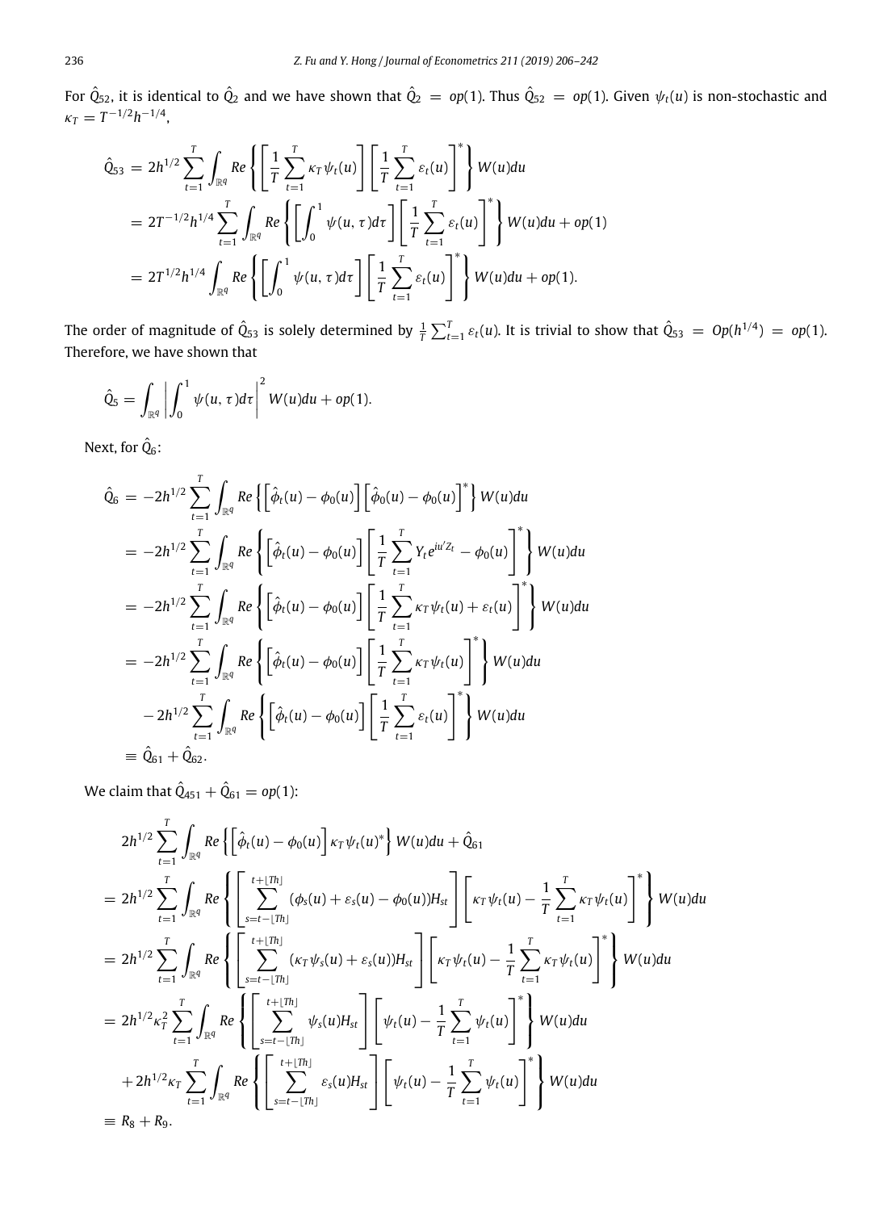For $\hat{Q}_{52}$, it is identical to $\hat{Q}_2$ and we have shown that $\hat{Q}_2 = op(1)$. Thus $\hat{Q}_{52} = op(1)$. Given $\psi_t(u)$ is non-stochastic and $\kappa_T = T^{-1/2}h^{-1/4}$,

$$
\begin{aligned}
\hat{Q}_{53} &= 2h^{1/2}\sum_{t=1}^{T}\int_{\mathbb{R}^q} Re\left\{\left[\frac{1}{T}\sum_{t=1}^{T}\kappa_T\psi_t(u)\right]\left[\frac{1}{T}\sum_{t=1}^{T}\varepsilon_t(u)\right]^*\right\}W(u)du \\
&= 2T^{-1/2}h^{1/4}\sum_{t=1}^{T}\int_{\mathbb{R}^q} Re\left\{\left[\int_0^1\psi(u,\tau)d\tau\right]\left[\frac{1}{T}\sum_{t=1}^{T}\varepsilon_t(u)\right]^*\right\}W(u)du + op(1) \\
&= 2T^{1/2}h^{1/4}\int_{\mathbb{R}^q} Re\left\{\left[\int_0^1\psi(u,\tau)d\tau\right]\left[\frac{1}{T}\sum_{t=1}^{T}\varepsilon_t(u)\right]^*\right\}W(u)du + op(1).
\end{aligned}
$$

The order of magnitude of $\hat{Q}_{53}$ is solely determined by $\frac{1}{T}\sum_{t=1}^{T}\varepsilon_t(u)$. It is trivial to show that $\hat{Q}_{53} = Op(h^{1/4}) = op(1)$. Therefore, we have shown that

$$
\hat{Q}_5 = \int_{\mathbb{R}^q}\left|\int_0^1\psi(u,\tau)d\tau\right|^2 W(u)du + op(1).
$$

Next, for $\hat{Q}_6$:

$$
\begin{aligned}
\hat{Q}_6 &= -2h^{1/2}\sum_{t=1}^{T}\int_{\mathbb{R}^q} Re\left\{\left[\hat{\phi}_t(u)-\phi_0(u)\right]\left[\hat{\phi}_0(u)-\phi_0(u)\right]^*\right\}W(u)du \\
&= -2h^{1/2}\sum_{t=1}^{T}\int_{\mathbb{R}^q} Re\left\{\left[\hat{\phi}_t(u)-\phi_0(u)\right]\left[\frac{1}{T}\sum_{t=1}^{T}Y_te^{iu'Z_t}-\phi_0(u)\right]^*\right\}W(u)du \\
&= -2h^{1/2}\sum_{t=1}^{T}\int_{\mathbb{R}^q} Re\left\{\left[\hat{\phi}_t(u)-\phi_0(u)\right]\left[\frac{1}{T}\sum_{t=1}^{T}\kappa_T\psi_t(u)+\varepsilon_t(u)\right]^*\right\}W(u)du \\
&= -2h^{1/2}\sum_{t=1}^{T}\int_{\mathbb{R}^q} Re\left\{\left[\hat{\phi}_t(u)-\phi_0(u)\right]\left[\frac{1}{T}\sum_{t=1}^{T}\kappa_T\psi_t(u)\right]^*\right\}W(u)du \\
&\quad -2h^{1/2}\sum_{t=1}^{T}\int_{\mathbb{R}^q} Re\left\{\left[\hat{\phi}_t(u)-\phi_0(u)\right]\left[\frac{1}{T}\sum_{t=1}^{T}\varepsilon_t(u)\right]^*\right\}W(u)du \\
&\equiv \hat{Q}_{61}+\hat{Q}_{62}.
\end{aligned}
$$

We claim that $\hat{Q}_{451}+\hat{Q}_{61} = op(1)$:

$$
\begin{aligned}
&2h^{1/2}\sum_{t=1}^{T}\int_{\mathbb{R}^q} Re\left\{\left[\hat{\phi}_t(u)-\phi_0(u)\right]\kappa_T\psi_t(u)^*\right\}W(u)du + \hat{Q}_{61} \\
&= 2h^{1/2}\sum_{t=1}^{T}\int_{\mathbb{R}^q} Re\left\{\left[\sum_{s=t-\lfloor Th\rfloor}^{t+\lfloor Th\rfloor}(\phi_s(u)+\varepsilon_s(u)-\phi_0(u))H_{st}\right]\left[\kappa_T\psi_t(u)-\frac{1}{T}\sum_{t=1}^{T}\kappa_T\psi_t(u)\right]^*\right\}W(u)du \\
&= 2h^{1/2}\sum_{t=1}^{T}\int_{\mathbb{R}^q} Re\left\{\left[\sum_{s=t-\lfloor Th\rfloor}^{t+\lfloor Th\rfloor}(\kappa_T\psi_s(u)+\varepsilon_s(u))H_{st}\right]\left[\kappa_T\psi_t(u)-\frac{1}{T}\sum_{t=1}^{T}\kappa_T\psi_t(u)\right]^*\right\}W(u)du \\
&= 2h^{1/2}\kappa_T^2\sum_{t=1}^{T}\int_{\mathbb{R}^q} Re\left\{\left[\sum_{s=t-\lfloor Th\rfloor}^{t+\lfloor Th\rfloor}\psi_s(u)H_{st}\right]\left[\psi_t(u)-\frac{1}{T}\sum_{t=1}^{T}\psi_t(u)\right]^*\right\}W(u)du \\
&\quad + 2h^{1/2}\kappa_T\sum_{t=1}^{T}\int_{\mathbb{R}^q} Re\left\{\left[\sum_{s=t-\lfloor Th\rfloor}^{t+\lfloor Th\rfloor}\varepsilon_s(u)H_{st}\right]\left[\psi_t(u)-\frac{1}{T}\sum_{t=1}^{T}\psi_t(u)\right]^*\right\}W(u)du \\
&\equiv R_8+R_9.
\end{aligned}
$$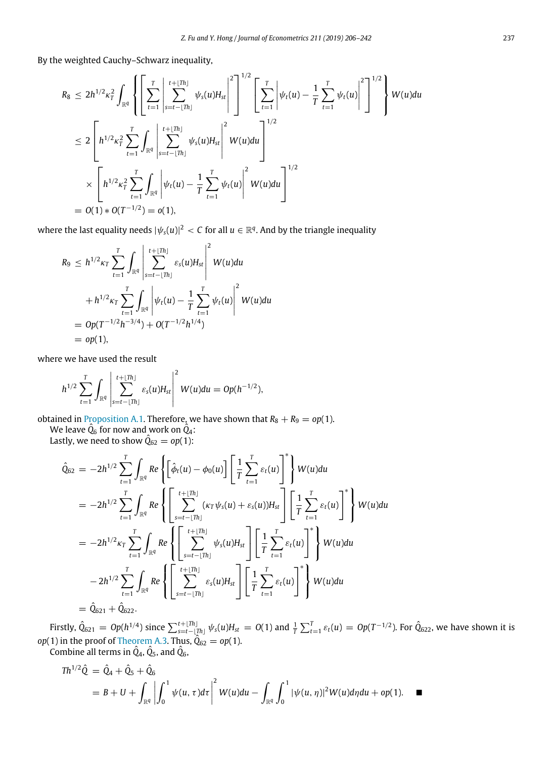By the weighted Cauchy–Schwarz inequality,

$$
\begin{aligned}
R_8 &\leq 2h^{1/2}\kappa_T^2 \int_{\mathbb{R}^q} \left\{ \left[ \sum_{t=1}^{T} \left| \sum_{s=t-\lfloor Th \rfloor}^{t+\lfloor Th \rfloor} \psi_s(u) H_{st} \right|^2 \right]^{1/2} \left[ \sum_{t=1}^{T} \left| \psi_t(u) - \frac{1}{T}\sum_{t=1}^{T} \psi_t(u) \right|^2 \right]^{1/2} \right\} W(u)du \\
&\leq 2 \left[ h^{1/2}\kappa_T^2 \sum_{t=1}^{T} \int_{\mathbb{R}^q} \left| \sum_{s=t-\lfloor Th \rfloor}^{t+\lfloor Th \rfloor} \psi_s(u) H_{st} \right|^2 W(u)du \right]^{1/2} \\
&\quad \times \left[ h^{1/2}\kappa_T^2 \sum_{t=1}^{T} \int_{\mathbb{R}^q} \left| \psi_t(u) - \frac{1}{T}\sum_{t=1}^{T} \psi_t(u) \right|^2 W(u)du \right]^{1/2} \\
&= O(1) * O(T^{-1/2}) = o(1),
\end{aligned}
$$

where the last equality needs $|\psi_s(u)|^2 < C$ for all $u \in \mathbb{R}^q$. And by the triangle inequality

$$
\begin{aligned}
R_9 &\leq h^{1/2}\kappa_T \sum_{t=1}^{T} \int_{\mathbb{R}^q} \left| \sum_{s=t-\lfloor Th \rfloor}^{t+\lfloor Th \rfloor} \varepsilon_s(u) H_{st} \right|^2 W(u)du \\
&\quad + h^{1/2}\kappa_T \sum_{t=1}^{T} \int_{\mathbb{R}^q} \left| \psi_t(u) - \frac{1}{T}\sum_{t=1}^{T} \psi_t(u) \right|^2 W(u)du \\
&= Op(T^{-1/2}h^{-3/4}) + O(T^{-1/2}h^{1/4}) \\
&= op(1),
\end{aligned}
$$

where we have used the result

$$
h^{1/2} \sum_{t=1}^{T} \int_{\mathbb{R}^q} \left| \sum_{s=t-\lfloor Th \rfloor}^{t+\lfloor Th \rfloor} \varepsilon_s(u) H_{st} \right|^2 W(u)du = Op(h^{-1/2}),
$$

obtained in Proposition A.1. Therefore, we have shown that $R_8 + R_9 = op(1)$.

We leave $\hat{Q}_6$ for now and work on $\hat{Q}_4$:

Lastly, we need to show $\hat{Q}_{62} = op(1)$:

$$
\begin{aligned}
\hat{Q}_{62} &= -2h^{1/2} \sum_{t=1}^{T} \int_{\mathbb{R}^q} Re \left\{ \left[ \hat{\phi}_t(u) - \phi_0(u) \right] \left[ \frac{1}{T} \sum_{t=1}^{T} \varepsilon_t(u) \right]^* \right\} W(u)du \\
&= -2h^{1/2} \sum_{t=1}^{T} \int_{\mathbb{R}^q} Re \left\{ \left[ \sum_{s=t-\lfloor Th \rfloor}^{t+\lfloor Th \rfloor} (\kappa_T \psi_s(u) + \varepsilon_s(u)) H_{st} \right] \left[ \frac{1}{T} \sum_{t=1}^{T} \varepsilon_t(u) \right]^* \right\} W(u)du \\
&= -2h^{1/2}\kappa_T \sum_{t=1}^{T} \int_{\mathbb{R}^q} Re \left\{ \left[ \sum_{s=t-\lfloor Th \rfloor}^{t+\lfloor Th \rfloor} \psi_s(u) H_{st} \right] \left[ \frac{1}{T} \sum_{t=1}^{T} \varepsilon_t(u) \right]^* \right\} W(u)du \\
&\quad - 2h^{1/2} \sum_{t=1}^{T} \int_{\mathbb{R}^q} Re \left\{ \left[ \sum_{s=t-\lfloor Th \rfloor}^{t+\lfloor Th \rfloor} \varepsilon_s(u) H_{st} \right] \left[ \frac{1}{T} \sum_{t=1}^{T} \varepsilon_t(u) \right]^* \right\} W(u)du \\
&= \hat{Q}_{621} + \hat{Q}_{622}.
\end{aligned}
$$

Firstly, $\hat{Q}_{621} = Op(h^{1/4})$ since $\sum_{s=t-\lfloor Th \rfloor}^{t+\lfloor Th \rfloor} \psi_s(u) H_{st} = O(1)$ and $\frac{1}{T}\sum_{t=1}^{T} \varepsilon_t(u) = Op(T^{-1/2})$. For $\hat{Q}_{622}$, we have shown it is $op(1)$ in the proof of Theorem A.3. Thus, $\hat{Q}_{62} = op(1)$.

Combine all terms in $\hat{Q}_4$, $\hat{Q}_5$, and $\hat{Q}_6$,

$$
\begin{aligned}
Th^{1/2}\hat{Q} &= \hat{Q}_4 + \hat{Q}_5 + \hat{Q}_6 \\
&= B + U + \int_{\mathbb{R}^q} \left| \int_0^1 \psi(u,\tau) d\tau \right|^2 W(u)du - \int_{\mathbb{R}^q} \int_0^1 |\psi(u,\eta)|^2 W(u) d\eta du + op(1). \quad \blacksquare
\end{aligned}
$$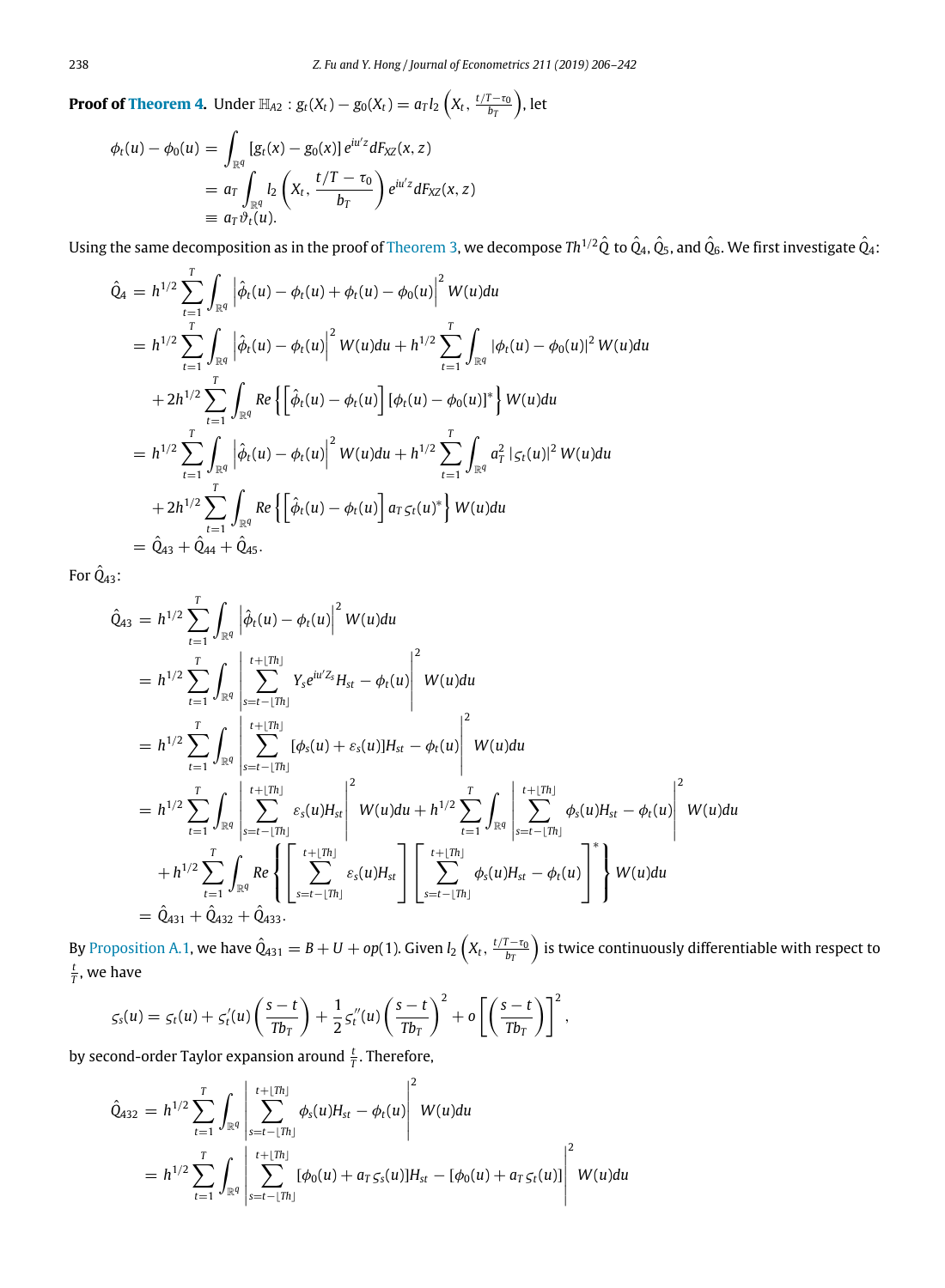**Proof of Theorem 4.** Under $\mathbb{H}_{A2}: g_t(X_t) - g_0(X_t) = a_T l_2\left(X_t, \frac{t/T-\tau_0}{b_T}\right)$, let

$$
\begin{aligned}
\phi_t(u) - \phi_0(u) &= \int_{\mathbb{R}^q} [g_t(x) - g_0(x)]\, e^{iu'z} dF_{XZ}(x,z) \\
&= a_T \int_{\mathbb{R}^q} l_2\left(X_t, \frac{t/T-\tau_0}{b_T}\right) e^{iu'z} dF_{XZ}(x,z) \\
&\equiv a_T \vartheta_t(u).
\end{aligned}
$$

Using the same decomposition as in the proof of Theorem 3, we decompose $Th^{1/2}\hat{Q}$ to $\hat{Q}_4$, $\hat{Q}_5$, and $\hat{Q}_6$. We first investigate $\hat{Q}_4$:

$$
\begin{aligned}
\hat{Q}_4 &= h^{1/2}\sum_{t=1}^{T}\int_{\mathbb{R}^q}\left|\hat{\phi}_t(u) - \phi_t(u) + \phi_t(u) - \phi_0(u)\right|^2 W(u)du \\
&= h^{1/2}\sum_{t=1}^{T}\int_{\mathbb{R}^q}\left|\hat{\phi}_t(u) - \phi_t(u)\right|^2 W(u)du + h^{1/2}\sum_{t=1}^{T}\int_{\mathbb{R}^q}\left|\phi_t(u) - \phi_0(u)\right|^2 W(u)du \\
&\quad + 2h^{1/2}\sum_{t=1}^{T}\int_{\mathbb{R}^q} Re\left\{\left[\hat{\phi}_t(u) - \phi_t(u)\right]\left[\phi_t(u) - \phi_0(u)\right]^*\right\} W(u)du \\
&= h^{1/2}\sum_{t=1}^{T}\int_{\mathbb{R}^q}\left|\hat{\phi}_t(u) - \phi_t(u)\right|^2 W(u)du + h^{1/2}\sum_{t=1}^{T}\int_{\mathbb{R}^q} a_T^2\left|\varsigma_t(u)\right|^2 W(u)du \\
&\quad + 2h^{1/2}\sum_{t=1}^{T}\int_{\mathbb{R}^q} Re\left\{\left[\hat{\phi}_t(u) - \phi_t(u)\right] a_T\, \varsigma_t(u)^*\right\} W(u)du \\
&= \hat{Q}_{43} + \hat{Q}_{44} + \hat{Q}_{45}.
\end{aligned}
$$

For $\hat{Q}_{43}$:

$$
\begin{aligned}
\hat{Q}_{43} &= h^{1/2}\sum_{t=1}^{T}\int_{\mathbb{R}^q}\left|\hat{\phi}_t(u) - \phi_t(u)\right|^2 W(u)du \\
&= h^{1/2}\sum_{t=1}^{T}\int_{\mathbb{R}^q}\left|\sum_{s=t-\lfloor Th\rfloor}^{t+\lfloor Th\rfloor} Y_s e^{iu'Z_s} H_{st} - \phi_t(u)\right|^2 W(u)du \\
&= h^{1/2}\sum_{t=1}^{T}\int_{\mathbb{R}^q}\left|\sum_{s=t-\lfloor Th\rfloor}^{t+\lfloor Th\rfloor} [\phi_s(u) + \varepsilon_s(u)] H_{st} - \phi_t(u)\right|^2 W(u)du \\
&= h^{1/2}\sum_{t=1}^{T}\int_{\mathbb{R}^q}\left|\sum_{s=t-\lfloor Th\rfloor}^{t+\lfloor Th\rfloor} \varepsilon_s(u) H_{st}\right|^2 W(u)du + h^{1/2}\sum_{t=1}^{T}\int_{\mathbb{R}^q}\left|\sum_{s=t-\lfloor Th\rfloor}^{t+\lfloor Th\rfloor} \phi_s(u) H_{st} - \phi_t(u)\right|^2 W(u)du \\
&\quad + h^{1/2}\sum_{t=1}^{T}\int_{\mathbb{R}^q} Re\left\{\left[\sum_{s=t-\lfloor Th\rfloor}^{t+\lfloor Th\rfloor} \varepsilon_s(u) H_{st}\right]\left[\sum_{s=t-\lfloor Th\rfloor}^{t+\lfloor Th\rfloor} \phi_s(u) H_{st} - \phi_t(u)\right]^*\right\} W(u)du \\
&= \hat{Q}_{431} + \hat{Q}_{432} + \hat{Q}_{433}.
\end{aligned}
$$

By Proposition A.1, we have $\hat{Q}_{431} = B + U + op(1)$. Given $l_2\left(X_t, \frac{t/T-\tau_0}{b_T}\right)$ is twice continuously differentiable with respect to $\frac{t}{T}$, we have

$$
\varsigma_s(u) = \varsigma_t(u) + \varsigma_t'(u)\left(\frac{s-t}{Tb_T}\right) + \frac{1}{2}\varsigma_t''(u)\left(\frac{s-t}{Tb_T}\right)^2 + o\left[\left(\frac{s-t}{Tb_T}\right)\right]^2,
$$

by second-order Taylor expansion around $\frac{t}{T}$. Therefore,

$$
\begin{aligned}
\hat{Q}_{432} &= h^{1/2}\sum_{t=1}^{T}\int_{\mathbb{R}^q}\left|\sum_{s=t-\lfloor Th\rfloor}^{t+\lfloor Th\rfloor} \phi_s(u) H_{st} - \phi_t(u)\right|^2 W(u)du \\
&= h^{1/2}\sum_{t=1}^{T}\int_{\mathbb{R}^q}\left|\sum_{s=t-\lfloor Th\rfloor}^{t+\lfloor Th\rfloor} [\phi_0(u) + a_T\varsigma_s(u)] H_{st} - [\phi_0(u) + a_T\varsigma_t(u)]\right|^2 W(u)du
\end{aligned}
$$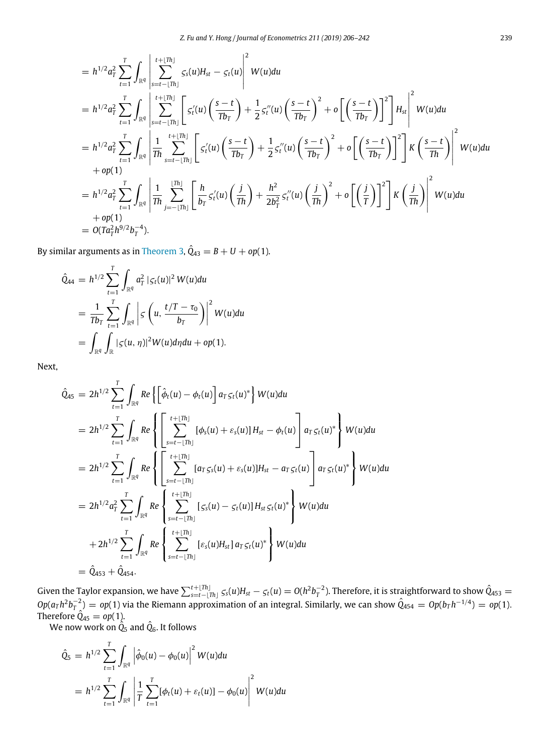$$
\begin{aligned}
&= h^{1/2} a_T^2 \sum_{t=1}^{T} \int_{\mathbb{R}^q} \left| \sum_{s=t-\lfloor Th \rfloor}^{t+\lfloor Th \rfloor} \varsigma_s(u) H_{st} - \varsigma_t(u) \right|^2 W(u) du \\
&= h^{1/2} a_T^2 \sum_{t=1}^{T} \int_{\mathbb{R}^q} \left| \sum_{s=t-\lfloor Th \rfloor}^{t+\lfloor Th \rfloor} \left[ \varsigma_t'(u) \left( \frac{s-t}{Tb_T} \right) + \frac{1}{2} \varsigma_t''(u) \left( \frac{s-t}{Tb_T} \right)^2 + o\left[ \left( \frac{s-t}{Tb_T} \right) \right]^2 \right] H_{st} \right|^2 W(u) du \\
&= h^{1/2} a_T^2 \sum_{t=1}^{T} \int_{\mathbb{R}^q} \left| \frac{1}{Th} \sum_{s=t-\lfloor Th \rfloor}^{t+\lfloor Th \rfloor} \left[ \varsigma_t'(u) \left( \frac{s-t}{Tb_T} \right) + \frac{1}{2} \varsigma_t''(u) \left( \frac{s-t}{Tb_T} \right)^2 + o\left[ \left( \frac{s-t}{Tb_T} \right) \right]^2 \right] K\left( \frac{s-t}{Th} \right) \right|^2 W(u) du \\
&\quad + op(1) \\
&= h^{1/2} a_T^2 \sum_{t=1}^{T} \int_{\mathbb{R}^q} \left| \frac{1}{Th} \sum_{j=-\lfloor Th \rfloor}^{\lfloor Th \rfloor} \left[ \frac{h}{b_T} \varsigma_t'(u) \left( \frac{j}{Th} \right) + \frac{h^2}{2b_T^2} \varsigma_t''(u) \left( \frac{j}{Th} \right)^2 + o\left[ \left( \frac{j}{T} \right) \right]^2 \right] K\left( \frac{j}{Th} \right) \right|^2 W(u) du \\
&\quad + op(1) \\
&= O(Ta_T^2 h^{9/2} b_T^{-4}).
\end{aligned}
$$

By similar arguments as in Theorem 3, $\hat{Q}_{43} = B + U + op(1)$.

$$
\begin{aligned}
\hat{Q}_{44} &= h^{1/2} \sum_{t=1}^{T} \int_{\mathbb{R}^q} a_T^2 \left| \varsigma_t(u) \right|^2 W(u) du \\
&= \frac{1}{Tb_T} \sum_{t=1}^{T} \int_{\mathbb{R}^q} \left| \varsigma\left( u, \frac{t/T - \tau_0}{b_T} \right) \right|^2 W(u) du \\
&= \int_{\mathbb{R}^q} \int_{\mathbb{R}} |\varsigma(u, \eta)|^2 W(u) d\eta du + op(1).
\end{aligned}
$$

Next,

$$
\begin{aligned}
\hat{Q}_{45} &= 2h^{1/2} \sum_{t=1}^{T} \int_{\mathbb{R}^q} Re \left\{ \left[ \hat{\phi}_t(u) - \phi_t(u) \right] a_T \varsigma_t(u)^* \right\} W(u) du \\
&= 2h^{1/2} \sum_{t=1}^{T} \int_{\mathbb{R}^q} Re \left\{ \left[ \sum_{s=t-\lfloor Th \rfloor}^{t+\lfloor Th \rfloor} \left[ \phi_s(u) + \varepsilon_s(u) \right] H_{st} - \phi_t(u) \right] a_T \varsigma_t(u)^* \right\} W(u) du \\
&= 2h^{1/2} \sum_{t=1}^{T} \int_{\mathbb{R}^q} Re \left\{ \left[ \sum_{s=t-\lfloor Th \rfloor}^{t+\lfloor Th \rfloor} [a_T \varsigma_s(u) + \varepsilon_s(u)] H_{st} - a_T \varsigma_t(u) \right] a_T \varsigma_t(u)^* \right\} W(u) du \\
&= 2h^{1/2} a_T^2 \sum_{t=1}^{T} \int_{\mathbb{R}^q} Re \left\{ \sum_{s=t-\lfloor Th \rfloor}^{t+\lfloor Th \rfloor} \left[ \varsigma_s(u) - \varsigma_t(u) \right] H_{st} \varsigma_t(u)^* \right\} W(u) du \\
&\quad + 2h^{1/2} \sum_{t=1}^{T} \int_{\mathbb{R}^q} Re \left\{ \sum_{s=t-\lfloor Th \rfloor}^{t+\lfloor Th \rfloor} \left[ \varepsilon_s(u) H_{st} \right] a_T \varsigma_t(u)^* \right\} W(u) du \\
&= \hat{Q}_{453} + \hat{Q}_{454}.
\end{aligned}
$$

Given the Taylor expansion, we have $\sum_{s=t-\lfloor Th \rfloor}^{t+\lfloor Th \rfloor} \varsigma_s(u) H_{st} - \varsigma_t(u) = O(h^2 b_T^{-2})$. Therefore, it is straightforward to show $\hat{Q}_{453} = Op(a_T h^2 b_T^{-2}) = op(1)$ via the Riemann approximation of an integral. Similarly, we can show $\hat{Q}_{454} = Op(b_T h^{-1/4}) = op(1)$. Therefore $\hat{Q}_{45} = op(1)$.

We now work on $\hat{Q}_5$ and $\hat{Q}_6$. It follows

$$
\begin{aligned}
\hat{Q}_5 &= h^{1/2} \sum_{t=1}^{T} \int_{\mathbb{R}^q} \left| \hat{\phi}_0(u) - \phi_0(u) \right|^2 W(u) du \\
&= h^{1/2} \sum_{t=1}^{T} \int_{\mathbb{R}^q} \left| \frac{1}{T} \sum_{t=1}^{T} [\phi_t(u) + \varepsilon_t(u)] - \phi_0(u) \right|^2 W(u) du
\end{aligned}
$$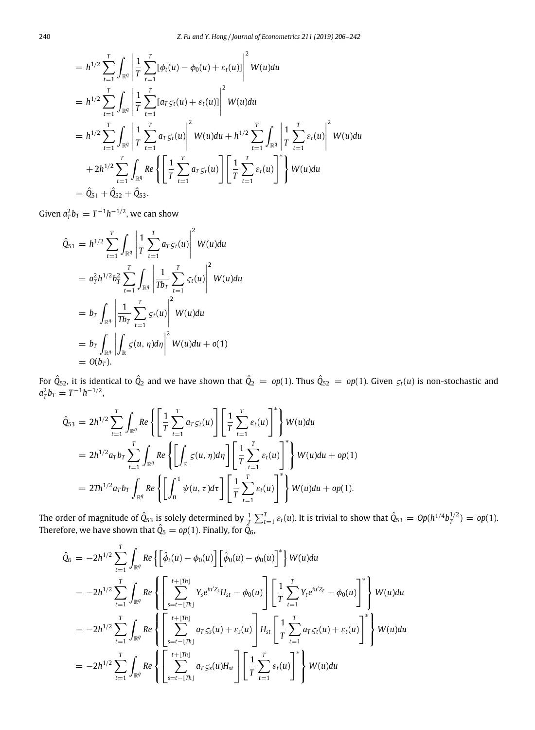$$
\begin{aligned}
&= h^{1/2} \sum_{t=1}^{T} \int_{\mathbb{R}^q} \left| \frac{1}{T} \sum_{t=1}^{T} [\phi_t(u) - \phi_0(u) + \varepsilon_t(u)] \right|^2 W(u) du \\
&= h^{1/2} \sum_{t=1}^{T} \int_{\mathbb{R}^q} \left| \frac{1}{T} \sum_{t=1}^{T} [a_T \varsigma_t(u) + \varepsilon_t(u)] \right|^2 W(u) du \\
&= h^{1/2} \sum_{t=1}^{T} \int_{\mathbb{R}^q} \left| \frac{1}{T} \sum_{t=1}^{T} a_T \varsigma_t(u) \right|^2 W(u) du + h^{1/2} \sum_{t=1}^{T} \int_{\mathbb{R}^q} \left| \frac{1}{T} \sum_{t=1}^{T} \varepsilon_t(u) \right|^2 W(u) du \\
&\quad + 2h^{1/2} \sum_{t=1}^{T} \int_{\mathbb{R}^q} Re \left\{ \left[ \frac{1}{T} \sum_{t=1}^{T} a_T \varsigma_t(u) \right] \left[ \frac{1}{T} \sum_{t=1}^{T} \varepsilon_t(u) \right]^* \right\} W(u) du \\
&= \hat{Q}_{51} + \hat{Q}_{52} + \hat{Q}_{53}.
\end{aligned}
$$

Given $a_T^2 b_T = T^{-1} h^{-1/2}$, we can show

$$
\begin{aligned}
\hat{Q}_{51} &= h^{1/2} \sum_{t=1}^{T} \int_{\mathbb{R}^q} \left| \frac{1}{T} \sum_{t=1}^{T} a_T \varsigma_t(u) \right|^2 W(u) du \\
&= a_T^2 h^{1/2} b_T^2 \sum_{t=1}^{T} \int_{\mathbb{R}^q} \left| \frac{1}{T b_T} \sum_{t=1}^{T} \varsigma_t(u) \right|^2 W(u) du \\
&= b_T \int_{\mathbb{R}^q} \left| \frac{1}{T b_T} \sum_{t=1}^{T} \varsigma_t(u) \right|^2 W(u) du \\
&= b_T \int_{\mathbb{R}^q} \left| \int_{\mathbb{R}} \varsigma(u, \eta) d\eta \right|^2 W(u) du + o(1) \\
&= O(b_T).
\end{aligned}
$$

For $\hat{Q}_{52}$, it is identical to $\hat{Q}_2$ and we have shown that $\hat{Q}_2 = op(1)$. Thus $\hat{Q}_{52} = op(1)$. Given $\varsigma_t(u)$ is non-stochastic and $a_T^2 b_T = T^{-1} h^{-1/2}$,

$$
\begin{aligned}
\hat{Q}_{53} &= 2h^{1/2} \sum_{t=1}^{T} \int_{\mathbb{R}^q} Re \left\{ \left[ \frac{1}{T} \sum_{t=1}^{T} a_T \varsigma_t(u) \right] \left[ \frac{1}{T} \sum_{t=1}^{T} \varepsilon_t(u) \right]^* \right\} W(u) du \\
&= 2h^{1/2} a_T b_T \sum_{t=1}^{T} \int_{\mathbb{R}^q} Re \left\{ \left[ \int_{\mathbb{R}} \varsigma(u, \eta) d\eta \right] \left[ \frac{1}{T} \sum_{t=1}^{T} \varepsilon_t(u) \right]^* \right\} W(u) du + op(1) \\
&= 2T h^{1/2} a_T b_T \int_{\mathbb{R}^q} Re \left\{ \left[ \int_0^1 \psi(u, \tau) d\tau \right] \left[ \frac{1}{T} \sum_{t=1}^{T} \varepsilon_t(u) \right]^* \right\} W(u) du + op(1).
\end{aligned}
$$

The order of magnitude of $\hat{Q}_{53}$ is solely determined by $\frac{1}{T} \sum_{t=1}^{T} \varepsilon_t(u)$. It is trivial to show that $\hat{Q}_{53} = Op(h^{1/4} b_T^{1/2}) = op(1)$. Therefore, we have shown that $\hat{Q}_5 = op(1)$. Finally, for $\hat{Q}_6$,

$$
\begin{aligned}
\hat{Q}_6 &= -2h^{1/2} \sum_{t=1}^{T} \int_{\mathbb{R}^q} Re \left\{ \left[ \hat{\phi}_t(u) - \phi_0(u) \right] \left[ \hat{\phi}_0(u) - \phi_0(u) \right]^* \right\} W(u) du \\
&= -2h^{1/2} \sum_{t=1}^{T} \int_{\mathbb{R}^q} Re \left\{ \left[ \sum_{s=t-\lfloor Th \rfloor}^{t+\lfloor Th \rfloor} Y_s e^{iu'Z_s} H_{st} - \phi_0(u) \right] \left[ \frac{1}{T} \sum_{t=1}^{T} Y_t e^{iu'Z_t} - \phi_0(u) \right]^* \right\} W(u) du \\
&= -2h^{1/2} \sum_{t=1}^{T} \int_{\mathbb{R}^q} Re \left\{ \left[ \sum_{s=t-\lfloor Th \rfloor}^{t+\lfloor Th \rfloor} a_T \varsigma_s(u) + \varepsilon_s(u) \right] H_{st} \left[ \frac{1}{T} \sum_{t=1}^{T} a_T \varsigma_t(u) + \varepsilon_t(u) \right]^* \right\} W(u) du \\
&= -2h^{1/2} \sum_{t=1}^{T} \int_{\mathbb{R}^q} Re \left\{ \left[ \sum_{s=t-\lfloor Th \rfloor}^{t+\lfloor Th \rfloor} a_T \varsigma_s(u) H_{st} \right] \left[ \frac{1}{T} \sum_{t=1}^{T} \varepsilon_t(u) \right]^* \right\} W(u) du
\end{aligned}
$$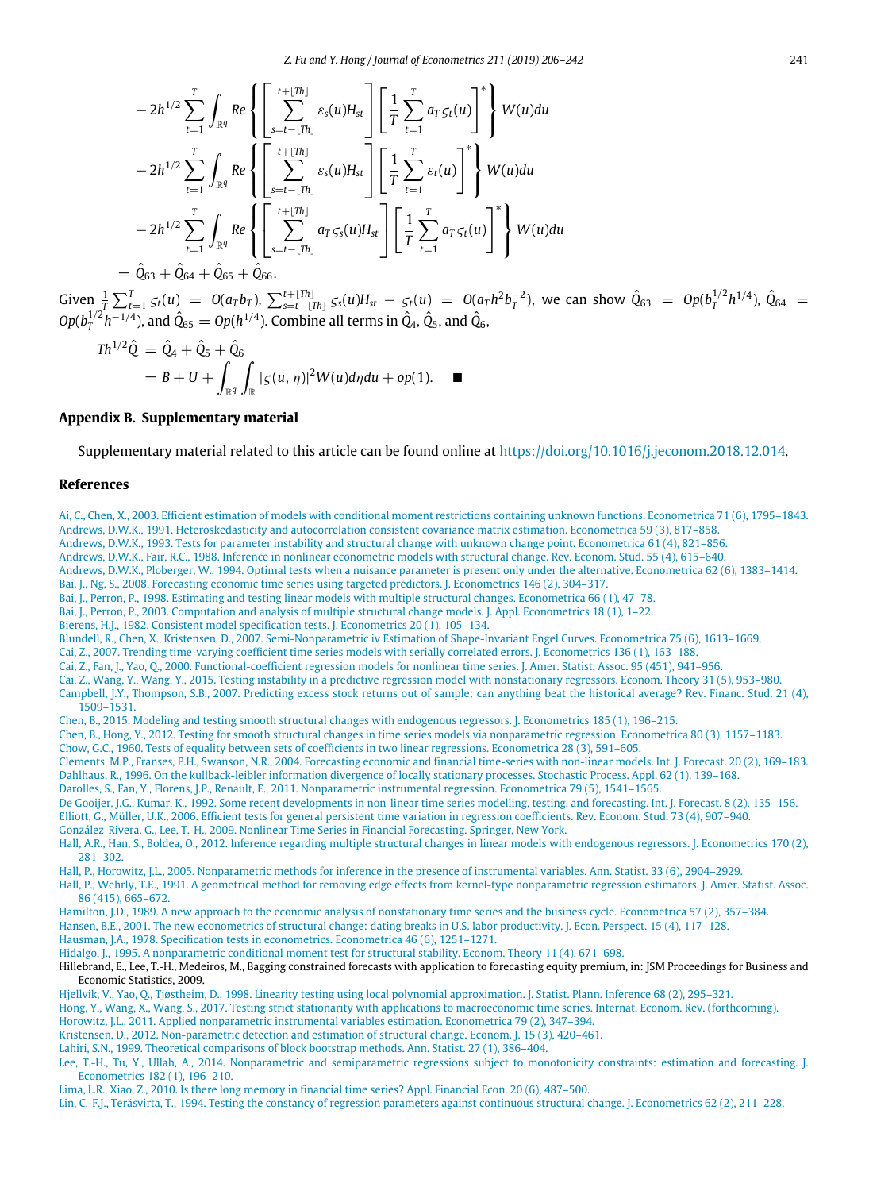$$
\begin{aligned}
& -2h^{1/2}\sum_{t=1}^{T}\int_{\mathbb{R}^q} Re\left\{\left[\sum_{s=t-\lfloor Th\rfloor}^{t+\lfloor Th\rfloor}\varepsilon_s(u)H_{st}\right]\left[\frac{1}{T}\sum_{t=1}^{T}a_T\varsigma_t(u)\right]^*\right\}W(u)du \\
& -2h^{1/2}\sum_{t=1}^{T}\int_{\mathbb{R}^q} Re\left\{\left[\sum_{s=t-\lfloor Th\rfloor}^{t+\lfloor Th\rfloor}\varepsilon_s(u)H_{st}\right]\left[\frac{1}{T}\sum_{t=1}^{T}\varepsilon_t(u)\right]^*\right\}W(u)du \\
& -2h^{1/2}\sum_{t=1}^{T}\int_{\mathbb{R}^q} Re\left\{\left[\sum_{s=t-\lfloor Th\rfloor}^{t+\lfloor Th\rfloor}a_T\varsigma_s(u)H_{st}\right]\left[\frac{1}{T}\sum_{t=1}^{T}a_T\varsigma_t(u)\right]^*\right\}W(u)du \\
= \; & \hat{Q}_{63}+\hat{Q}_{64}+\hat{Q}_{65}+\hat{Q}_{66}.
\end{aligned}
$$

Given $\frac{1}{T}\sum_{t=1}^{T}\varsigma_t(u) = O(a_T b_T)$, $\sum_{s=t-\lfloor Th\rfloor}^{t+\lfloor Th\rfloor}\varsigma_s(u)H_{st} - \varsigma_t(u) = O(a_T h^2 b_T^{-2})$, we can show $\hat{Q}_{63} = Op(b_T^{1/2}h^{1/4})$, $\hat{Q}_{64} = Op(b_T^{1/2}h^{-1/4})$, and $\hat{Q}_{65} = Op(h^{1/4})$. Combine all terms in $\hat{Q}_4$, $\hat{Q}_5$, and $\hat{Q}_6$,

$$
\begin{aligned}
Th^{1/2}\hat{Q} &= \hat{Q}_4+\hat{Q}_5+\hat{Q}_6 \\
&= B+U+\int_{\mathbb{R}^q}\int_{\mathbb{R}}|\varsigma(u,\eta)|^2 W(u)d\eta du + op(1). \quad \blacksquare
\end{aligned}
$$

## Appendix B. Supplementary material

Supplementary material related to this article can be found online at https://doi.org/10.1016/j.jeconom.2018.12.014.

## References

Ai, C., Chen, X., 2003. Efficient estimation of models with conditional moment restrictions containing unknown functions. Econometrica 71 (6), 1795–1843.
Andrews, D.W.K., 1991. Heteroskedasticity and autocorrelation consistent covariance matrix estimation. Econometrica 59 (3), 817–858.
Andrews, D.W.K., 1993. Tests for parameter instability and structural change with unknown change point. Econometrica 61 (4), 821–856.
Andrews, D.W.K., Fair, R.C., 1988. Inference in nonlinear econometric models with structural change. Rev. Econom. Stud. 55 (4), 615–640.
Andrews, D.W.K., Ploberger, W., 1994. Optimal tests when a nuisance parameter is present only under the alternative. Econometrica 62 (6), 1383–1414.
Bai, J., Ng, S., 2008. Forecasting economic time series using targeted predictors. J. Econometrics 146 (2), 304–317.
Bai, J., Perron, P., 1998. Estimating and testing linear models with multiple structural changes. Econometrica 66 (1), 47–78.
Bai, J., Perron, P., 2003. Computation and analysis of multiple structural change models. J. Appl. Econometrics 18 (1), 1–22.
Bierens, H.J., 1982. Consistent model specification tests. J. Econometrics 20 (1), 105–134.
Blundell, R., Chen, X., Kristensen, D., 2007. Semi-Nonparametric iv Estimation of Shape-Invariant Engel Curves. Econometrica 75 (6), 1613–1669.
Cai, Z., 2007. Trending time-varying coefficient time series models with serially correlated errors. J. Econometrics 136 (1), 163–188.
Cai, Z., Fan, J., Yao, Q., 2000. Functional-coefficient regression models for nonlinear time series. J. Amer. Statist. Assoc. 95 (451), 941–956.
Cai, Z., Wang, Y., Wang, Y., 2015. Testing instability in a predictive regression model with nonstationary regressors. Econom. Theory 31 (5), 953–980.
Campbell, J.Y., Thompson, S.B., 2007. Predicting excess stock returns out of sample: can anything beat the historical average? Rev. Financ. Stud. 21 (4), 1509–1531.
Chen, B., 2015. Modeling and testing smooth structural changes with endogenous regressors. J. Econometrics 185 (1), 196–215.
Chen, B., Hong, Y., 2012. Testing for smooth structural changes in time series models via nonparametric regression. Econometrica 80 (3), 1157–1183.
Chow, G.C., 1960. Tests of equality between sets of coefficients in two linear regressions. Econometrica 28 (3), 591–605.
Clements, M.P., Franses, P.H., Swanson, N.R., 2004. Forecasting economic and financial time-series with non-linear models. Int. J. Forecast. 20 (2), 169–183.
Dahlhaus, R., 1996. On the kullback-leibler information divergence of locally stationary processes. Stochastic Process. Appl. 62 (1), 139–168.
Darolles, S., Fan, Y., Florens, J.P., Renault, E., 2011. Nonparametric instrumental regression. Econometrica 79 (5), 1541–1565.
De Gooijer, J.G., Kumar, K., 1992. Some recent developments in non-linear time series modelling, testing, and forecasting. Int. J. Forecast. 8 (2), 135–156.
Elliott, G., Müller, U.K., 2006. Efficient tests for general persistent time variation in regression coefficients. Rev. Econom. Stud. 73 (4), 907–940.
González-Rivera, G., Lee, T.-H., 2009. Nonlinear Time Series in Financial Forecasting. Springer, New York.
Hall, A.R., Han, S., Boldea, O., 2012. Inference regarding multiple structural changes in linear models with endogenous regressors. J. Econometrics 170 (2), 281–302.
Hall, P., Horowitz, J.L., 2005. Nonparametric methods for inference in the presence of instrumental variables. Ann. Statist. 33 (6), 2904–2929.
Hall, P., Wehrly, T.E., 1991. A geometrical method for removing edge effects from kernel-type nonparametric regression estimators. J. Amer. Statist. Assoc. 86 (415), 665–672.
Hamilton, J.D., 1989. A new approach to the economic analysis of nonstationary time series and the business cycle. Econometrica 57 (2), 357–384.
Hansen, B.E., 2001. The new econometrics of structural change: dating breaks in U.S. labor productivity. J. Econ. Perspect. 15 (4), 117–128.
Hausman, J.A., 1978. Specification tests in econometrics. Econometrica 46 (6), 1251–1271.
Hidalgo, J., 1995. A nonparametric conditional moment test for structural stability. Econom. Theory 11 (4), 671–698.
Hillebrand, E., Lee, T.-H., Medeiros, M., Bagging constrained forecasts with application to forecasting equity premium, in: JSM Proceedings for Business and Economic Statistics, 2009.
Hjellvik, V., Yao, Q., Tjøstheim, D., 1998. Linearity testing using local polynomial approximation. J. Statist. Plann. Inference 68 (2), 295–321.
Hong, Y., Wang, X., Wang, S., 2017. Testing strict stationarity with applications to macroeconomic time series. Internat. Econom. Rev. (forthcoming).
Horowitz, J.L., 2011. Applied nonparametric instrumental variables estimation. Econometrica 79 (2), 347–394.
Kristensen, D., 2012. Non-parametric detection and estimation of structural change. Econom. J. 15 (3), 420–461.
Lahiri, S.N., 1999. Theoretical comparisons of block bootstrap methods. Ann. Statist. 27 (1), 386–404.
Lee, T.-H., Tu, Y., Ullah, A., 2014. Nonparametric and semiparametric regressions subject to monotonicity constraints: estimation and forecasting. J. Econometrics 182 (1), 196–210.
Lima, L.R., Xiao, Z., 2010. Is there long memory in financial time series? Appl. Financial Econ. 20 (6), 487–500.
Lin, C.-F.J., Teräsvirta, T., 1994. Testing the constancy of regression parameters against continuous structural change. J. Econometrics 62 (2), 211–228.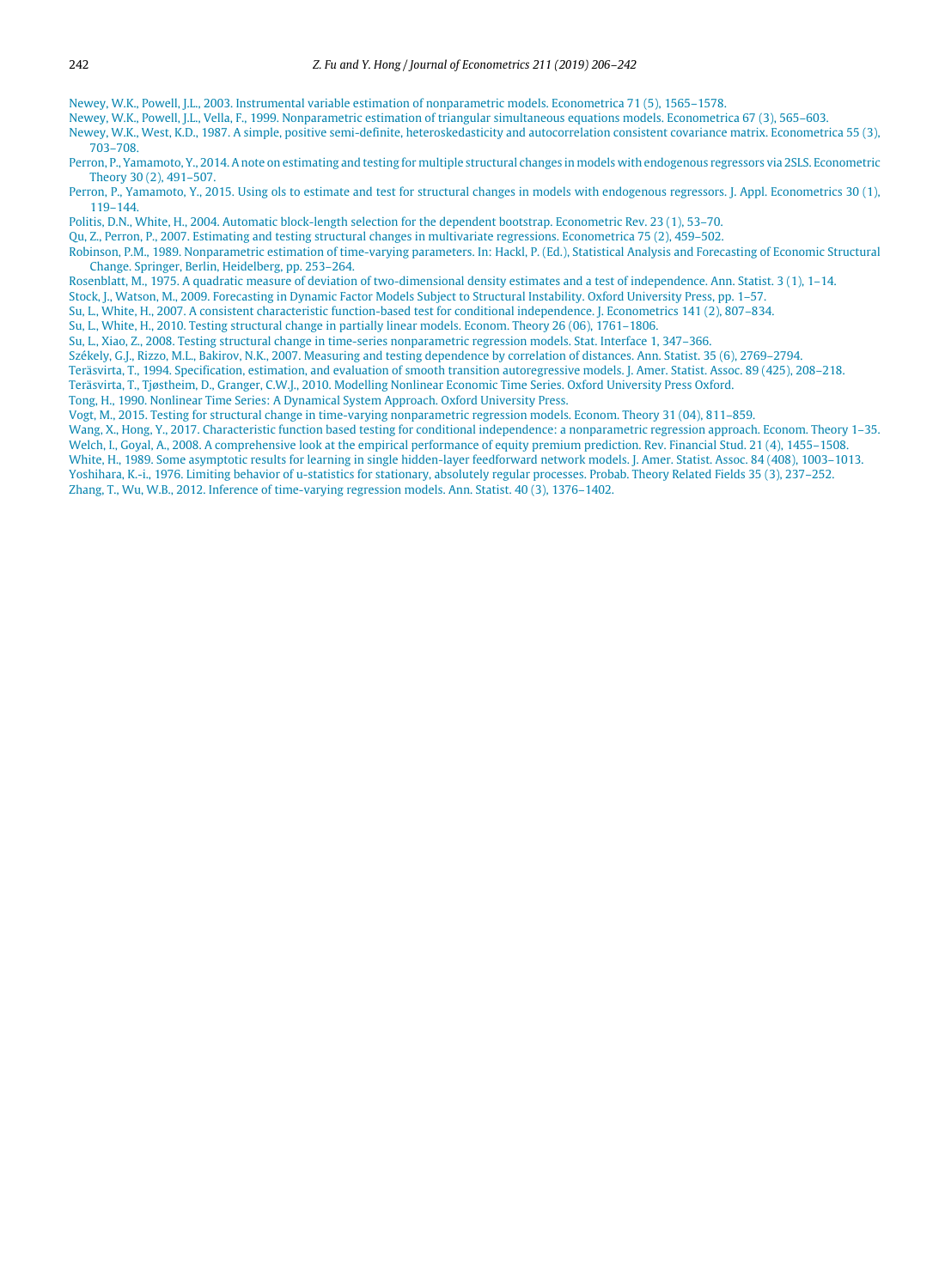Newey, W.K., Powell, J.L., 2003. Instrumental variable estimation of nonparametric models. Econometrica 71 (5), 1565–1578.

Newey, W.K., Powell, J.L., Vella, F., 1999. Nonparametric estimation of triangular simultaneous equations models. Econometrica 67 (3), 565–603.

Newey, W.K., West, K.D., 1987. A simple, positive semi-definite, heteroskedasticity and autocorrelation consistent covariance matrix. Econometrica 55 (3), 703–708.

Perron, P., Yamamoto, Y., 2014. A note on estimating and testing for multiple structural changes in models with endogenous regressors via 2SLS. Econometric Theory 30 (2), 491–507.

Perron, P., Yamamoto, Y., 2015. Using ols to estimate and test for structural changes in models with endogenous regressors. J. Appl. Econometrics 30 (1), 119–144.

Politis, D.N., White, H., 2004. Automatic block-length selection for the dependent bootstrap. Econometric Rev. 23 (1), 53–70.

Qu, Z., Perron, P., 2007. Estimating and testing structural changes in multivariate regressions. Econometrica 75 (2), 459–502.

Robinson, P.M., 1989. Nonparametric estimation of time-varying parameters. In: Hackl, P. (Ed.), Statistical Analysis and Forecasting of Economic Structural Change. Springer, Berlin, Heidelberg, pp. 253–264.

Rosenblatt, M., 1975. A quadratic measure of deviation of two-dimensional density estimates and a test of independence. Ann. Statist. 3 (1), 1–14.

Stock, J., Watson, M., 2009. Forecasting in Dynamic Factor Models Subject to Structural Instability. Oxford University Press, pp. 1–57.

Su, L., White, H., 2007. A consistent characteristic function-based test for conditional independence. J. Econometrics 141 (2), 807–834.

Su, L., White, H., 2010. Testing structural change in partially linear models. Econom. Theory 26 (06), 1761–1806.

Su, L., Xiao, Z., 2008. Testing structural change in time-series nonparametric regression models. Stat. Interface 1, 347–366.

Székely, G.J., Rizzo, M.L., Bakirov, N.K., 2007. Measuring and testing dependence by correlation of distances. Ann. Statist. 35 (6), 2769–2794.

Teräsvirta, T., 1994. Specification, estimation, and evaluation of smooth transition autoregressive models. J. Amer. Statist. Assoc. 89 (425), 208–218.

Teräsvirta, T., Tjøstheim, D., Granger, C.W.J., 2010. Modelling Nonlinear Economic Time Series. Oxford University Press Oxford.

Tong, H., 1990. Nonlinear Time Series: A Dynamical System Approach. Oxford University Press.

Vogt, M., 2015. Testing for structural change in time-varying nonparametric regression models. Econom. Theory 31 (04), 811–859.

Wang, X., Hong, Y., 2017. Characteristic function based testing for conditional independence: a nonparametric regression approach. Econom. Theory 1–35.

Welch, I., Goyal, A., 2008. A comprehensive look at the empirical performance of equity premium prediction. Rev. Financial Stud. 21 (4), 1455–1508.

White, H., 1989. Some asymptotic results for learning in single hidden-layer feedforward network models. J. Amer. Statist. Assoc. 84 (408), 1003–1013.

Yoshihara, K.-i., 1976. Limiting behavior of u-statistics for stationary, absolutely regular processes. Probab. Theory Related Fields 35 (3), 237–252.

Zhang, T., Wu, W.B., 2012. Inference of time-varying regression models. Ann. Statist. 40 (3), 1376–1402.